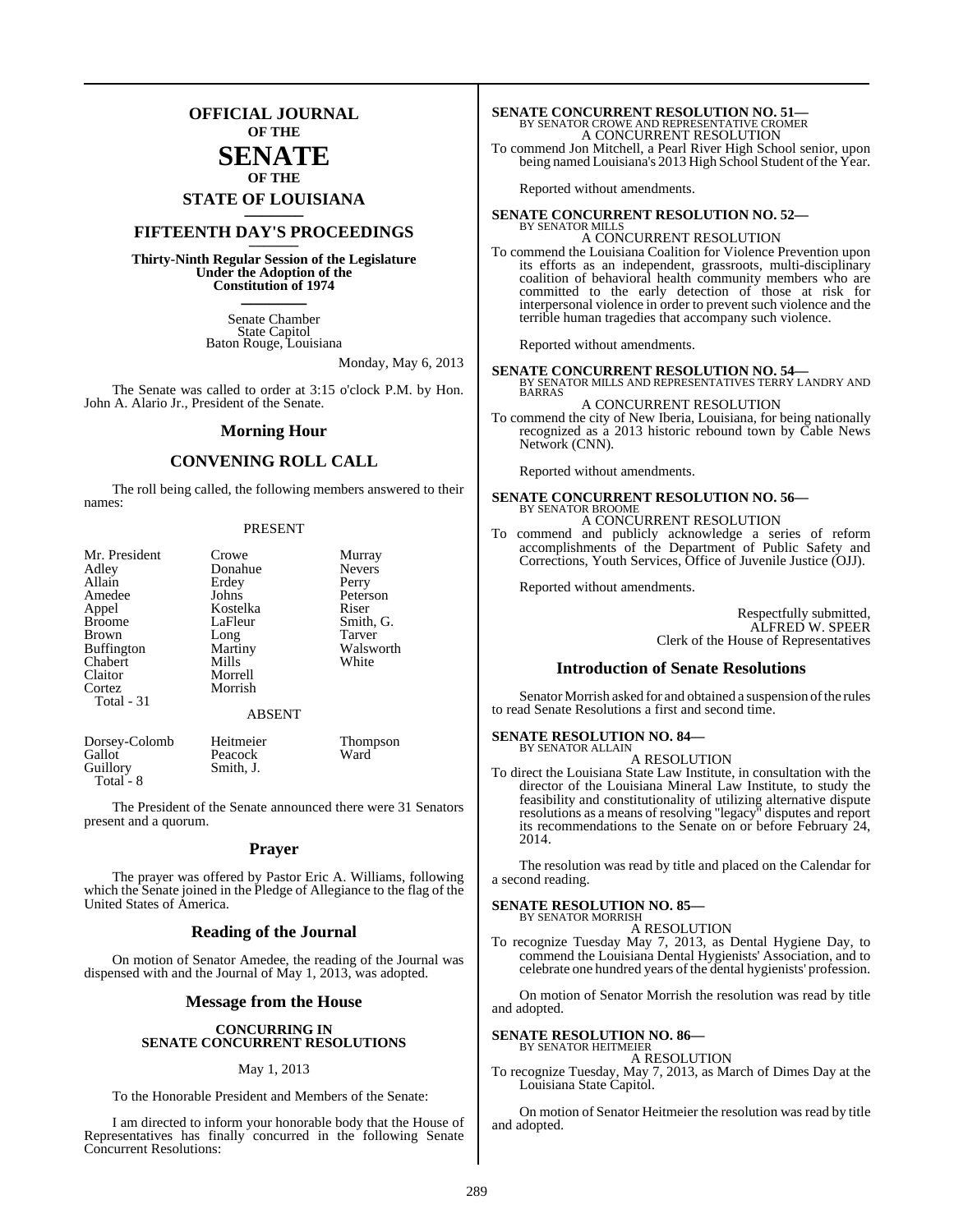# OFFICIAL JOURNAL OF THE SENATE OF THE STATE OF LOUISIANA

## FIFTEENTH DAY'S PROCEEDINGS

**Thirty-Ninth Regular Session of the Legislature Under the Adoption of the Constitution of 1974**

Senate Chamber
State Capitol
Baton Rouge, Louisiana

Monday, May 6, 2013

The Senate was called to order at 3:15 o'clock P.M. by Hon. John A. Alario Jr., President of the Senate.

## Morning Hour

## CONVENING ROLL CALL

The roll being called, the following members answered to their names:

PRESENT

| | | |
|---|---|---|
| Mr. President | Crowe | Murray |
| Adley | Donahue | Nevers |
| Allain | Erdey | Perry |
| Amedee | Johns | Peterson |
| Appel | Kostelka | Riser |
| Broome | LaFleur | Smith, G. |
| Brown | Long | Tarver |
| Buffington | Martiny | Walsworth |
| Chabert | Mills | White |
| Claitor | Morrell | |
| Cortez | Morrish | |
| Total - 31 | | |

ABSENT

| | | |
|---|---|---|
| Dorsey-Colomb | Heitmeier | Thompson |
| Gallot | Peacock | Ward |
| Guillory | Smith, J. | |
| Total - 8 | | |

The President of the Senate announced there were 31 Senators present and a quorum.

## Prayer

The prayer was offered by Pastor Eric A. Williams, following which the Senate joined in the Pledge of Allegiance to the flag of the United States of America.

## Reading of the Journal

On motion of Senator Amedee, the reading of the Journal was dispensed with and the Journal of May 1, 2013, was adopted.

## Message from the House

**CONCURRING IN SENATE CONCURRENT RESOLUTIONS**

May 1, 2013

To the Honorable President and Members of the Senate:

I am directed to inform your honorable body that the House of Representatives has finally concurred in the following Senate Concurrent Resolutions:

**SENATE CONCURRENT RESOLUTION NO. 51—**
BY SENATOR CROWE AND REPRESENTATIVE CROMER
A CONCURRENT RESOLUTION
To commend Jon Mitchell, a Pearl River High School senior, upon being named Louisiana's 2013 High School Student of the Year.

Reported without amendments.

**SENATE CONCURRENT RESOLUTION NO. 52—**
BY SENATOR MILLS
A CONCURRENT RESOLUTION
To commend the Louisiana Coalition for Violence Prevention upon its efforts as an independent, grassroots, multi-disciplinary coalition of behavioral health community members who are committed to the early detection of those at risk for interpersonal violence in order to prevent such violence and the terrible human tragedies that accompany such violence.

Reported without amendments.

**SENATE CONCURRENT RESOLUTION NO. 54—**
BY SENATOR MILLS AND REPRESENTATIVES TERRY LANDRY AND BARRAS
A CONCURRENT RESOLUTION
To commend the city of New Iberia, Louisiana, for being nationally recognized as a 2013 historic rebound town by Cable News Network (CNN).

Reported without amendments.

**SENATE CONCURRENT RESOLUTION NO. 56—**
BY SENATOR BROOME
A CONCURRENT RESOLUTION
To commend and publicly acknowledge a series of reform accomplishments of the Department of Public Safety and Corrections, Youth Services, Office of Juvenile Justice (OJJ).

Reported without amendments.

Respectfully submitted,
ALFRED W. SPEER
Clerk of the House of Representatives

## Introduction of Senate Resolutions

Senator Morrish asked for and obtained a suspension of the rules to read Senate Resolutions a first and second time.

**SENATE RESOLUTION NO. 84—**
BY SENATOR ALLAIN
A RESOLUTION
To direct the Louisiana State Law Institute, in consultation with the director of the Louisiana Mineral Law Institute, to study the feasibility and constitutionality of utilizing alternative dispute resolutions as a means of resolving "legacy" disputes and report its recommendations to the Senate on or before February 24, 2014.

The resolution was read by title and placed on the Calendar for a second reading.

**SENATE RESOLUTION NO. 85—**
BY SENATOR MORRISH
A RESOLUTION
To recognize Tuesday May 7, 2013, as Dental Hygiene Day, to commend the Louisiana Dental Hygienists' Association, and to celebrate one hundred years of the dental hygienists' profession.

On motion of Senator Morrish the resolution was read by title and adopted.

**SENATE RESOLUTION NO. 86—**
BY SENATOR HEITMEIER
A RESOLUTION
To recognize Tuesday, May 7, 2013, as March of Dimes Day at the Louisiana State Capitol.

On motion of Senator Heitmeier the resolution was read by title and adopted.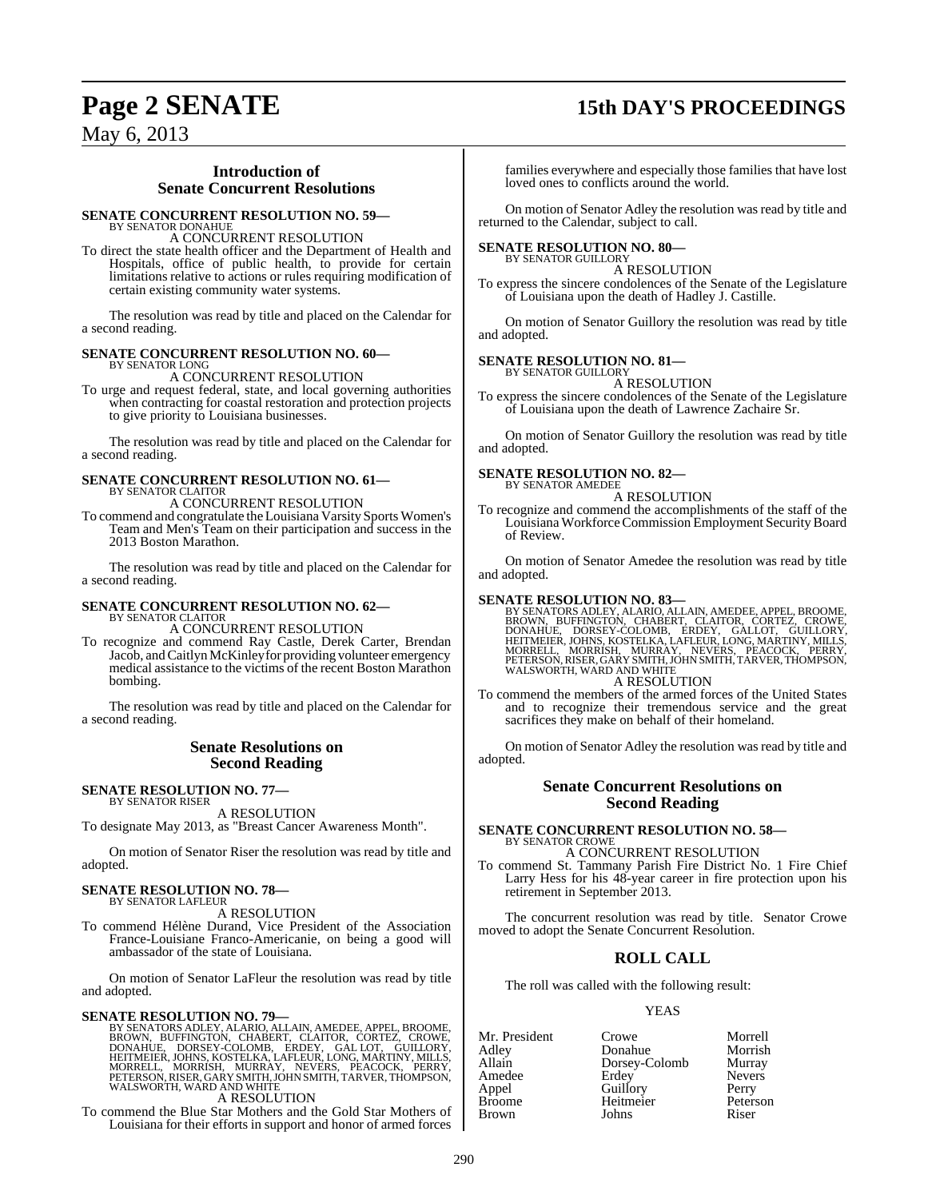## Introduction of Senate Concurrent Resolutions

**SENATE CONCURRENT RESOLUTION NO. 59—**
BY SENATOR DONAHUE

A CONCURRENT RESOLUTION

To direct the state health officer and the Department of Health and Hospitals, office of public health, to provide for certain limitations relative to actions or rules requiring modification of certain existing community water systems.

The resolution was read by title and placed on the Calendar for a second reading.

**SENATE CONCURRENT RESOLUTION NO. 60—**
BY SENATOR LONG

A CONCURRENT RESOLUTION

To urge and request federal, state, and local governing authorities when contracting for coastal restoration and protection projects to give priority to Louisiana businesses.

The resolution was read by title and placed on the Calendar for a second reading.

**SENATE CONCURRENT RESOLUTION NO. 61—**
BY SENATOR CLAITOR

A CONCURRENT RESOLUTION

To commend and congratulate the Louisiana Varsity Sports Women's Team and Men's Team on their participation and success in the 2013 Boston Marathon.

The resolution was read by title and placed on the Calendar for a second reading.

**SENATE CONCURRENT RESOLUTION NO. 62—**
BY SENATOR CLAITOR

A CONCURRENT RESOLUTION

To recognize and commend Ray Castle, Derek Carter, Brendan Jacob, and Caitlyn McKinley for providing volunteer emergency medical assistance to the victims of the recent Boston Marathon bombing.

The resolution was read by title and placed on the Calendar for a second reading.

## Senate Resolutions on Second Reading

**SENATE RESOLUTION NO. 77—**
BY SENATOR RISER

A RESOLUTION

To designate May 2013, as "Breast Cancer Awareness Month".

On motion of Senator Riser the resolution was read by title and adopted.

**SENATE RESOLUTION NO. 78—**
BY SENATOR LAFLEUR

A RESOLUTION

To commend Hélène Durand, Vice President of the Association France-Louisiane Franco-Americanie, on being a good will ambassador of the state of Louisiana.

On motion of Senator LaFleur the resolution was read by title and adopted.

**SENATE RESOLUTION NO. 79—**
BY SENATORS ADLEY, ALARIO, ALLAIN, AMEDEE, APPEL, BROOME, BROWN, BUFFINGTON, CHABERT, CLAITOR, CORTEZ, CROWE, DONAHUE, DORSEY-COLOMB, ERDEY, GALLOT, GUILLORY, HEITMEIER, JOHNS, KOSTELKA, LAFLEUR, LONG, MARTINY, MILLS, MORRELL, MORRISH, MURRAY, NEVERS, PEACOCK, PERRY, PETERSON, RISER, GARY SMITH, JOHN SMITH, TARVER, THOMPSON, WALSWORTH, WARD AND WHITE

A RESOLUTION

To commend the Blue Star Mothers and the Gold Star Mothers of Louisiana for their efforts in support and honor of armed forces families everywhere and especially those families that have lost loved ones to conflicts around the world.

On motion of Senator Adley the resolution was read by title and returned to the Calendar, subject to call.

**SENATE RESOLUTION NO. 80—**
BY SENATOR GUILLORY

A RESOLUTION

To express the sincere condolences of the Senate of the Legislature of Louisiana upon the death of Hadley J. Castille.

On motion of Senator Guillory the resolution was read by title and adopted.

**SENATE RESOLUTION NO. 81—**
BY SENATOR GUILLORY

A RESOLUTION

To express the sincere condolences of the Senate of the Legislature of Louisiana upon the death of Lawrence Zachaire Sr.

On motion of Senator Guillory the resolution was read by title and adopted.

**SENATE RESOLUTION NO. 82—**
BY SENATOR AMEDEE

A RESOLUTION

To recognize and commend the accomplishments of the staff of the Louisiana Workforce Commission Employment Security Board of Review.

On motion of Senator Amedee the resolution was read by title and adopted.

**SENATE RESOLUTION NO. 83—**
BY SENATORS ADLEY, ALARIO, ALLAIN, AMEDEE, APPEL, BROOME, BROWN, BUFFINGTON, CHABERT, CLAITOR, CORTEZ, CROWE, DONAHUE, DORSEY-COLOMB, ERDEY, GALLOT, GUILLORY, HEITMEIER, JOHNS, KOSTELKA, LAFLEUR, LONG, MARTINY, MILLS, MORRELL, MORRISH, MURRAY, NEVERS, PEACOCK, PERRY, PETERSON, RISER, GARY SMITH, JOHN SMITH, TARVER, THOMPSON, WALSWORTH, WARD AND WHITE

A RESOLUTION

To commend the members of the armed forces of the United States and to recognize their tremendous service and the great sacrifices they make on behalf of their homeland.

On motion of Senator Adley the resolution was read by title and adopted.

## Senate Concurrent Resolutions on Second Reading

**SENATE CONCURRENT RESOLUTION NO. 58—**
BY SENATOR CROWE

A CONCURRENT RESOLUTION

To commend St. Tammany Parish Fire District No. 1 Fire Chief Larry Hess for his 48-year career in fire protection upon his retirement in September 2013.

The concurrent resolution was read by title. Senator Crowe moved to adopt the Senate Concurrent Resolution.

## ROLL CALL

The roll was called with the following result:

YEAS

| | | |
|---|---|---|
| Mr. President | Crowe | Morrell |
| Adley | Donahue | Morrish |
| Allain | Dorsey-Colomb | Murray |
| Amedee | Erdey | Nevers |
| Appel | Guillory | Perry |
| Broome | Heitmeier | Peterson |
| Brown | Johns | Riser |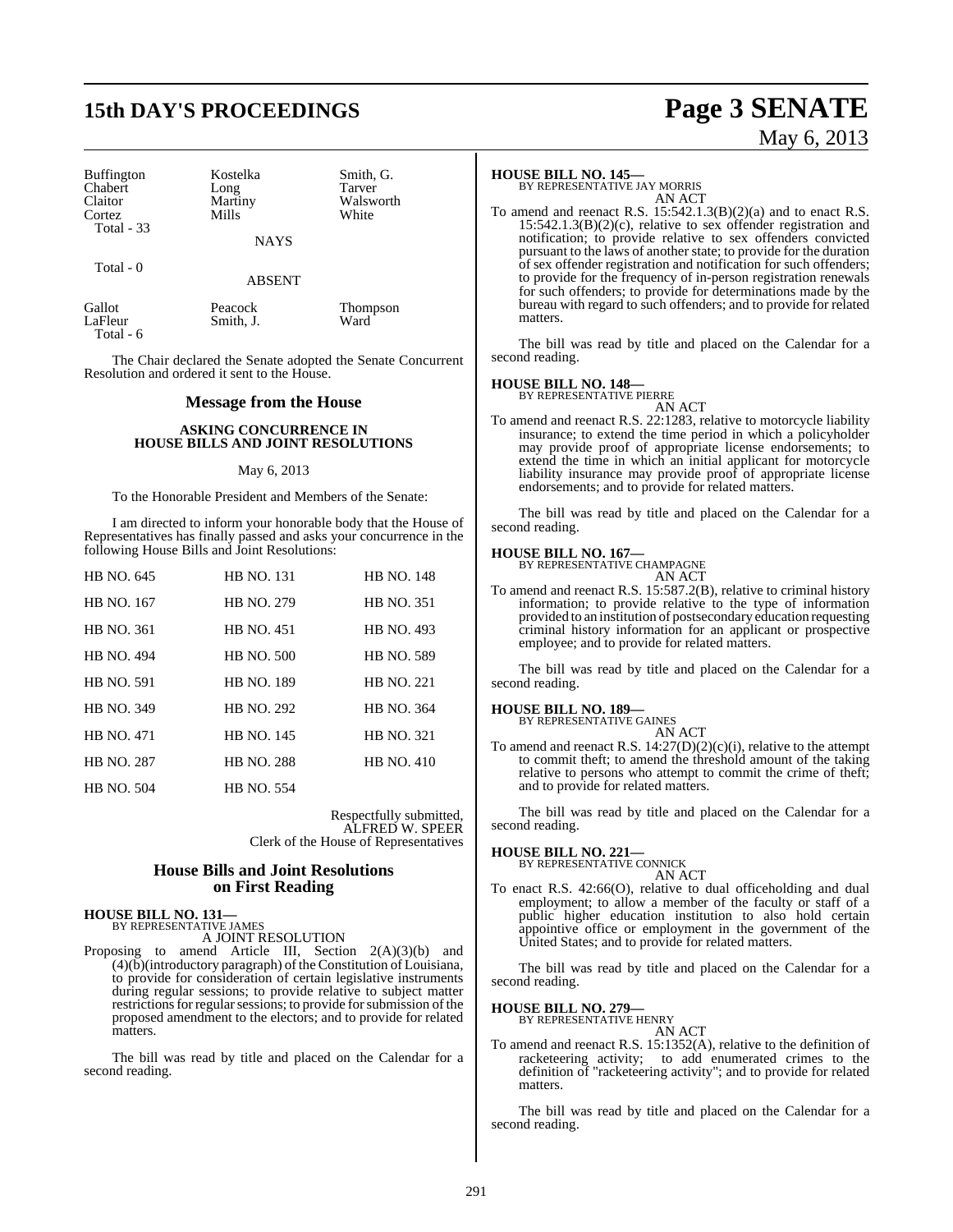| Buffington | Kostelka | Smith, G. |
|---|---|---|
| Chabert | Long | Tarver |
| Claitor | Martiny | Walsworth |
| Cortez | Mills | White |
| Total - 33 | | |

NAYS

Total - 0

ABSENT

| Gallot | Peacock | Thompson |
|---|---|---|
| LaFleur | Smith, J. | Ward |
| Total - 6 | | |

The Chair declared the Senate adopted the Senate Concurrent Resolution and ordered it sent to the House.

## Message from the House

### ASKING CONCURRENCE IN HOUSE BILLS AND JOINT RESOLUTIONS

May 6, 2013

To the Honorable President and Members of the Senate:

I am directed to inform your honorable body that the House of Representatives has finally passed and asks your concurrence in the following House Bills and Joint Resolutions:

| HB NO. 645 | HB NO. 131 | HB NO. 148 |
|---|---|---|
| HB NO. 167 | HB NO. 279 | HB NO. 351 |
| HB NO. 361 | HB NO. 451 | HB NO. 493 |
| HB NO. 494 | HB NO. 500 | HB NO. 589 |
| HB NO. 591 | HB NO. 189 | HB NO. 221 |
| HB NO. 349 | HB NO. 292 | HB NO. 364 |
| HB NO. 471 | HB NO. 145 | HB NO. 321 |
| HB NO. 287 | HB NO. 288 | HB NO. 410 |
| HB NO. 504 | HB NO. 554 | |

Respectfully submitted,
ALFRED W. SPEER
Clerk of the House of Representatives

## House Bills and Joint Resolutions on First Reading

**HOUSE BILL NO. 131—**
BY REPRESENTATIVE JAMES
A JOINT RESOLUTION

Proposing to amend Article III, Section 2(A)(3)(b) and (4)(b)(introductory paragraph) of the Constitution of Louisiana, to provide for consideration of certain legislative instruments during regular sessions; to provide relative to subject matter restrictions for regular sessions; to provide for submission of the proposed amendment to the electors; and to provide for related matters.

The bill was read by title and placed on the Calendar for a second reading.

**HOUSE BILL NO. 145—**
BY REPRESENTATIVE JAY MORRIS
AN ACT

To amend and reenact R.S. 15:542.1.3(B)(2)(a) and to enact R.S. 15:542.1.3(B)(2)(c), relative to sex offender registration and notification; to provide relative to sex offenders convicted pursuant to the laws of another state; to provide for the duration of sex offender registration and notification for such offenders; to provide for the frequency of in-person registration renewals for such offenders; to provide for determinations made by the bureau with regard to such offenders; and to provide for related matters.

The bill was read by title and placed on the Calendar for a second reading.

**HOUSE BILL NO. 148—**
BY REPRESENTATIVE PIERRE
AN ACT

To amend and reenact R.S. 22:1283, relative to motorcycle liability insurance; to extend the time period in which a policyholder may provide proof of appropriate license endorsements; to extend the time in which an initial applicant for motorcycle liability insurance may provide proof of appropriate license endorsements; and to provide for related matters.

The bill was read by title and placed on the Calendar for a second reading.

**HOUSE BILL NO. 167—**
BY REPRESENTATIVE CHAMPAGNE
AN ACT

To amend and reenact R.S. 15:587.2(B), relative to criminal history information; to provide relative to the type of information provided to an institution of postsecondary education requesting criminal history information for an applicant or prospective employee; and to provide for related matters.

The bill was read by title and placed on the Calendar for a second reading.

**HOUSE BILL NO. 189—**
BY REPRESENTATIVE GAINES
AN ACT

To amend and reenact R.S. 14:27(D)(2)(c)(i), relative to the attempt to commit theft; to amend the threshold amount of the taking relative to persons who attempt to commit the crime of theft; and to provide for related matters.

The bill was read by title and placed on the Calendar for a second reading.

**HOUSE BILL NO. 221—**
BY REPRESENTATIVE CONNICK
AN ACT

To enact R.S. 42:66(O), relative to dual officeholding and dual employment; to allow a member of the faculty or staff of a public higher education institution to also hold certain appointive office or employment in the government of the United States; and to provide for related matters.

The bill was read by title and placed on the Calendar for a second reading.

**HOUSE BILL NO. 279—**
BY REPRESENTATIVE HENRY
AN ACT

To amend and reenact R.S. 15:1352(A), relative to the definition of racketeering activity; to add enumerated crimes to the definition of "racketeering activity"; and to provide for related matters.

The bill was read by title and placed on the Calendar for a second reading.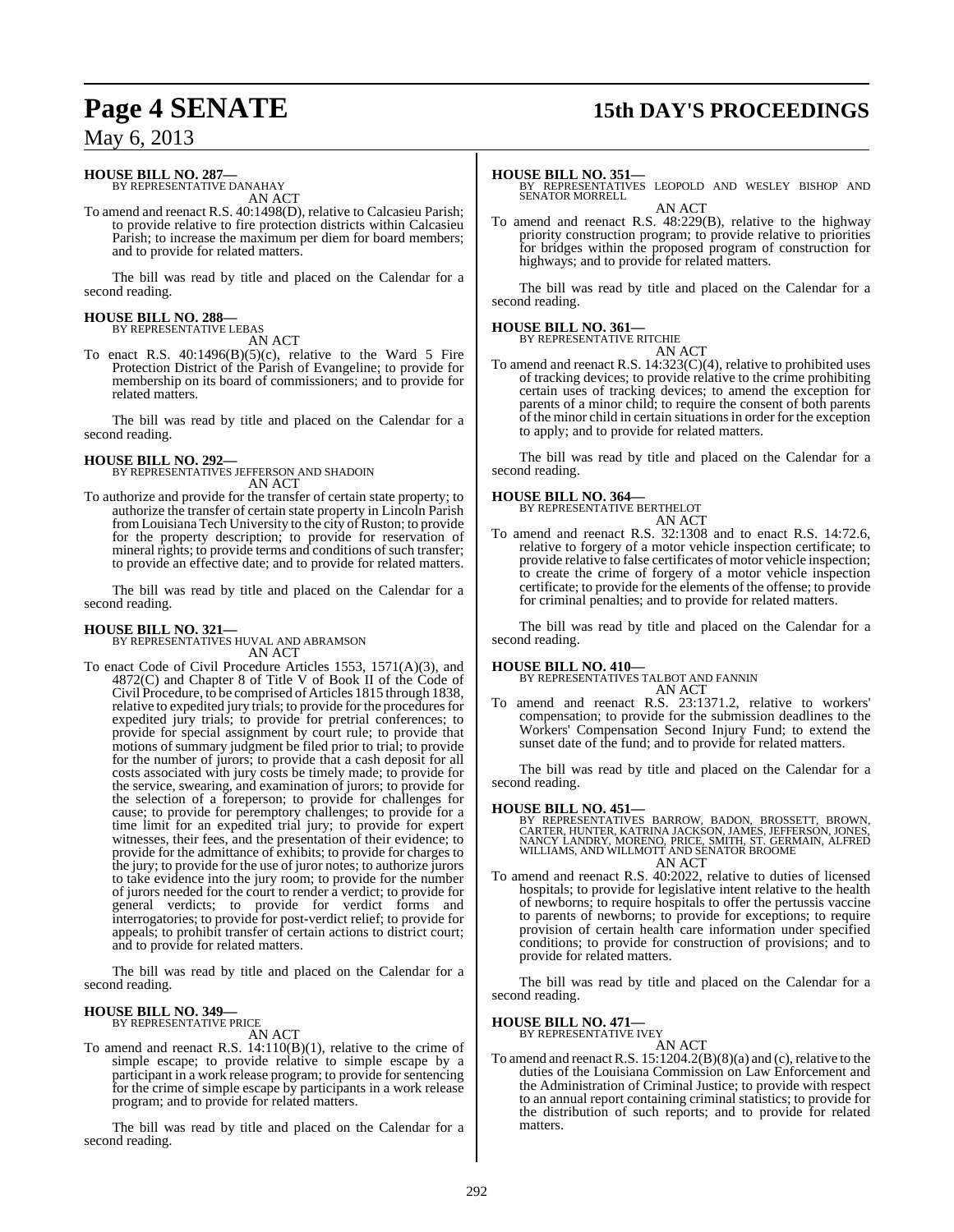**HOUSE BILL NO. 287—**
BY REPRESENTATIVE DANAHAY

AN ACT

To amend and reenact R.S. 40:1498(D), relative to Calcasieu Parish; to provide relative to fire protection districts within Calcasieu Parish; to increase the maximum per diem for board members; and to provide for related matters.

The bill was read by title and placed on the Calendar for a second reading.

**HOUSE BILL NO. 288—**
BY REPRESENTATIVE LEBAS

AN ACT

To enact R.S. 40:1496(B)(5)(c), relative to the Ward 5 Fire Protection District of the Parish of Evangeline; to provide for membership on its board of commissioners; and to provide for related matters.

The bill was read by title and placed on the Calendar for a second reading.

**HOUSE BILL NO. 292—**
BY REPRESENTATIVES JEFFERSON AND SHADOIN

AN ACT

To authorize and provide for the transfer of certain state property; to authorize the transfer of certain state property in Lincoln Parish from Louisiana Tech University to the city of Ruston; to provide for the property description; to provide for reservation of mineral rights; to provide terms and conditions of such transfer; to provide an effective date; and to provide for related matters.

The bill was read by title and placed on the Calendar for a second reading.

**HOUSE BILL NO. 321—**
BY REPRESENTATIVES HUVAL AND ABRAMSON

AN ACT

To enact Code of Civil Procedure Articles 1553, 1571(A)(3), and 4872(C) and Chapter 8 of Title V of Book II of the Code of Civil Procedure, to be comprised of Articles 1815 through 1838, relative to expedited jury trials; to provide for the procedures for expedited jury trials; to provide for pretrial conferences; to provide for special assignment by court rule; to provide that motions of summary judgment be filed prior to trial; to provide for the number of jurors; to provide that a cash deposit for all costs associated with jury costs be timely made; to provide for the service, swearing, and examination of jurors; to provide for the selection of a foreperson; to provide for challenges for cause; to provide for peremptory challenges; to provide for a time limit for an expedited trial jury; to provide for expert witnesses, their fees, and the presentation of their evidence; to provide for the admittance of exhibits; to provide for charges to the jury; to provide for the use of juror notes; to authorize jurors to take evidence into the jury room; to provide for the number of jurors needed for the court to render a verdict; to provide for general verdicts; to provide for verdict forms and interrogatories; to provide for post-verdict relief; to provide for appeals; to prohibit transfer of certain actions to district court; and to provide for related matters.

The bill was read by title and placed on the Calendar for a second reading.

**HOUSE BILL NO. 349—**
BY REPRESENTATIVE PRICE

AN ACT

To amend and reenact R.S. 14:110(B)(1), relative to the crime of simple escape; to provide relative to simple escape by a participant in a work release program; to provide for sentencing for the crime of simple escape by participants in a work release program; and to provide for related matters.

The bill was read by title and placed on the Calendar for a second reading.

**HOUSE BILL NO. 351—**
BY REPRESENTATIVES LEOPOLD AND WESLEY BISHOP AND SENATOR MORRELL

AN ACT

To amend and reenact R.S. 48:229(B), relative to the highway priority construction program; to provide relative to priorities for bridges within the proposed program of construction for highways; and to provide for related matters.

The bill was read by title and placed on the Calendar for a second reading.

**HOUSE BILL NO. 361—**
BY REPRESENTATIVE RITCHIE

AN ACT

To amend and reenact R.S. 14:323(C)(4), relative to prohibited uses of tracking devices; to provide relative to the crime prohibiting certain uses of tracking devices; to amend the exception for parents of a minor child; to require the consent of both parents of the minor child in certain situations in order for the exception to apply; and to provide for related matters.

The bill was read by title and placed on the Calendar for a second reading.

**HOUSE BILL NO. 364—**
BY REPRESENTATIVE BERTHELOT

AN ACT

To amend and reenact R.S. 32:1308 and to enact R.S. 14:72.6, relative to forgery of a motor vehicle inspection certificate; to provide relative to false certificates of motor vehicle inspection; to create the crime of forgery of a motor vehicle inspection certificate; to provide for the elements of the offense; to provide for criminal penalties; and to provide for related matters.

The bill was read by title and placed on the Calendar for a second reading.

**HOUSE BILL NO. 410—**
BY REPRESENTATIVES TALBOT AND FANNIN

AN ACT

To amend and reenact R.S. 23:1371.2, relative to workers' compensation; to provide for the submission deadlines to the Workers' Compensation Second Injury Fund; to extend the sunset date of the fund; and to provide for related matters.

The bill was read by title and placed on the Calendar for a second reading.

**HOUSE BILL NO. 451—**
BY REPRESENTATIVES BARROW, BADON, BROSSETT, BROWN, CARTER, HUNTER, KATRINA JACKSON, JAMES, JEFFERSON, JONES, NANCY LANDRY, MORENO, PRICE, SMITH, ST. GERMAIN, ALFRED WILLIAMS, AND WILLMOTT AND SENATOR BROOME

AN ACT

To amend and reenact R.S. 40:2022, relative to duties of licensed hospitals; to provide for legislative intent relative to the health of newborns; to require hospitals to offer the pertussis vaccine to parents of newborns; to provide for exceptions; to require provision of certain health care information under specified conditions; to provide for construction of provisions; and to provide for related matters.

The bill was read by title and placed on the Calendar for a second reading.

**HOUSE BILL NO. 471—**
BY REPRESENTATIVE IVEY

AN ACT

To amend and reenact R.S. 15:1204.2(B)(8)(a) and (c), relative to the duties of the Louisiana Commission on Law Enforcement and the Administration of Criminal Justice; to provide with respect to an annual report containing criminal statistics; to provide for the distribution of such reports; and to provide for related matters.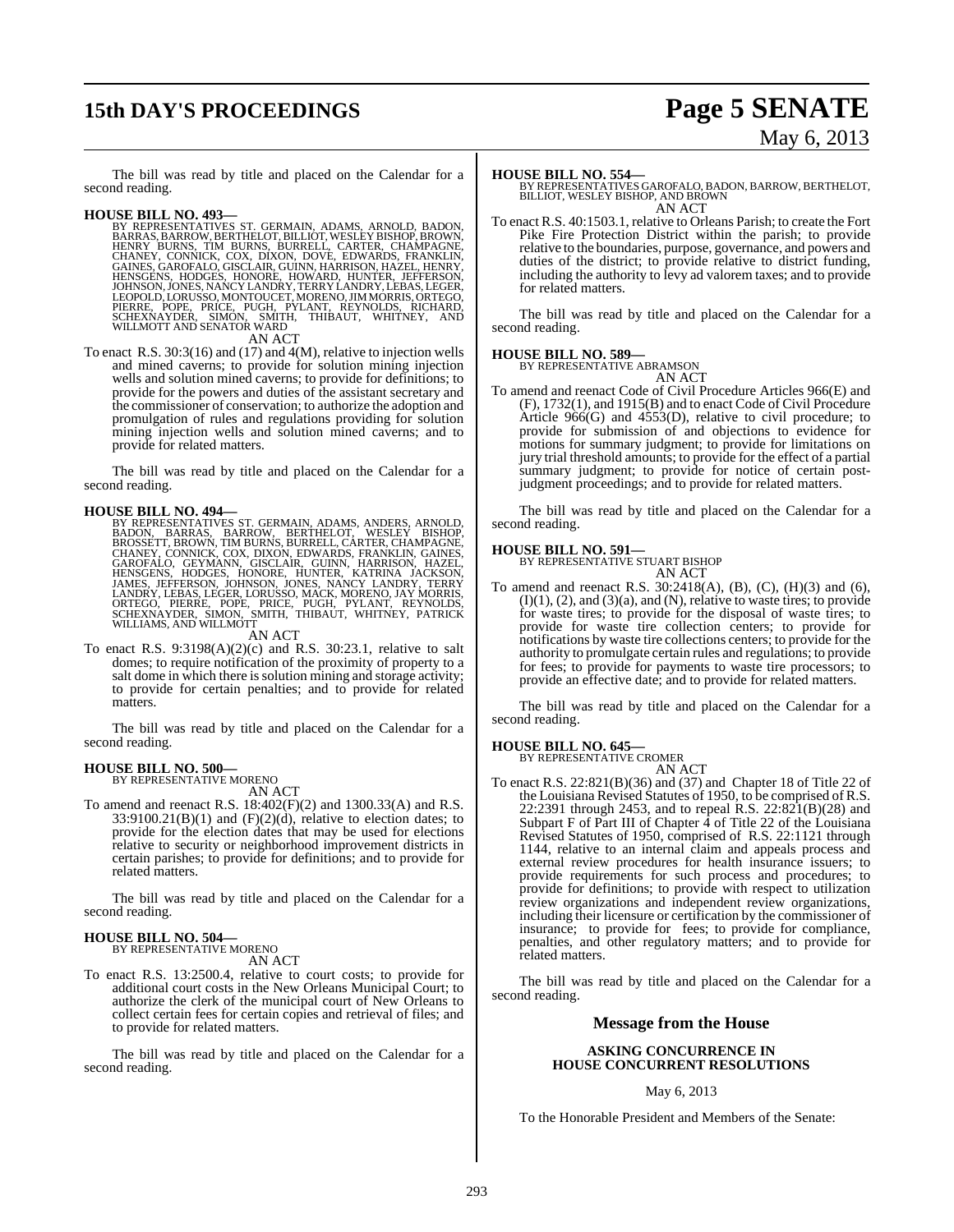The bill was read by title and placed on the Calendar for a second reading.

**HOUSE BILL NO. 493—**

BY REPRESENTATIVES ST. GERMAIN, ADAMS, ARNOLD, BADON, BARRAS, BARROW, BERTHELOT, BILLIOT, WESLEY BISHOP, BROWN, HENRY BURNS, TIM BURNS, BURRELL, CARTER, CHAMPAGNE, CHANEY, CONNICK, COX, DIXON, DOVE, EDWARDS, FRANKLIN, GAINES, GAROFALO, GISCLAIR, GUINN, HARRISON, HAZEL, HENRY, HENSGENS, HODGES, HONORE, HOWARD, HUNTER, JEFFERSON, JOHNSON, JONES, NANCY LANDRY, TERRY LANDRY, LEBAS, LEGER, LEOPOLD, LORUSSO, MONTOUCET, MORENO, JIM MORRIS, ORTEGO, PIERRE, POPE, PRICE, PUGH, PYLANT, REYNOLDS, RICHARD, SCHEXNAYDER, SIMON, SMITH, THIBAUT, WHITNEY, AND WILLMOTT AND SENATOR WARD

AN ACT

To enact R.S. 30:3(16) and (17) and 4(M), relative to injection wells and mined caverns; to provide for solution mining injection wells and solution mined caverns; to provide for definitions; to provide for the powers and duties of the assistant secretary and the commissioner of conservation; to authorize the adoption and promulgation of rules and regulations providing for solution mining injection wells and solution mined caverns; and to provide for related matters.

The bill was read by title and placed on the Calendar for a second reading.

**HOUSE BILL NO. 494—**

BY REPRESENTATIVES ST. GERMAIN, ADAMS, ANDERS, ARNOLD, BADON, BARRAS, BARROW, BERTHELOT, WESLEY BISHOP, BROSSETT, BROWN, TIM BURNS, BURRELL, CARTER, CHAMPAGNE, CHANEY, CONNICK, COX, DIXON, EDWARDS, FRANKLIN, GAINES, GAROFALO, GEYMANN, GISCLAIR, GUINN, HARRISON, HAZEL, HENSGENS, HODGES, HONORE, HUNTER, KATRINA JACKSON, JAMES, JEFFERSON, JOHNSON, JONES, NANCY LANDRY, TERRY LANDRY, LEBAS, LEGER, LORUSSO, MACK, MORENO, JAY MORRIS, ORTEGO, PIERRE, POPE, PRICE, PUGH, PYLANT, REYNOLDS, SCHEXNAYDER, SIMON, SMITH, THIBAUT, WHITNEY, PATRICK WILLIAMS, AND WILLMOTT

AN ACT

To enact R.S. 9:3198(A)(2)(c) and R.S. 30:23.1, relative to salt domes; to require notification of the proximity of property to a salt dome in which there is solution mining and storage activity; to provide for certain penalties; and to provide for related matters.

The bill was read by title and placed on the Calendar for a second reading.

**HOUSE BILL NO. 500—**

BY REPRESENTATIVE MORENO

AN ACT

To amend and reenact R.S. 18:402(F)(2) and 1300.33(A) and R.S. 33:9100.21(B)(1) and (F)(2)(d), relative to election dates; to provide for the election dates that may be used for elections relative to security or neighborhood improvement districts in certain parishes; to provide for definitions; and to provide for related matters.

The bill was read by title and placed on the Calendar for a second reading.

**HOUSE BILL NO. 504—**

BY REPRESENTATIVE MORENO

AN ACT

To enact R.S. 13:2500.4, relative to court costs; to provide for additional court costs in the New Orleans Municipal Court; to authorize the clerk of the municipal court of New Orleans to collect certain fees for certain copies and retrieval of files; and to provide for related matters.

The bill was read by title and placed on the Calendar for a second reading.

**HOUSE BILL NO. 554—**

BY REPRESENTATIVES GAROFALO, BADON, BARROW, BERTHELOT, BILLIOT, WESLEY BISHOP, AND BROWN

AN ACT

To enact R.S. 40:1503.1, relative to Orleans Parish; to create the Fort Pike Fire Protection District within the parish; to provide relative to the boundaries, purpose, governance, and powers and duties of the district; to provide relative to district funding, including the authority to levy ad valorem taxes; and to provide for related matters.

The bill was read by title and placed on the Calendar for a second reading.

**HOUSE BILL NO. 589—**

BY REPRESENTATIVE ABRAMSON

AN ACT

To amend and reenact Code of Civil Procedure Articles 966(E) and (F), 1732(1), and 1915(B) and to enact Code of Civil Procedure Article 966(G) and 4553(D), relative to civil procedure; to provide for submission of and objections to evidence for motions for summary judgment; to provide for limitations on jury trial threshold amounts; to provide for the effect of a partial summary judgment; to provide for notice of certain post-judgment proceedings; and to provide for related matters.

The bill was read by title and placed on the Calendar for a second reading.

**HOUSE BILL NO. 591—**

BY REPRESENTATIVE STUART BISHOP

AN ACT

To amend and reenact R.S. 30:2418(A), (B), (C), (H)(3) and (6), (I)(1), (2), and (3)(a), and (N), relative to waste tires; to provide for waste tires; to provide for the disposal of waste tires; to provide for waste tire collection centers; to provide for notifications by waste tire collections centers; to provide for the authority to promulgate certain rules and regulations; to provide for fees; to provide for payments to waste tire processors; to provide an effective date; and to provide for related matters.

The bill was read by title and placed on the Calendar for a second reading.

**HOUSE BILL NO. 645—**

BY REPRESENTATIVE CROMER

AN ACT

To enact R.S. 22:821(B)(36) and (37) and Chapter 18 of Title 22 of the Louisiana Revised Statutes of 1950, to be comprised of R.S. 22:2391 through 2453, and to repeal R.S. 22:821(B)(28) and Subpart F of Part III of Chapter 4 of Title 22 of the Louisiana Revised Statutes of 1950, comprised of R.S. 22:1121 through 1144, relative to an internal claim and appeals process and external review procedures for health insurance issuers; to provide requirements for such process and procedures; to provide for definitions; to provide with respect to utilization review organizations and independent review organizations, including their licensure or certification by the commissioner of insurance; to provide for fees; to provide for compliance, penalties, and other regulatory matters; and to provide for related matters.

The bill was read by title and placed on the Calendar for a second reading.

## Message from the House

**ASKING CONCURRENCE IN HOUSE CONCURRENT RESOLUTIONS**

May 6, 2013

To the Honorable President and Members of the Senate: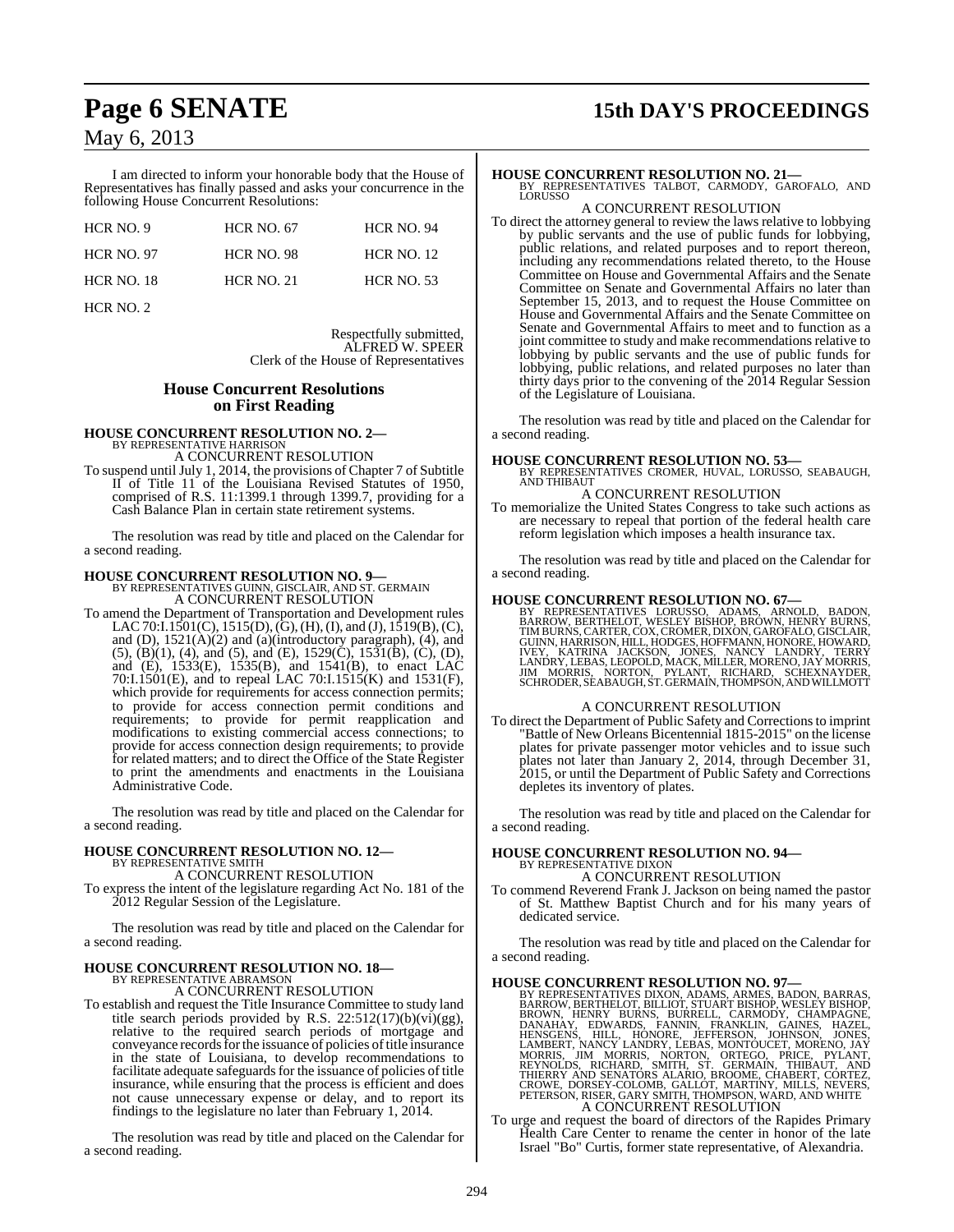I am directed to inform your honorable body that the House of Representatives has finally passed and asks your concurrence in the following House Concurrent Resolutions:

| | | |
|---|---|---|
| HCR NO. 9 | HCR NO. 67 | HCR NO. 94 |
| HCR NO. 97 | HCR NO. 98 | HCR NO. 12 |
| HCR NO. 18 | HCR NO. 21 | HCR NO. 53 |
| HCR NO. 2 | | |

Respectfully submitted,
ALFRED W. SPEER
Clerk of the House of Representatives

## House Concurrent Resolutions on First Reading

**HOUSE CONCURRENT RESOLUTION NO. 2—**
BY REPRESENTATIVE HARRISON
A CONCURRENT RESOLUTION

To suspend until July 1, 2014, the provisions of Chapter 7 of Subtitle II of Title 11 of the Louisiana Revised Statutes of 1950, comprised of R.S. 11:1399.1 through 1399.7, providing for a Cash Balance Plan in certain state retirement systems.

The resolution was read by title and placed on the Calendar for a second reading.

**HOUSE CONCURRENT RESOLUTION NO. 9—**
BY REPRESENTATIVES GUINN, GISCLAIR, AND ST. GERMAIN
A CONCURRENT RESOLUTION

To amend the Department of Transportation and Development rules LAC 70:I.1501(C), 1515(D), (G), (H), (I), and (J), 1519(B), (C), and (D), 1521(A)(2) and (a)(introductory paragraph), (4), and (5), (B)(1), (4), and (5), and (E), 1529(C), 1531(B), (C), (D), and (E), 1533(E), 1535(B), and 1541(B), to enact LAC 70:I.1501(E), and to repeal LAC 70:I.1515(K) and 1531(F), which provide for requirements for access connection permits; to provide for access connection permit conditions and requirements; to provide for permit reapplication and modifications to existing commercial access connections; to provide for access connection design requirements; to provide for related matters; and to direct the Office of the State Register to print the amendments and enactments in the Louisiana Administrative Code.

The resolution was read by title and placed on the Calendar for a second reading.

**HOUSE CONCURRENT RESOLUTION NO. 12—**
BY REPRESENTATIVE SMITH
A CONCURRENT RESOLUTION

To express the intent of the legislature regarding Act No. 181 of the 2012 Regular Session of the Legislature.

The resolution was read by title and placed on the Calendar for a second reading.

**HOUSE CONCURRENT RESOLUTION NO. 18—**
BY REPRESENTATIVE ABRAMSON
A CONCURRENT RESOLUTION

To establish and request the Title Insurance Committee to study land title search periods provided by R.S. 22:512(17)(b)(vi)(gg), relative to the required search periods of mortgage and conveyance records for the issuance of policies of title insurance in the state of Louisiana, to develop recommendations to facilitate adequate safeguards for the issuance of policies of title insurance, while ensuring that the process is efficient and does not cause unnecessary expense or delay, and to report its findings to the legislature no later than February 1, 2014.

The resolution was read by title and placed on the Calendar for a second reading.

**HOUSE CONCURRENT RESOLUTION NO. 21—**
BY REPRESENTATIVES TALBOT, CARMODY, GAROFALO, AND LORUSSO
A CONCURRENT RESOLUTION

To direct the attorney general to review the laws relative to lobbying by public servants and the use of public funds for lobbying, public relations, and related purposes and to report thereon, including any recommendations related thereto, to the House Committee on House and Governmental Affairs and the Senate Committee on Senate and Governmental Affairs no later than September 15, 2013, and to request the House Committee on House and Governmental Affairs and the Senate Committee on Senate and Governmental Affairs to meet and to function as a joint committee to study and make recommendations relative to lobbying by public servants and the use of public funds for lobbying, public relations, and related purposes no later than thirty days prior to the convening of the 2014 Regular Session of the Legislature of Louisiana.

The resolution was read by title and placed on the Calendar for a second reading.

**HOUSE CONCURRENT RESOLUTION NO. 53—**
BY REPRESENTATIVES CROMER, HUVAL, LORUSSO, SEABAUGH, AND THIBAUT
A CONCURRENT RESOLUTION

To memorialize the United States Congress to take such actions as are necessary to repeal that portion of the federal health care reform legislation which imposes a health insurance tax.

The resolution was read by title and placed on the Calendar for a second reading.

**HOUSE CONCURRENT RESOLUTION NO. 67—**
BY REPRESENTATIVES LORUSSO, ADAMS, ARNOLD, BADON, BARROW, BERTHELOT, WESLEY BISHOP, BROWN, HENRY BURNS, TIM BURNS, CARTER, COX, CROMER, DIXON, GAROFALO, GISCLAIR, GUINN, HARRISON, HILL, HODGES, HOFFMANN, HONORE, HOWARD, IVEY, KATRINA JACKSON, JONES, NANCY LANDRY, TERRY LANDRY, LEBAS, LEOPOLD, MACK, MILLER, MORENO, JAY MORRIS, JIM MORRIS, NORTON, PYLANT, RICHARD, SCHEXNAYDER, SCHRODER, SEABAUGH, ST. GERMAIN, THOMPSON, AND WILLMOTT
A CONCURRENT RESOLUTION

To direct the Department of Public Safety and Corrections to imprint "Battle of New Orleans Bicentennial 1815-2015" on the license plates for private passenger motor vehicles and to issue such plates not later than January 2, 2014, through December 31, 2015, or until the Department of Public Safety and Corrections depletes its inventory of plates.

The resolution was read by title and placed on the Calendar for a second reading.

**HOUSE CONCURRENT RESOLUTION NO. 94—**
BY REPRESENTATIVE DIXON
A CONCURRENT RESOLUTION

To commend Reverend Frank J. Jackson on being named the pastor of St. Matthew Baptist Church and for his many years of dedicated service.

The resolution was read by title and placed on the Calendar for a second reading.

**HOUSE CONCURRENT RESOLUTION NO. 97—**
BY REPRESENTATIVES DIXON, ADAMS, ARMES, BADON, BARRAS, BARROW, BERTHELOT, BILLIOT, STUART BISHOP, WESLEY BISHOP, BROWN, HENRY BURNS, BURRELL, CARMODY, CHAMPAGNE, DANAHAY, EDWARDS, FANNIN, FRANKLIN, GAINES, HAZEL, HENSGENS, HILL, HONORE, JEFFERSON, JOHNSON, JONES, LAMBERT, NANCY LANDRY, LEBAS, MONTOUCET, MORENO, JAY MORRIS, JIM MORRIS, NORTON, ORTEGO, PRICE, PYLANT, REYNOLDS, RICHARD, SMITH, ST. GERMAIN, THIBAUT, AND THIERRY AND SENATORS ALARIO, BROOME, CHABERT, CORTEZ, CROWE, DORSEY-COLOMB, GALLOT, MARTINY, MILLS, NEVERS, PETERSON, RISER, GARY SMITH, THOMPSON, WARD, AND WHITE
A CONCURRENT RESOLUTION

To urge and request the board of directors of the Rapides Primary Health Care Center to rename the center in honor of the late Israel "Bo" Curtis, former state representative, of Alexandria.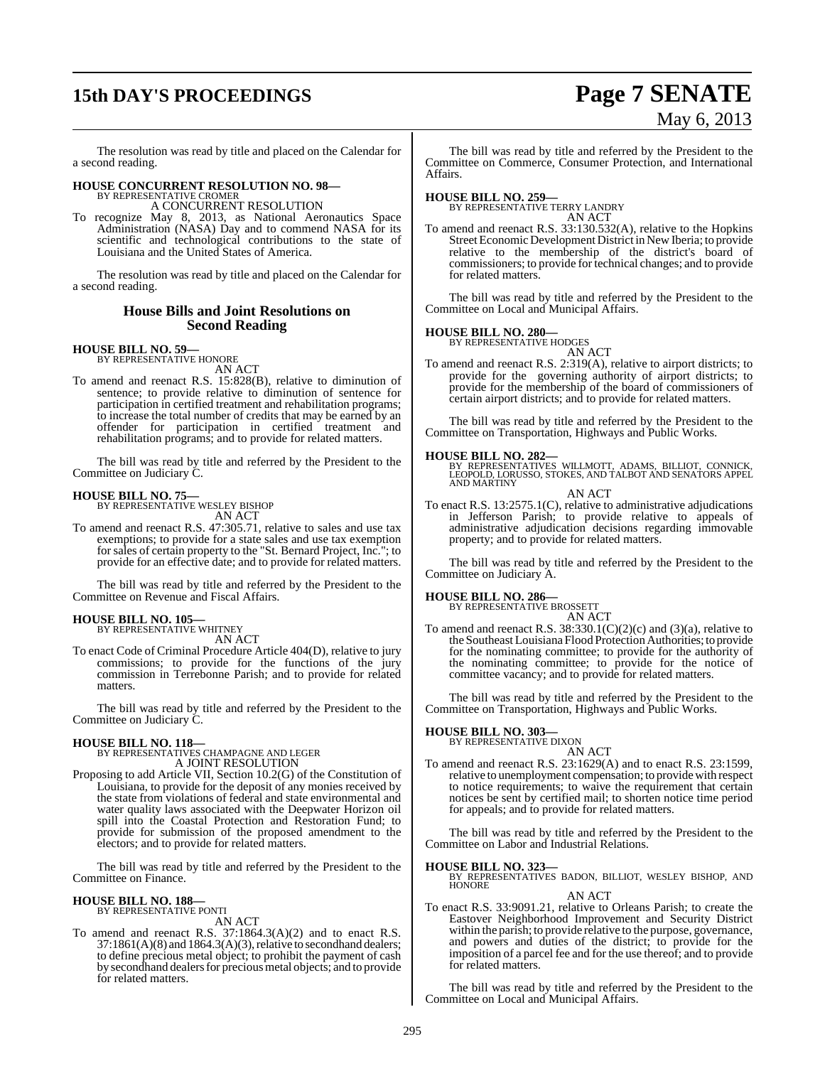The resolution was read by title and placed on the Calendar for a second reading.

**HOUSE CONCURRENT RESOLUTION NO. 98—**
BY REPRESENTATIVE CROMER
A CONCURRENT RESOLUTION

To recognize May 8, 2013, as National Aeronautics Space Administration (NASA) Day and to commend NASA for its scientific and technological contributions to the state of Louisiana and the United States of America.

The resolution was read by title and placed on the Calendar for a second reading.

## House Bills and Joint Resolutions on Second Reading

**HOUSE BILL NO. 59—**
BY REPRESENTATIVE HONORE
AN ACT

To amend and reenact R.S. 15:828(B), relative to diminution of sentence; to provide relative to diminution of sentence for participation in certified treatment and rehabilitation programs; to increase the total number of credits that may be earned by an offender for participation in certified treatment and rehabilitation programs; and to provide for related matters.

The bill was read by title and referred by the President to the Committee on Judiciary C.

**HOUSE BILL NO. 75—**
BY REPRESENTATIVE WESLEY BISHOP
AN ACT

To amend and reenact R.S. 47:305.71, relative to sales and use tax exemptions; to provide for a state sales and use tax exemption for sales of certain property to the "St. Bernard Project, Inc."; to provide for an effective date; and to provide for related matters.

The bill was read by title and referred by the President to the Committee on Revenue and Fiscal Affairs.

**HOUSE BILL NO. 105—**
BY REPRESENTATIVE WHITNEY
AN ACT

To enact Code of Criminal Procedure Article 404(D), relative to jury commissions; to provide for the functions of the jury commission in Terrebonne Parish; and to provide for related matters.

The bill was read by title and referred by the President to the Committee on Judiciary C.

**HOUSE BILL NO. 118—**
BY REPRESENTATIVES CHAMPAGNE AND LEGER
A JOINT RESOLUTION

Proposing to add Article VII, Section 10.2(G) of the Constitution of Louisiana, to provide for the deposit of any monies received by the state from violations of federal and state environmental and water quality laws associated with the Deepwater Horizon oil spill into the Coastal Protection and Restoration Fund; to provide for submission of the proposed amendment to the electors; and to provide for related matters.

The bill was read by title and referred by the President to the Committee on Finance.

**HOUSE BILL NO. 188—**
BY REPRESENTATIVE PONTI
AN ACT

To amend and reenact R.S. 37:1864.3(A)(2) and to enact R.S. 37:1861(A)(8) and 1864.3(A)(3), relative to secondhand dealers; to define precious metal object; to prohibit the payment of cash by secondhand dealers for precious metal objects; and to provide for related matters.

The bill was read by title and referred by the President to the Committee on Commerce, Consumer Protection, and International Affairs.

**HOUSE BILL NO. 259—**
BY REPRESENTATIVE TERRY LANDRY
AN ACT

To amend and reenact R.S. 33:130.532(A), relative to the Hopkins Street Economic Development District in New Iberia; to provide relative to the membership of the district's board of commissioners; to provide for technical changes; and to provide for related matters.

The bill was read by title and referred by the President to the Committee on Local and Municipal Affairs.

**HOUSE BILL NO. 280—**
BY REPRESENTATIVE HODGES
AN ACT

To amend and reenact R.S. 2:319(A), relative to airport districts; to provide for the governing authority of airport districts; to provide for the membership of the board of commissioners of certain airport districts; and to provide for related matters.

The bill was read by title and referred by the President to the Committee on Transportation, Highways and Public Works.

**HOUSE BILL NO. 282—**
BY REPRESENTATIVES WILLMOTT, ADAMS, BILLIOT, CONNICK, LEOPOLD, LORUSSO, STOKES, AND TALBOT AND SENATORS APPEL AND MARTINY
AN ACT

To enact R.S. 13:2575.1(C), relative to administrative adjudications in Jefferson Parish; to provide relative to appeals of administrative adjudication decisions regarding immovable property; and to provide for related matters.

The bill was read by title and referred by the President to the Committee on Judiciary A.

**HOUSE BILL NO. 286—**
BY REPRESENTATIVE BROSSETT
AN ACT

To amend and reenact R.S. 38:330.1(C)(2)(c) and (3)(a), relative to the Southeast Louisiana Flood Protection Authorities; to provide for the nominating committee; to provide for the authority of the nominating committee; to provide for the notice of committee vacancy; and to provide for related matters.

The bill was read by title and referred by the President to the Committee on Transportation, Highways and Public Works.

**HOUSE BILL NO. 303—**
BY REPRESENTATIVE DIXON
AN ACT

To amend and reenact R.S. 23:1629(A) and to enact R.S. 23:1599, relative to unemployment compensation; to provide with respect to notice requirements; to waive the requirement that certain notices be sent by certified mail; to shorten notice time period for appeals; and to provide for related matters.

The bill was read by title and referred by the President to the Committee on Labor and Industrial Relations.

**HOUSE BILL NO. 323—**
BY REPRESENTATIVES BADON, BILLIOT, WESLEY BISHOP, AND HONORE
AN ACT

To enact R.S. 33:9091.21, relative to Orleans Parish; to create the Eastover Neighborhood Improvement and Security District within the parish; to provide relative to the purpose, governance, and powers and duties of the district; to provide for the imposition of a parcel fee and for the use thereof; and to provide for related matters.

The bill was read by title and referred by the President to the Committee on Local and Municipal Affairs.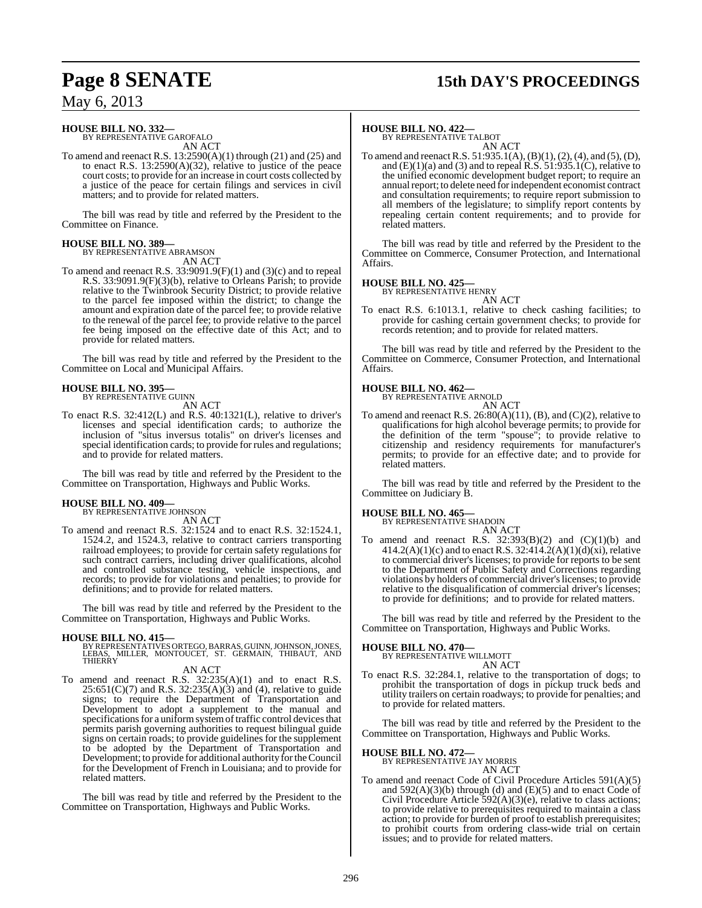**HOUSE BILL NO. 332—**
BY REPRESENTATIVE GAROFALO

AN ACT

To amend and reenact R.S. 13:2590(A)(1) through (21) and (25) and to enact R.S. 13:2590(A)(32), relative to justice of the peace court costs; to provide for an increase in court costs collected by a justice of the peace for certain filings and services in civil matters; and to provide for related matters.

The bill was read by title and referred by the President to the Committee on Finance.

**HOUSE BILL NO. 389—**
BY REPRESENTATIVE ABRAMSON

AN ACT

To amend and reenact R.S. 33:9091.9(F)(1) and (3)(c) and to repeal R.S. 33:9091.9(F)(3)(b), relative to Orleans Parish; to provide relative to the Twinbrook Security District; to provide relative to the parcel fee imposed within the district; to change the amount and expiration date of the parcel fee; to provide relative to the renewal of the parcel fee; to provide relative to the parcel fee being imposed on the effective date of this Act; and to provide for related matters.

The bill was read by title and referred by the President to the Committee on Local and Municipal Affairs.

**HOUSE BILL NO. 395—**
BY REPRESENTATIVE GUINN

AN ACT

To enact R.S. 32:412(L) and R.S. 40:1321(L), relative to driver's licenses and special identification cards; to authorize the inclusion of "situs inversus totalis" on driver's licenses and special identification cards; to provide for rules and regulations; and to provide for related matters.

The bill was read by title and referred by the President to the Committee on Transportation, Highways and Public Works.

**HOUSE BILL NO. 409—**
BY REPRESENTATIVE JOHNSON

AN ACT

To amend and reenact R.S. 32:1524 and to enact R.S. 32:1524.1, 1524.2, and 1524.3, relative to contract carriers transporting railroad employees; to provide for certain safety regulations for such contract carriers, including driver qualifications, alcohol and controlled substance testing, vehicle inspections, and records; to provide for violations and penalties; to provide for definitions; and to provide for related matters.

The bill was read by title and referred by the President to the Committee on Transportation, Highways and Public Works.

**HOUSE BILL NO. 415—**
BY REPRESENTATIVES ORTEGO, BARRAS, GUINN, JOHNSON, JONES, LEBAS, MILLER, MONTOUCET, ST. GERMAIN, THIBAUT, AND THIERRY

AN ACT

To amend and reenact R.S. 32:235(A)(1) and to enact R.S. 25:651(C)(7) and R.S. 32:235(A)(3) and (4), relative to guide signs; to require the Department of Transportation and Development to adopt a supplement to the manual and specifications for a uniform system of traffic control devices that permits parish governing authorities to request bilingual guide signs on certain roads; to provide guidelines for the supplement to be adopted by the Department of Transportation and Development; to provide for additional authority for the Council for the Development of French in Louisiana; and to provide for related matters.

The bill was read by title and referred by the President to the Committee on Transportation, Highways and Public Works.

**HOUSE BILL NO. 422—**
BY REPRESENTATIVE TALBOT

AN ACT

To amend and reenact R.S. 51:935.1(A), (B)(1), (2), (4), and (5), (D), and (E)(1)(a) and (3) and to repeal R.S. 51:935.1(C), relative to the unified economic development budget report; to require an annual report; to delete need for independent economist contract and consultation requirements; to require report submission to all members of the legislature; to simplify report contents by repealing certain content requirements; and to provide for related matters.

The bill was read by title and referred by the President to the Committee on Commerce, Consumer Protection, and International Affairs.

**HOUSE BILL NO. 425—**
BY REPRESENTATIVE HENRY

AN ACT

To enact R.S. 6:1013.1, relative to check cashing facilities; to provide for cashing certain government checks; to provide for records retention; and to provide for related matters.

The bill was read by title and referred by the President to the Committee on Commerce, Consumer Protection, and International Affairs.

**HOUSE BILL NO. 462—**
BY REPRESENTATIVE ARNOLD

AN ACT

To amend and reenact R.S. 26:80(A)(11), (B), and (C)(2), relative to qualifications for high alcohol beverage permits; to provide for the definition of the term "spouse"; to provide relative to citizenship and residency requirements for manufacturer's permits; to provide for an effective date; and to provide for related matters.

The bill was read by title and referred by the President to the Committee on Judiciary B.

**HOUSE BILL NO. 465—**
BY REPRESENTATIVE SHADOIN

AN ACT

To amend and reenact R.S. 32:393(B)(2) and (C)(1)(b) and 414.2(A)(1)(c) and to enact R.S. 32:414.2(A)(1)(d)(xi), relative to commercial driver's licenses; to provide for reports to be sent to the Department of Public Safety and Corrections regarding violations by holders of commercial driver's licenses; to provide relative to the disqualification of commercial driver's licenses; to provide for definitions; and to provide for related matters.

The bill was read by title and referred by the President to the Committee on Transportation, Highways and Public Works.

**HOUSE BILL NO. 470—**
BY REPRESENTATIVE WILLMOTT

AN ACT

To enact R.S. 32:284.1, relative to the transportation of dogs; to prohibit the transportation of dogs in pickup truck beds and utility trailers on certain roadways; to provide for penalties; and to provide for related matters.

The bill was read by title and referred by the President to the Committee on Transportation, Highways and Public Works.

**HOUSE BILL NO. 472—**
BY REPRESENTATIVE JAY MORRIS

AN ACT

To amend and reenact Code of Civil Procedure Articles 591(A)(5) and 592(A)(3)(b) through (d) and (E)(5) and to enact Code of Civil Procedure Article 592(A)(3)(e), relative to class actions; to provide relative to prerequisites required to maintain a class action; to provide for burden of proof to establish prerequisites; to prohibit courts from ordering class-wide trial on certain issues; and to provide for related matters.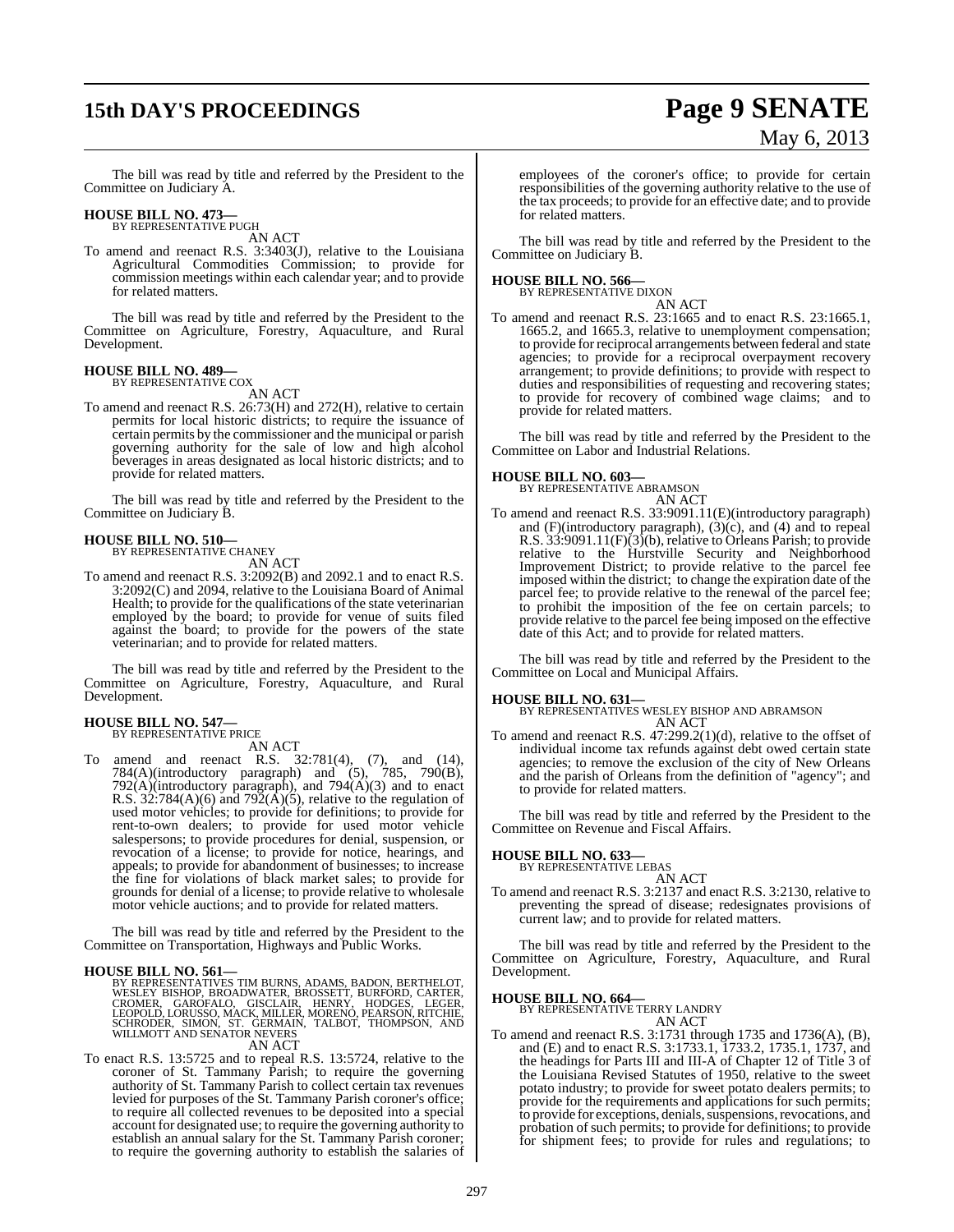The bill was read by title and referred by the President to the Committee on Judiciary A.

**HOUSE BILL NO. 473—**
BY REPRESENTATIVE PUGH

AN ACT

To amend and reenact R.S. 3:3403(J), relative to the Louisiana Agricultural Commodities Commission; to provide for commission meetings within each calendar year; and to provide for related matters.

The bill was read by title and referred by the President to the Committee on Agriculture, Forestry, Aquaculture, and Rural Development.

**HOUSE BILL NO. 489—**
BY REPRESENTATIVE COX

AN ACT

To amend and reenact R.S. 26:73(H) and 272(H), relative to certain permits for local historic districts; to require the issuance of certain permits by the commissioner and the municipal or parish governing authority for the sale of low and high alcohol beverages in areas designated as local historic districts; and to provide for related matters.

The bill was read by title and referred by the President to the Committee on Judiciary B.

**HOUSE BILL NO. 510—**
BY REPRESENTATIVE CHANEY

AN ACT

To amend and reenact R.S. 3:2092(B) and 2092.1 and to enact R.S. 3:2092(C) and 2094, relative to the Louisiana Board of Animal Health; to provide for the qualifications of the state veterinarian employed by the board; to provide for venue of suits filed against the board; to provide for the powers of the state veterinarian; and to provide for related matters.

The bill was read by title and referred by the President to the Committee on Agriculture, Forestry, Aquaculture, and Rural Development.

**HOUSE BILL NO. 547—**
BY REPRESENTATIVE PRICE

AN ACT

To amend and reenact R.S. 32:781(4), (7), and (14), 784(A)(introductory paragraph) and (5), 785, 790(B), 792(A)(introductory paragraph), and 794(A)(3) and to enact R.S. 32:784(A)(6) and 792(A)(5), relative to the regulation of used motor vehicles; to provide for definitions; to provide for rent-to-own dealers; to provide for used motor vehicle salespersons; to provide procedures for denial, suspension, or revocation of a license; to provide for notice, hearings, and appeals; to provide for abandonment of businesses; to increase the fine for violations of black market sales; to provide for grounds for denial of a license; to provide relative to wholesale motor vehicle auctions; and to provide for related matters.

The bill was read by title and referred by the President to the Committee on Transportation, Highways and Public Works.

**HOUSE BILL NO. 561—**
BY REPRESENTATIVES TIM BURNS, ADAMS, BADON, BERTHELOT, WESLEY BISHOP, BROADWATER, BROSSETT, BURFORD, CARTER, CROMER, GAROFALO, GISCLAIR, HENRY, HODGES, LEGER, LEOPOLD, LORUSSO, MACK, MILLER, MORENO, PEARSON, RITCHIE, SCHRODER, SIMON, ST. GERMAIN, TALBOT, THOMPSON, AND WILLMOTT AND SENATOR NEVERS

AN ACT

To enact R.S. 13:5725 and to repeal R.S. 13:5724, relative to the coroner of St. Tammany Parish; to require the governing authority of St. Tammany Parish to collect certain tax revenues levied for purposes of the St. Tammany Parish coroner's office; to require all collected revenues to be deposited into a special account for designated use; to require the governing authority to establish an annual salary for the St. Tammany Parish coroner; to require the governing authority to establish the salaries of employees of the coroner's office; to provide for certain responsibilities of the governing authority relative to the use of the tax proceeds; to provide for an effective date; and to provide for related matters.

The bill was read by title and referred by the President to the Committee on Judiciary B.

**HOUSE BILL NO. 566—**
BY REPRESENTATIVE DIXON

AN ACT

To amend and reenact R.S. 23:1665 and to enact R.S. 23:1665.1, 1665.2, and 1665.3, relative to unemployment compensation; to provide for reciprocal arrangements between federal and state agencies; to provide for a reciprocal overpayment recovery arrangement; to provide definitions; to provide with respect to duties and responsibilities of requesting and recovering states; to provide for recovery of combined wage claims; and to provide for related matters.

The bill was read by title and referred by the President to the Committee on Labor and Industrial Relations.

**HOUSE BILL NO. 603—**
BY REPRESENTATIVE ABRAMSON

AN ACT

To amend and reenact R.S. 33:9091.11(E)(introductory paragraph) and (F)(introductory paragraph), (3)(c), and (4) and to repeal R.S. 33:9091.11(F)(3)(b), relative to Orleans Parish; to provide relative to the Hurstville Security and Neighborhood Improvement District; to provide relative to the parcel fee imposed within the district; to change the expiration date of the parcel fee; to provide relative to the renewal of the parcel fee; to prohibit the imposition of the fee on certain parcels; to provide relative to the parcel fee being imposed on the effective date of this Act; and to provide for related matters.

The bill was read by title and referred by the President to the Committee on Local and Municipal Affairs.

**HOUSE BILL NO. 631—**
BY REPRESENTATIVES WESLEY BISHOP AND ABRAMSON

AN ACT

To amend and reenact R.S. 47:299.2(1)(d), relative to the offset of individual income tax refunds against debt owed certain state agencies; to remove the exclusion of the city of New Orleans and the parish of Orleans from the definition of "agency"; and to provide for related matters.

The bill was read by title and referred by the President to the Committee on Revenue and Fiscal Affairs.

**HOUSE BILL NO. 633—**
BY REPRESENTATIVE LEBAS

AN ACT

To amend and reenact R.S. 3:2137 and enact R.S. 3:2130, relative to preventing the spread of disease; redesignates provisions of current law; and to provide for related matters.

The bill was read by title and referred by the President to the Committee on Agriculture, Forestry, Aquaculture, and Rural Development.

**HOUSE BILL NO. 664—**
BY REPRESENTATIVE TERRY LANDRY

AN ACT

To amend and reenact R.S. 3:1731 through 1735 and 1736(A), (B), and (E) and to enact R.S. 3:1733.1, 1733.2, 1735.1, 1737, and the headings for Parts III and III-A of Chapter 12 of Title 3 of the Louisiana Revised Statutes of 1950, relative to the sweet potato industry; to provide for sweet potato dealers permits; to provide for the requirements and applications for such permits; to provide for exceptions, denials, suspensions, revocations, and probation of such permits; to provide for definitions; to provide for shipment fees; to provide for rules and regulations; to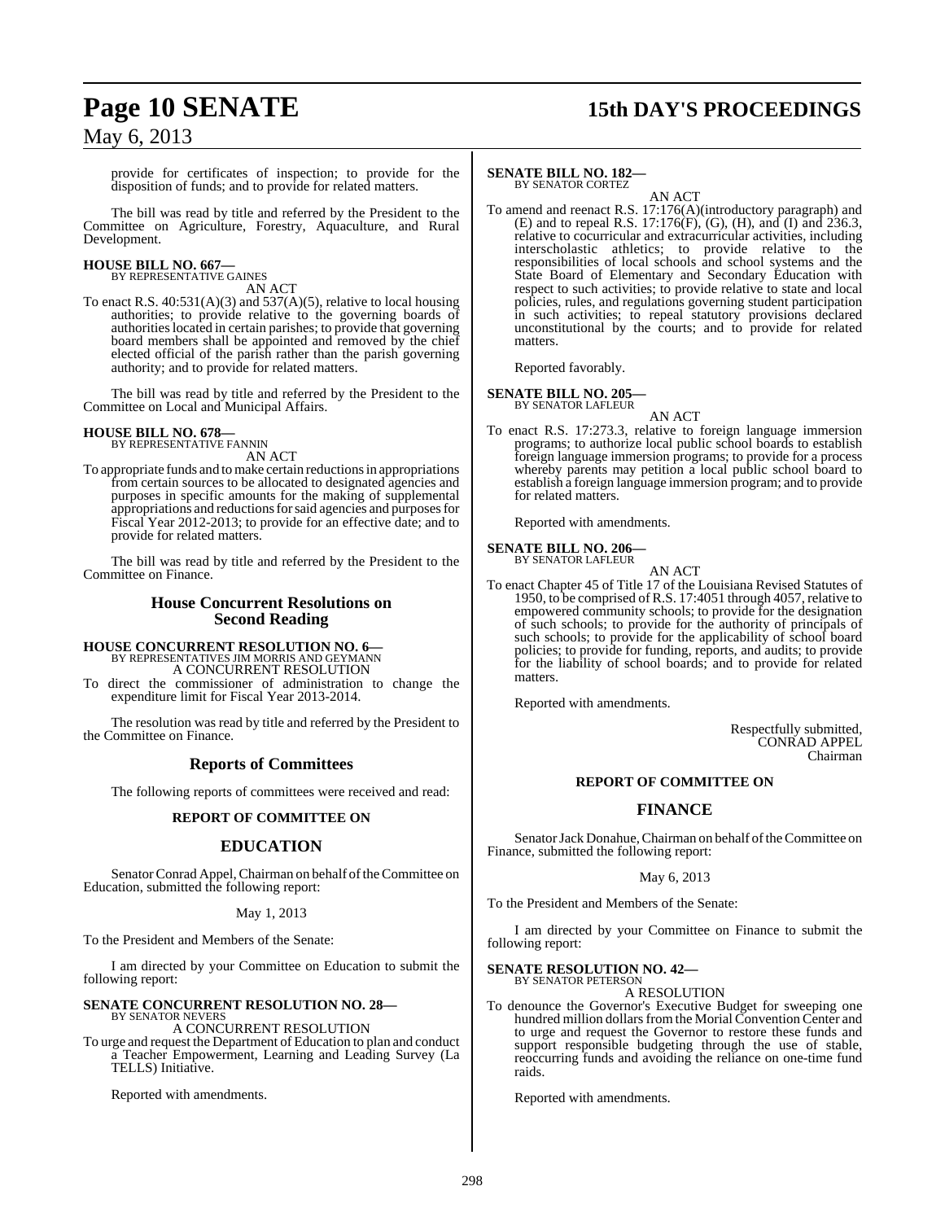provide for certificates of inspection; to provide for the disposition of funds; and to provide for related matters.

The bill was read by title and referred by the President to the Committee on Agriculture, Forestry, Aquaculture, and Rural Development.

**HOUSE BILL NO. 667—**
BY REPRESENTATIVE GAINES
AN ACT

To enact R.S. 40:531(A)(3) and 537(A)(5), relative to local housing authorities; to provide relative to the governing boards of authorities located in certain parishes; to provide that governing board members shall be appointed and removed by the chief elected official of the parish rather than the parish governing authority; and to provide for related matters.

The bill was read by title and referred by the President to the Committee on Local and Municipal Affairs.

**HOUSE BILL NO. 678—**
BY REPRESENTATIVE FANNIN
AN ACT

To appropriate funds and to make certain reductions in appropriations from certain sources to be allocated to designated agencies and purposes in specific amounts for the making of supplemental appropriations and reductions for said agencies and purposes for Fiscal Year 2012-2013; to provide for an effective date; and to provide for related matters.

The bill was read by title and referred by the President to the Committee on Finance.

## House Concurrent Resolutions on Second Reading

**HOUSE CONCURRENT RESOLUTION NO. 6—**
BY REPRESENTATIVES JIM MORRIS AND GEYMANN
A CONCURRENT RESOLUTION

To direct the commissioner of administration to change the expenditure limit for Fiscal Year 2013-2014.

The resolution was read by title and referred by the President to the Committee on Finance.

## Reports of Committees

The following reports of committees were received and read:

### REPORT OF COMMITTEE ON

## EDUCATION

Senator Conrad Appel, Chairman on behalf of the Committee on Education, submitted the following report:

May 1, 2013

To the President and Members of the Senate:

I am directed by your Committee on Education to submit the following report:

**SENATE CONCURRENT RESOLUTION NO. 28—**
BY SENATOR NEVERS
A CONCURRENT RESOLUTION

To urge and request the Department of Education to plan and conduct a Teacher Empowerment, Learning and Leading Survey (La TELLS) Initiative.

Reported with amendments.

**SENATE BILL NO. 182—**
BY SENATOR CORTEZ
AN ACT

To amend and reenact R.S. 17:176(A)(introductory paragraph) and (E) and to repeal R.S. 17:176(F), (G), (H), and (I) and 236.3, relative to cocurricular and extracurricular activities, including interscholastic athletics; to provide relative to the responsibilities of local schools and school systems and the State Board of Elementary and Secondary Education with respect to such activities; to provide relative to state and local policies, rules, and regulations governing student participation in such activities; to repeal statutory provisions declared unconstitutional by the courts; and to provide for related matters.

Reported favorably.

**SENATE BILL NO. 205—**
BY SENATOR LAFLEUR
AN ACT

To enact R.S. 17:273.3, relative to foreign language immersion programs; to authorize local public school boards to establish foreign language immersion programs; to provide for a process whereby parents may petition a local public school board to establish a foreign language immersion program; and to provide for related matters.

Reported with amendments.

**SENATE BILL NO. 206—**
BY SENATOR LAFLEUR
AN ACT

To enact Chapter 45 of Title 17 of the Louisiana Revised Statutes of 1950, to be comprised of R.S. 17:4051 through 4057, relative to empowered community schools; to provide for the designation of such schools; to provide for the authority of principals of such schools; to provide for the applicability of school board policies; to provide for funding, reports, and audits; to provide for the liability of school boards; and to provide for related matters.

Reported with amendments.

Respectfully submitted,
CONRAD APPEL
Chairman

### REPORT OF COMMITTEE ON

## FINANCE

Senator Jack Donahue, Chairman on behalf of the Committee on Finance, submitted the following report:

May 6, 2013

To the President and Members of the Senate:

I am directed by your Committee on Finance to submit the following report:

**SENATE RESOLUTION NO. 42—**
BY SENATOR PETERSON
A RESOLUTION

To denounce the Governor's Executive Budget for sweeping one hundred million dollars from the Morial Convention Center and to urge and request the Governor to restore these funds and support responsible budgeting through the use of stable, reoccurring funds and avoiding the reliance on one-time fund raids.

Reported with amendments.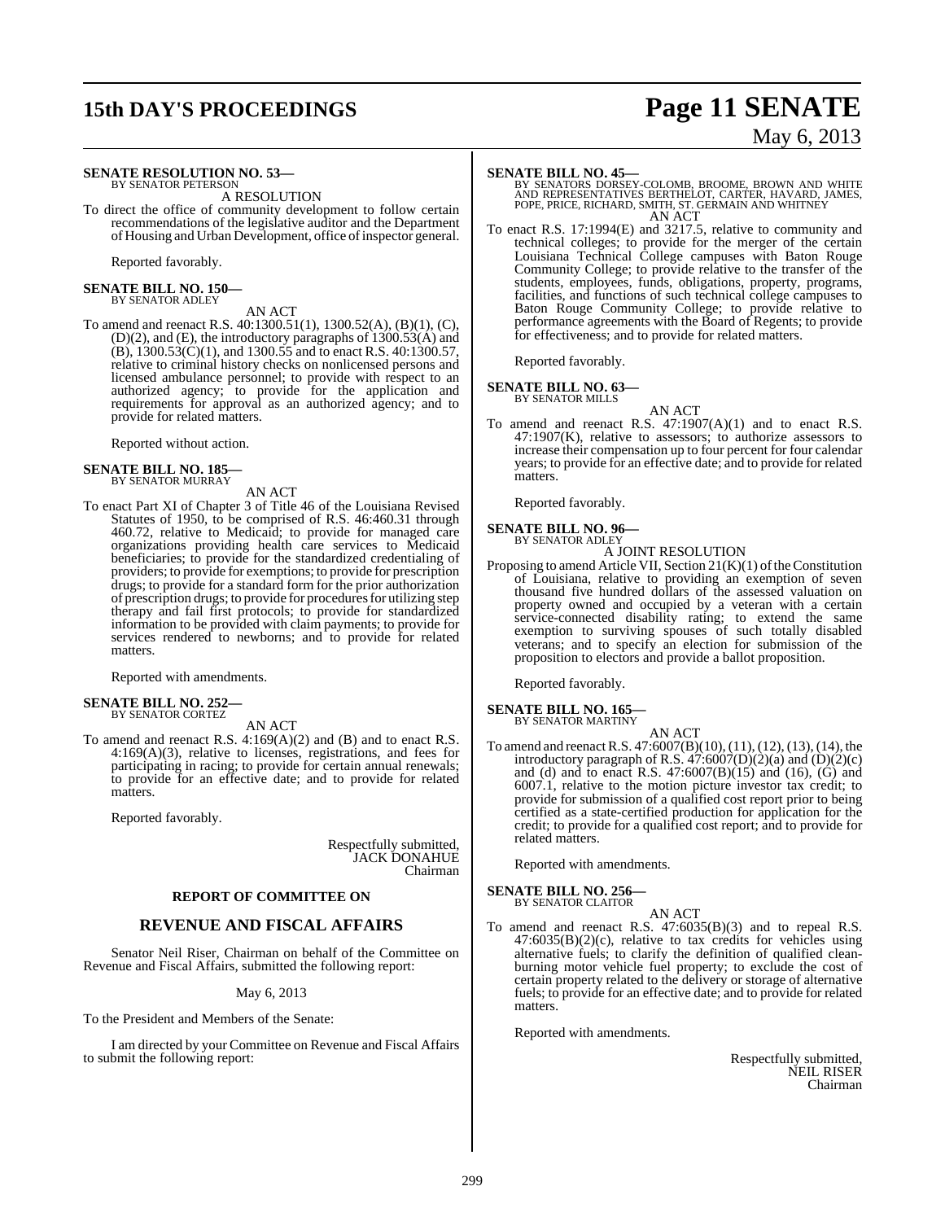**SENATE RESOLUTION NO. 53—**
BY SENATOR PETERSON

A RESOLUTION

To direct the office of community development to follow certain recommendations of the legislative auditor and the Department of Housing and Urban Development, office of inspector general.

Reported favorably.

**SENATE BILL NO. 150—**
BY SENATOR ADLEY

AN ACT

To amend and reenact R.S. 40:1300.51(1), 1300.52(A), (B)(1), (C), (D)(2), and (E), the introductory paragraphs of 1300.53(A) and (B), 1300.53(C)(1), and 1300.55 and to enact R.S. 40:1300.57, relative to criminal history checks on nonlicensed persons and licensed ambulance personnel; to provide with respect to an authorized agency; to provide for the application and requirements for approval as an authorized agency; and to provide for related matters.

Reported without action.

**SENATE BILL NO. 185—**
BY SENATOR MURRAY

AN ACT

To enact Part XI of Chapter 3 of Title 46 of the Louisiana Revised Statutes of 1950, to be comprised of R.S. 46:460.31 through 460.72, relative to Medicaid; to provide for managed care organizations providing health care services to Medicaid beneficiaries; to provide for the standardized credentialing of providers; to provide for exemptions; to provide for prescription drugs; to provide for a standard form for the prior authorization of prescription drugs; to provide for procedures for utilizing step therapy and fail first protocols; to provide for standardized information to be provided with claim payments; to provide for services rendered to newborns; and to provide for related matters.

Reported with amendments.

**SENATE BILL NO. 252—**
BY SENATOR CORTEZ

AN ACT

To amend and reenact R.S. 4:169(A)(2) and (B) and to enact R.S. 4:169(A)(3), relative to licenses, registrations, and fees for participating in racing; to provide for certain annual renewals; to provide for an effective date; and to provide for related matters.

Reported favorably.

Respectfully submitted,
JACK DONAHUE
Chairman

**REPORT OF COMMITTEE ON**

## REVENUE AND FISCAL AFFAIRS

Senator Neil Riser, Chairman on behalf of the Committee on Revenue and Fiscal Affairs, submitted the following report:

May 6, 2013

To the President and Members of the Senate:

I am directed by your Committee on Revenue and Fiscal Affairs to submit the following report:

**SENATE BILL NO. 45—**
BY SENATORS DORSEY-COLOMB, BROOME, BROWN AND WHITE AND REPRESENTATIVES BERTHELOT, CARTER, HAVARD, JAMES, POPE, PRICE, RICHARD, SMITH, ST. GERMAIN AND WHITNEY

AN ACT

To enact R.S. 17:1994(E) and 3217.5, relative to community and technical colleges; to provide for the merger of the certain Louisiana Technical College campuses with Baton Rouge Community College; to provide relative to the transfer of the students, employees, funds, obligations, property, programs, facilities, and functions of such technical college campuses to Baton Rouge Community College; to provide relative to performance agreements with the Board of Regents; to provide for effectiveness; and to provide for related matters.

Reported favorably.

**SENATE BILL NO. 63—**
BY SENATOR MILLS

AN ACT

To amend and reenact R.S. 47:1907(A)(1) and to enact R.S. 47:1907(K), relative to assessors; to authorize assessors to increase their compensation up to four percent for four calendar years; to provide for an effective date; and to provide for related matters.

Reported favorably.

**SENATE BILL NO. 96—**
BY SENATOR ADLEY

A JOINT RESOLUTION

Proposing to amend Article VII, Section 21(K)(1) of the Constitution of Louisiana, relative to providing an exemption of seven thousand five hundred dollars of the assessed valuation on property owned and occupied by a veteran with a certain service-connected disability rating; to extend the same exemption to surviving spouses of such totally disabled veterans; and to specify an election for submission of the proposition to electors and provide a ballot proposition.

Reported favorably.

**SENATE BILL NO. 165—**
BY SENATOR MARTINY

AN ACT

To amend and reenact R.S. 47:6007(B)(10), (11), (12), (13), (14), the introductory paragraph of R.S. 47:6007(D)(2)(a) and (D)(2)(c) and (d) and to enact R.S. 47:6007(B)(15) and (16), (G) and 6007.1, relative to the motion picture investor tax credit; to provide for submission of a qualified cost report prior to being certified as a state-certified production for application for the credit; to provide for a qualified cost report; and to provide for related matters.

Reported with amendments.

**SENATE BILL NO. 256—**
BY SENATOR CLAITOR

AN ACT

To amend and reenact R.S. 47:6035(B)(3) and to repeal R.S. 47:6035(B)(2)(c), relative to tax credits for vehicles using alternative fuels; to clarify the definition of qualified clean-burning motor vehicle fuel property; to exclude the cost of certain property related to the delivery or storage of alternative fuels; to provide for an effective date; and to provide for related matters.

Reported with amendments.

Respectfully submitted,
NEIL RISER
Chairman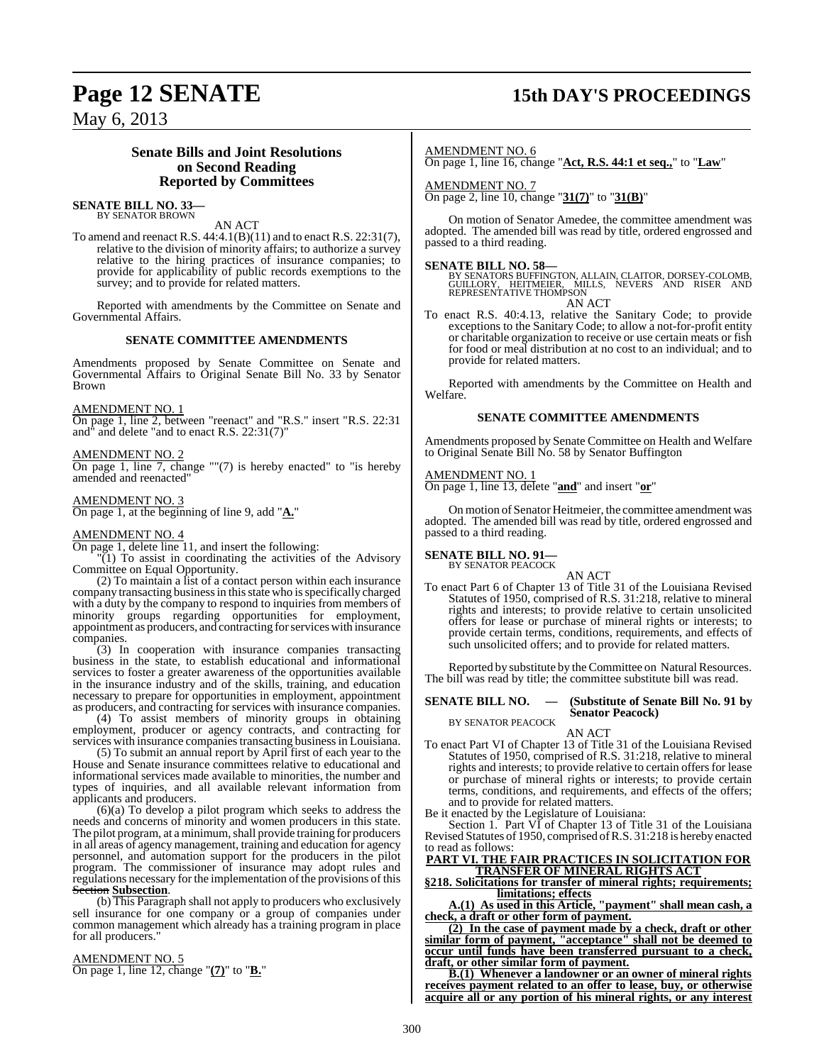## Senate Bills and Joint Resolutions on Second Reading Reported by Committees

**SENATE BILL NO. 33—**
BY SENATOR BROWN

AN ACT

To amend and reenact R.S. 44:4.1(B)(11) and to enact R.S. 22:31(7), relative to the division of minority affairs; to authorize a survey relative to the hiring practices of insurance companies; to provide for applicability of public records exemptions to the survey; and to provide for related matters.

Reported with amendments by the Committee on Senate and Governmental Affairs.

### SENATE COMMITTEE AMENDMENTS

Amendments proposed by Senate Committee on Senate and Governmental Affairs to Original Senate Bill No. 33 by Senator Brown

AMENDMENT NO. 1
On page 1, line 2, between "reenact" and "R.S." insert "R.S. 22:31 and" and delete "and to enact R.S. 22:31(7)"

AMENDMENT NO. 2
On page 1, line 7, change ""(7) is hereby enacted" to "is hereby amended and reenacted"

AMENDMENT NO. 3
On page 1, at the beginning of line 9, add "**A.**"

AMENDMENT NO. 4
On page 1, delete line 11, and insert the following:

"(1) To assist in coordinating the activities of the Advisory Committee on Equal Opportunity.

(2) To maintain a list of a contact person within each insurance company transacting business in this state who is specifically charged with a duty by the company to respond to inquiries from members of minority groups regarding opportunities for employment, appointment as producers, and contracting for services with insurance companies.

(3) In cooperation with insurance companies transacting business in the state, to establish educational and informational services to foster a greater awareness of the opportunities available in the insurance industry and of the skills, training, and education necessary to prepare for opportunities in employment, appointment as producers, and contracting for services with insurance companies.

(4) To assist members of minority groups in obtaining employment, producer or agency contracts, and contracting for services with insurance companies transacting business in Louisiana.

(5) To submit an annual report by April first of each year to the House and Senate insurance committees relative to educational and informational services made available to minorities, the number and types of inquiries, and all available relevant information from applicants and producers.

(6)(a) To develop a pilot program which seeks to address the needs and concerns of minority and women producers in this state. The pilot program, at a minimum, shall provide training for producers in all areas of agency management, training and education for agency personnel, and automation support for the producers in the pilot program. The commissioner of insurance may adopt rules and regulations necessary for the implementation of the provisions of this ~~Section~~ **Subsection**.

(b) This Paragraph shall not apply to producers who exclusively sell insurance for one company or a group of companies under common management which already has a training program in place for all producers."

AMENDMENT NO. 5
On page 1, line 12, change "**(7)**" to "**B.**"

AMENDMENT NO. 6
On page 1, line 16, change "**Act, R.S. 44:1 et seq.,**" to "**Law**"

AMENDMENT NO. 7
On page 2, line 10, change "**31(7)**" to "**31(B)**"

On motion of Senator Amedee, the committee amendment was adopted. The amended bill was read by title, ordered engrossed and passed to a third reading.

**SENATE BILL NO. 58—**
BY SENATORS BUFFINGTON, ALLAIN, CLAITOR, DORSEY-COLOMB, GUILLORY, HEITMEIER, MILLS, NEVERS AND RISER AND REPRESENTATIVE THOMPSON

AN ACT

To enact R.S. 40:4.13, relative the Sanitary Code; to provide exceptions to the Sanitary Code; to allow a not-for-profit entity or charitable organization to receive or use certain meats or fish for food or meal distribution at no cost to an individual; and to provide for related matters.

Reported with amendments by the Committee on Health and Welfare.

### SENATE COMMITTEE AMENDMENTS

Amendments proposed by Senate Committee on Health and Welfare to Original Senate Bill No. 58 by Senator Buffington

AMENDMENT NO. 1
On page 1, line 13, delete "**and**" and insert "**or**"

On motion of Senator Heitmeier, the committee amendment was adopted. The amended bill was read by title, ordered engrossed and passed to a third reading.

**SENATE BILL NO. 91—**
BY SENATOR PEACOCK

AN ACT

To enact Part 6 of Chapter 13 of Title 31 of the Louisiana Revised Statutes of 1950, comprised of R.S. 31:218, relative to mineral rights and interests; to provide relative to certain unsolicited offers for lease or purchase of mineral rights or interests; to provide certain terms, conditions, requirements, and effects of such unsolicited offers; and to provide for related matters.

Reported by substitute by the Committee on Natural Resources. The bill was read by title; the committee substitute bill was read.

**SENATE BILL NO. — (Substitute of Senate Bill No. 91 by Senator Peacock)**
BY SENATOR PEACOCK

AN ACT

To enact Part VI of Chapter 13 of Title 31 of the Louisiana Revised Statutes of 1950, comprised of R.S. 31:218, relative to mineral rights and interests; to provide relative to certain offers for lease or purchase of mineral rights or interests; to provide certain terms, conditions, and requirements, and effects of the offers; and to provide for related matters.

Be it enacted by the Legislature of Louisiana:

Section 1. Part VI of Chapter 13 of Title 31 of the Louisiana Revised Statutes of 1950, comprised of R.S. 31:218 is hereby enacted to read as follows:

**PART VI. THE FAIR PRACTICES IN SOLICITATION FOR TRANSFER OF MINERAL RIGHTS ACT**

**§218. Solicitations for transfer of mineral rights; requirements; limitations; effects**

**A.(1) As used in this Article, "payment" shall mean cash, a check, a draft or other form of payment.**

**(2) In the case of payment made by a check, draft or other similar form of payment, "acceptance" shall not be deemed to occur until funds have been transferred pursuant to a check, draft, or other similar form of payment.**

**B.(1) Whenever a landowner or an owner of mineral rights receives payment related to an offer to lease, buy, or otherwise acquire all or any portion of his mineral rights, or any interest**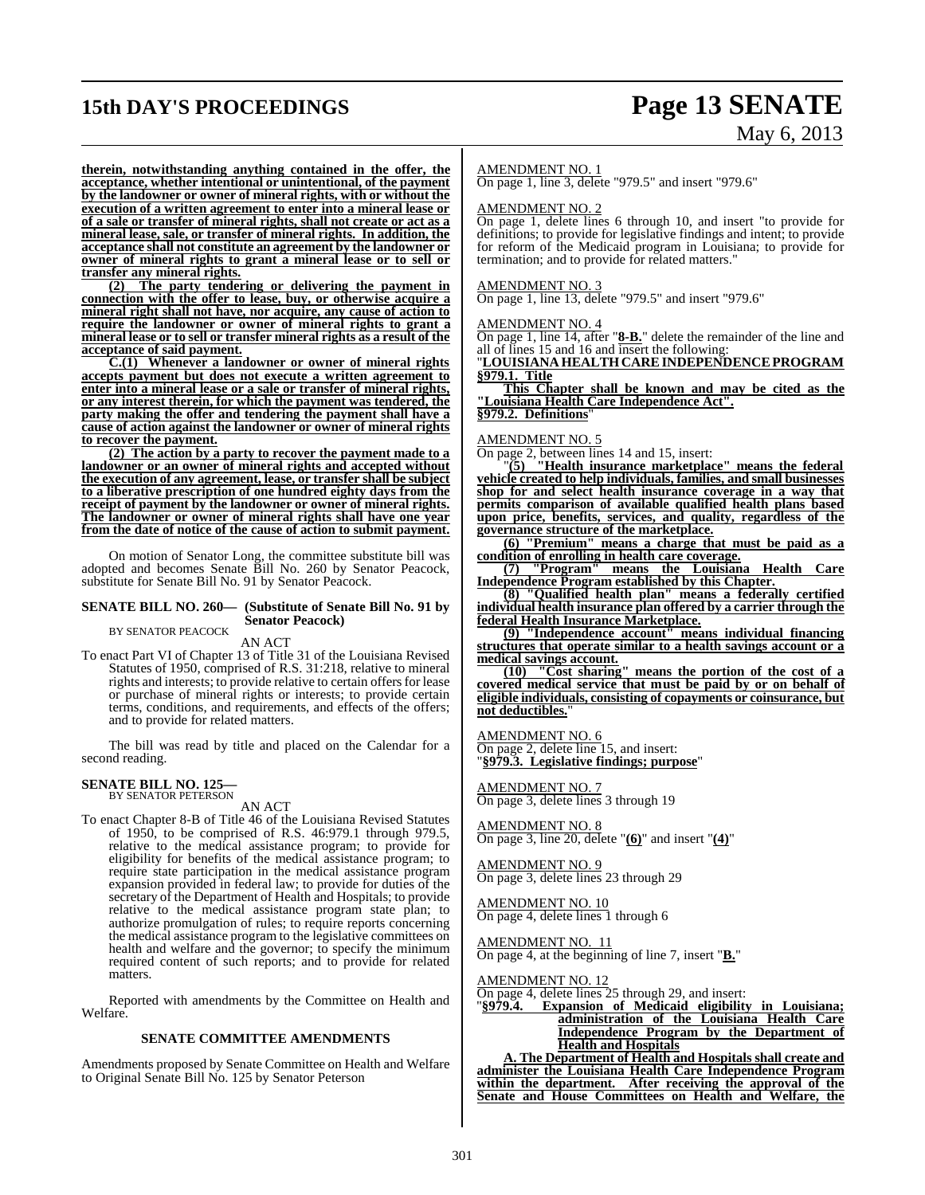**therein, notwithstanding anything contained in the offer, the acceptance, whether intentional or unintentional, of the payment by the landowner or owner of mineral rights, with or without the execution of a written agreement to enter into a mineral lease or of a sale or transfer of mineral rights, shall not create or act as a mineral lease, sale, or transfer of mineral rights. In addition, the acceptance shall not constitute an agreement by the landowner or owner of mineral rights to grant a mineral lease or to sell or transfer any mineral rights.**

**(2) The party tendering or delivering the payment in connection with the offer to lease, buy, or otherwise acquire a mineral right shall not have, nor acquire, any cause of action to require the landowner or owner of mineral rights to grant a mineral lease or to sell or transfer mineral rights as a result of the acceptance of said payment.**

**C.(1) Whenever a landowner or owner of mineral rights accepts payment but does not execute a written agreement to enter into a mineral lease or a sale or transfer of mineral rights, or any interest therein, for which the payment was tendered, the party making the offer and tendering the payment shall have a cause of action against the landowner or owner of mineral rights to recover the payment.**

**(2) The action by a party to recover the payment made to a landowner or an owner of mineral rights and accepted without the execution of any agreement, lease, or transfer shall be subject to a liberative prescription of one hundred eighty days from the receipt of payment by the landowner or owner of mineral rights. The landowner or owner of mineral rights shall have one year from the date of notice of the cause of action to submit payment.**

On motion of Senator Long, the committee substitute bill was adopted and becomes Senate Bill No. 260 by Senator Peacock, substitute for Senate Bill No. 91 by Senator Peacock.

**SENATE BILL NO. 260— (Substitute of Senate Bill No. 91 by Senator Peacock)**
BY SENATOR PEACOCK

AN ACT

To enact Part VI of Chapter 13 of Title 31 of the Louisiana Revised Statutes of 1950, comprised of R.S. 31:218, relative to mineral rights and interests; to provide relative to certain offers for lease or purchase of mineral rights or interests; to provide certain terms, conditions, and requirements, and effects of the offers; and to provide for related matters.

The bill was read by title and placed on the Calendar for a second reading.

**SENATE BILL NO. 125—**
BY SENATOR PETERSON

AN ACT

To enact Chapter 8-B of Title 46 of the Louisiana Revised Statutes of 1950, to be comprised of R.S. 46:979.1 through 979.5, relative to the medical assistance program; to provide for eligibility for benefits of the medical assistance program; to require state participation in the medical assistance program expansion provided in federal law; to provide for duties of the secretary of the Department of Health and Hospitals; to provide relative to the medical assistance program state plan; to authorize promulgation of rules; to require reports concerning the medical assistance program to the legislative committees on health and welfare and the governor; to specify the minimum required content of such reports; and to provide for related matters.

Reported with amendments by the Committee on Health and Welfare.

**SENATE COMMITTEE AMENDMENTS**

Amendments proposed by Senate Committee on Health and Welfare to Original Senate Bill No. 125 by Senator Peterson

AMENDMENT NO. 1
On page 1, line 3, delete "979.5" and insert "979.6"

AMENDMENT NO. 2
On page 1, delete lines 6 through 10, and insert "to provide for definitions; to provide for legislative findings and intent; to provide for reform of the Medicaid program in Louisiana; to provide for termination; and to provide for related matters."

AMENDMENT NO. 3
On page 1, line 13, delete "979.5" and insert "979.6"

AMENDMENT NO. 4
On page 1, line 14, after "**8-B.**" delete the remainder of the line and all of lines 15 and 16 and insert the following:
"**LOUISIANA HEALTH CARE INDEPENDENCE PROGRAM**
**§979.1. Title**

**This Chapter shall be known and may be cited as the "Louisiana Health Care Independence Act".**
**§979.2. Definitions**"

AMENDMENT NO. 5
On page 2, between lines 14 and 15, insert:

"**(5) "Health insurance marketplace" means the federal vehicle created to help individuals, families, and small businesses shop for and select health insurance coverage in a way that permits comparison of available qualified health plans based upon price, benefits, services, and quality, regardless of the governance structure of the marketplace.**

**(6) "Premium" means a charge that must be paid as a condition of enrolling in health care coverage.**

**(7) "Program" means the Louisiana Health Care Independence Program established by this Chapter.**

**(8) "Qualified health plan" means a federally certified individual health insurance plan offered by a carrier through the federal Health Insurance Marketplace.**

**(9) "Independence account" means individual financing structures that operate similar to a health savings account or a medical savings account.**

**(10) "Cost sharing" means the portion of the cost of a covered medical service that must be paid by or on behalf of eligible individuals, consisting of copayments or coinsurance, but not deductibles.**"

AMENDMENT NO. 6
On page 2, delete line 15, and insert:
"**§979.3. Legislative findings; purpose**"

AMENDMENT NO. 7
On page 3, delete lines 3 through 19

AMENDMENT NO. 8
On page 3, line 20, delete "**(6)**" and insert "**(4)**"

AMENDMENT NO. 9
On page 3, delete lines 23 through 29

AMENDMENT NO. 10
On page 4, delete lines 1 through 6

AMENDMENT NO. 11
On page 4, at the beginning of line 7, insert "**B.**"

AMENDMENT NO. 12
On page 4, delete lines 25 through 29, and insert:
"**§979.4. Expansion of Medicaid eligibility in Louisiana; administration of the Louisiana Health Care Independence Program by the Department of Health and Hospitals**

**A. The Department of Health and Hospitals shall create and administer the Louisiana Health Care Independence Program within the department. After receiving the approval of the Senate and House Committees on Health and Welfare, the**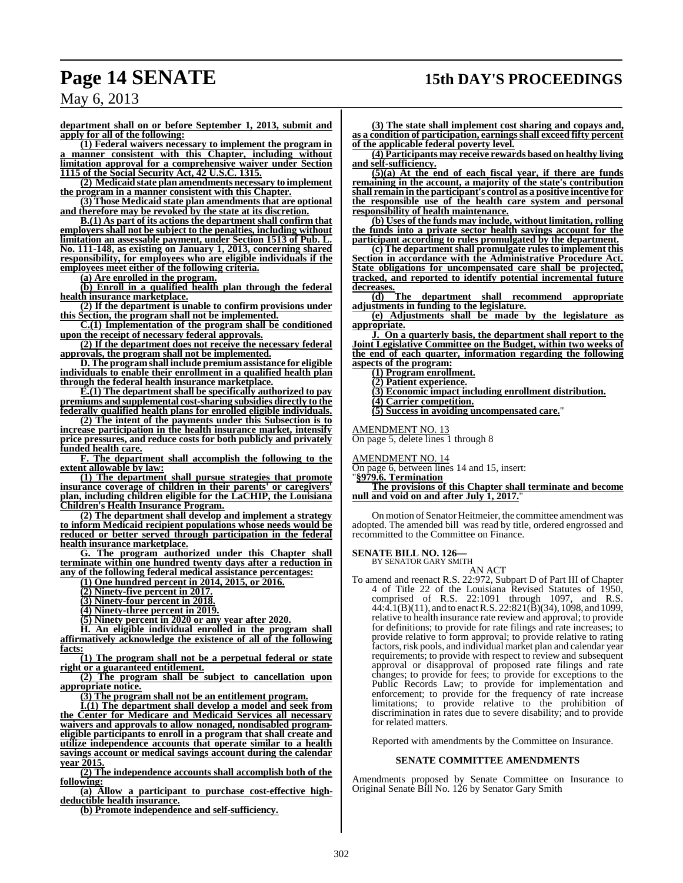**department shall on or before September 1, 2013, submit and apply for all of the following:**

**(1) Federal waivers necessary to implement the program in a manner consistent with this Chapter, including without limitation approval for a comprehensive waiver under Section 1115 of the Social Security Act, 42 U.S.C. 1315.**

**(2) Medicaid state plan amendments necessary to implement the program in a manner consistent with this Chapter.**

**(3) Those Medicaid state plan amendments that are optional and therefore may be revoked by the state at its discretion.**

**B.(1) As part of its actions the department shall confirm that employers shall not be subject to the penalties, including without limitation an assessable payment, under Section 1513 of Pub. L. No. 111-148, as existing on January 1, 2013, concerning shared responsibility, for employees who are eligible individuals if the employees meet either of the following criteria.**

**(a) Are enrolled in the program.**

**(b) Enroll in a qualified health plan through the federal health insurance marketplace.**

**(2) If the department is unable to confirm provisions under this Section, the program shall not be implemented.**

**C.(1) Implementation of the program shall be conditioned upon the receipt of necessary federal approvals.**

**(2) If the department does not receive the necessary federal approvals, the program shall not be implemented.**

**D. The program shall include premium assistance for eligible individuals to enable their enrollment in a qualified health plan through the federal health insurance marketplace.**

**E.(1) The department shall be specifically authorized to pay premiums and supplemental cost-sharing subsidies directly to the federally qualified health plans for enrolled eligible individuals.**

**(2) The intent of the payments under this Subsection is to increase participation in the health insurance market, intensify price pressures, and reduce costs for both publicly and privately funded health care.**

**F. The department shall accomplish the following to the extent allowable by law:**

**(1) The department shall pursue strategies that promote insurance coverage of children in their parents' or caregivers' plan, including children eligible for the LaCHIP, the Louisiana Children's Health Insurance Program.**

**(2) The department shall develop and implement a strategy to inform Medicaid recipient populations whose needs would be reduced or better served through participation in the federal health insurance marketplace.**

**G. The program authorized under this Chapter shall terminate within one hundred twenty days after a reduction in any of the following federal medical assistance percentages:**

**(1) One hundred percent in 2014, 2015, or 2016.**

**(2) Ninety-five percent in 2017.**

**(3) Ninety-four percent in 2018.**

**(4) Ninety-three percent in 2019.**

**(5) Ninety percent in 2020 or any year after 2020.**

**H. An eligible individual enrolled in the program shall affirmatively acknowledge the existence of all of the following facts:**

**(1) The program shall not be a perpetual federal or state right or a guaranteed entitlement.**

**(2) The program shall be subject to cancellation upon appropriate notice.**

**(3) The program shall not be an entitlement program.**

**I.(1) The department shall develop a model and seek from the Center for Medicare and Medicaid Services all necessary waivers and approvals to allow nonaged, nondisabled program-eligible participants to enroll in a program that shall create and utilize independence accounts that operate similar to a health savings account or medical savings account during the calendar year 2015.**

**(2) The independence accounts shall accomplish both of the following:**

**(a) Allow a participant to purchase cost-effective high-deductible health insurance.**

**(b) Promote independence and self-sufficiency.**

**(3) The state shall implement cost sharing and copays and, as a condition of participation, earnings shall exceed fifty percent of the applicable federal poverty level.**

**(4) Participants may receive rewards based on healthy living and self-sufficiency.**

**(5)(a) At the end of each fiscal year, if there are funds remaining in the account, a majority of the state's contribution shall remain in the participant's control as a positive incentive for the responsible use of the health care system and personal responsibility of health maintenance.**

**(b) Uses of the funds may include, without limitation, rolling the funds into a private sector health savings account for the participant according to rules promulgated by the department.**

**(c) The department shall promulgate rules to implement this Section in accordance with the Administrative Procedure Act. State obligations for uncompensated care shall be projected, tracked, and reported to identify potential incremental future decreases.**

**(d) The department shall recommend appropriate adjustments in funding to the legislature.**

**(e) Adjustments shall be made by the legislature as appropriate.**

**J. On a quarterly basis, the department shall report to the Joint Legislative Committee on the Budget, within two weeks of the end of each quarter, information regarding the following aspects of the program:**

**(1) Program enrollment.**

**(2) Patient experience.**

**(3) Economic impact including enrollment distribution.**

**(4) Carrier competition.**

**(5) Success in avoiding uncompensated care.**"

AMENDMENT NO. 13
On page 5, delete lines 1 through 8

AMENDMENT NO. 14
On page 6, between lines 14 and 15, insert:
"**§979.6. Termination**

**The provisions of this Chapter shall terminate and become null and void on and after July 1, 2017.**"

On motion of Senator Heitmeier, the committee amendment was adopted. The amended bill was read by title, ordered engrossed and recommitted to the Committee on Finance.

**SENATE BILL NO. 126—**
BY SENATOR GARY SMITH

AN ACT

To amend and reenact R.S. 22:972, Subpart D of Part III of Chapter 4 of Title 22 of the Louisiana Revised Statutes of 1950, comprised of R.S. 22:1091 through 1097, and R.S. 44:4.1(B)(11), and to enact R.S. 22:821(B)(34), 1098, and 1099, relative to health insurance rate review and approval; to provide for definitions; to provide for rate filings and rate increases; to provide relative to form approval; to provide relative to rating factors, risk pools, and individual market plan and calendar year requirements; to provide with respect to review and subsequent approval or disapproval of proposed rate filings and rate changes; to provide for fees; to provide for exceptions to the Public Records Law; to provide for implementation and enforcement; to provide for the frequency of rate increase limitations; to provide relative to the prohibition of discrimination in rates due to severe disability; and to provide for related matters.

Reported with amendments by the Committee on Insurance.

**SENATE COMMITTEE AMENDMENTS**

Amendments proposed by Senate Committee on Insurance to Original Senate Bill No. 126 by Senator Gary Smith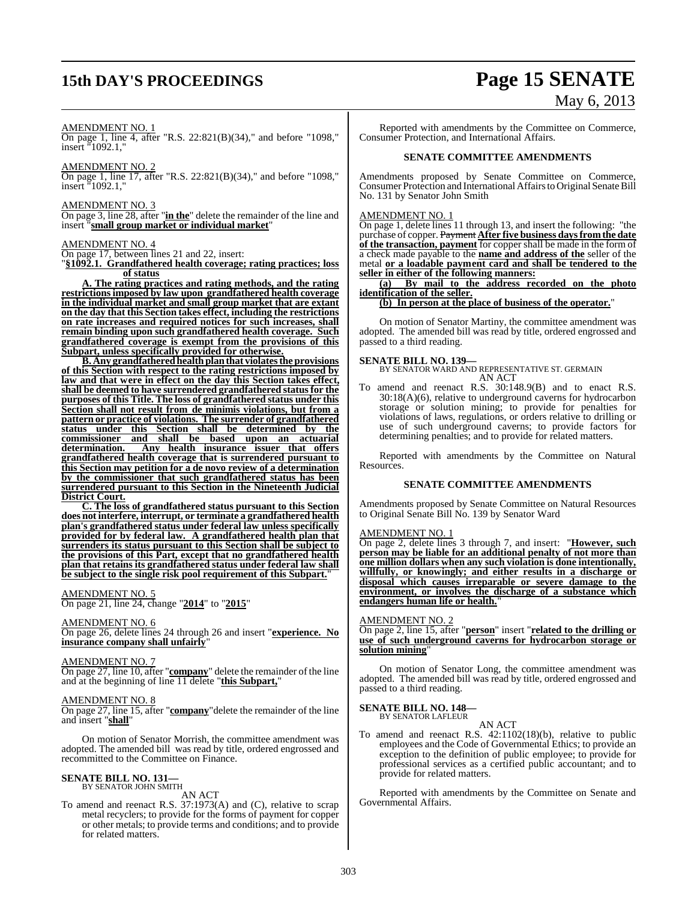AMENDMENT NO. 1

On page 1, line 4, after "R.S. 22:821(B)(34)," and before "1098," insert "1092.1,"

AMENDMENT NO. 2

On page 1, line 17, after "R.S. 22:821(B)(34)," and before "1098," insert "1092.1,"

AMENDMENT NO. 3

On page 3, line 28, after "**in the**" delete the remainder of the line and insert "**small group market or individual market**"

AMENDMENT NO. 4

On page 17, between lines 21 and 22, insert:

"**§1092.1. Grandfathered health coverage; rating practices; loss of status**

**A. The rating practices and rating methods, and the rating restrictions imposed by law upon grandfathered health coverage in the individual market and small group market that are extant on the day that this Section takes effect, including the restrictions on rate increases and required notices for such increases, shall remain binding upon such grandfathered health coverage. Such grandfathered coverage is exempt from the provisions of this Subpart, unless specifically provided for otherwise.**

**B. Any grandfathered health plan that violates the provisions of this Section with respect to the rating restrictions imposed by law and that were in effect on the day this Section takes effect, shall be deemed to have surrendered grandfathered status for the purposes of this Title. The loss of grandfathered status under this Section shall not result from de minimis violations, but from a pattern or practice of violations. The surrender of grandfathered status under this Section shall be determined by the commissioner and shall be based upon an actuarial determination. Any health insurance issuer that offers grandfathered health coverage that is surrendered pursuant to this Section may petition for a de novo review of a determination by the commissioner that such grandfathered status has been surrendered pursuant to this Section in the Nineteenth Judicial District Court.**

**C. The loss of grandfathered status pursuant to this Section does not interfere, interrupt, or terminate a grandfathered health plan's grandfathered status under federal law unless specifically provided for by federal law. A grandfathered health plan that surrenders its status pursuant to this Section shall be subject to the provisions of this Part, except that no grandfathered health plan that retains its grandfathered status under federal law shall be subject to the single risk pool requirement of this Subpart.**"

AMENDMENT NO. 5

On page 21, line 24, change "**2014**" to "**2015**"

AMENDMENT NO. 6

On page 26, delete lines 24 through 26 and insert "**experience. No insurance company shall unfairly**"

AMENDMENT NO. 7

On page 27, line 10, after "**company**" delete the remainder of the line and at the beginning of line 11 delete "**this Subpart,**"

AMENDMENT NO. 8

On page 27, line 15, after "**company**"delete the remainder of the line and insert "**shall**"

On motion of Senator Morrish, the committee amendment was adopted. The amended bill was read by title, ordered engrossed and recommitted to the Committee on Finance.

**SENATE BILL NO. 131—**
BY SENATOR JOHN SMITH

AN ACT

To amend and reenact R.S. 37:1973(A) and (C), relative to scrap metal recyclers; to provide for the forms of payment for copper or other metals; to provide terms and conditions; and to provide for related matters.

Reported with amendments by the Committee on Commerce, Consumer Protection, and International Affairs.

**SENATE COMMITTEE AMENDMENTS**

Amendments proposed by Senate Committee on Commerce, Consumer Protection and International Affairs to Original Senate Bill No. 131 by Senator John Smith

AMENDMENT NO. 1

On page 1, delete lines 11 through 13, and insert the following: "the purchase of copper. ~~Payment~~ **After five business days from the date of the transaction, payment** for copper shall be made in the form of a check made payable to the **name and address of the** seller of the metal **or a loadable payment card and shall be tendered to the seller in either of the following manners:**

**(a) By mail to the address recorded on the photo identification of the seller.**

**(b) In person at the place of business of the operator.**"

On motion of Senator Martiny, the committee amendment was adopted. The amended bill was read by title, ordered engrossed and passed to a third reading.

**SENATE BILL NO. 139—**
BY SENATOR WARD AND REPRESENTATIVE ST. GERMAIN

AN ACT

To amend and reenact R.S. 30:148.9(B) and to enact R.S. 30:18(A)(6), relative to underground caverns for hydrocarbon storage or solution mining; to provide for penalties for violations of laws, regulations, or orders relative to drilling or use of such underground caverns; to provide factors for determining penalties; and to provide for related matters.

Reported with amendments by the Committee on Natural Resources.

**SENATE COMMITTEE AMENDMENTS**

Amendments proposed by Senate Committee on Natural Resources to Original Senate Bill No. 139 by Senator Ward

AMENDMENT NO. 1

On page 2, delete lines 3 through 7, and insert: "**However, such person may be liable for an additional penalty of not more than one million dollars when any such violation is done intentionally, willfully, or knowingly; and either results in a discharge or disposal which causes irreparable or severe damage to the environment, or involves the discharge of a substance which endangers human life or health.**"

AMENDMENT NO. 2

On page 2, line 15, after "**person**" insert "**related to the drilling or use of such underground caverns for hydrocarbon storage or solution mining**"

On motion of Senator Long, the committee amendment was adopted. The amended bill was read by title, ordered engrossed and passed to a third reading.

**SENATE BILL NO. 148—**
BY SENATOR LAFLEUR

AN ACT

To amend and reenact R.S. 42:1102(18)(b), relative to public employees and the Code of Governmental Ethics; to provide an exception to the definition of public employee; to provide for professional services as a certified public accountant; and to provide for related matters.

Reported with amendments by the Committee on Senate and Governmental Affairs.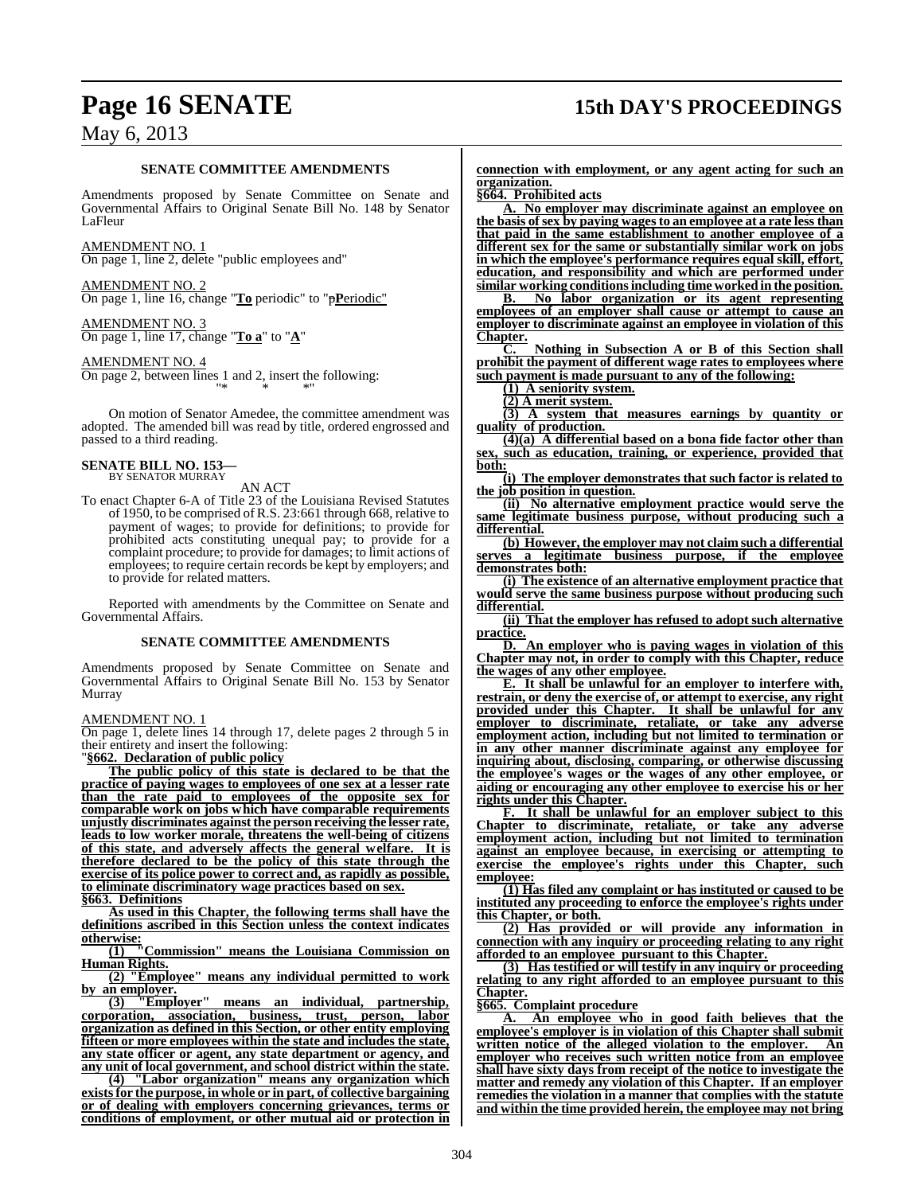**SENATE COMMITTEE AMENDMENTS**

Amendments proposed by Senate Committee on Senate and Governmental Affairs to Original Senate Bill No. 148 by Senator LaFleur

AMENDMENT NO. 1
On page 1, line 2, delete "public employees and"

AMENDMENT NO. 2
On page 1, line 16, change "**To** periodic" to "~~p~~**P**eriodic"

AMENDMENT NO. 3
On page 1, line 17, change "**To a**" to "**A**"

AMENDMENT NO. 4
On page 2, between lines 1 and 2, insert the following:
"* * *"

On motion of Senator Amedee, the committee amendment was adopted. The amended bill was read by title, ordered engrossed and passed to a third reading.

**SENATE BILL NO. 153—**
BY SENATOR MURRAY

AN ACT

To enact Chapter 6-A of Title 23 of the Louisiana Revised Statutes of 1950, to be comprised of R.S. 23:661 through 668, relative to payment of wages; to provide for definitions; to provide for prohibited acts constituting unequal pay; to provide for a complaint procedure; to provide for damages; to limit actions of employees; to require certain records be kept by employers; and to provide for related matters.

Reported with amendments by the Committee on Senate and Governmental Affairs.

**SENATE COMMITTEE AMENDMENTS**

Amendments proposed by Senate Committee on Senate and Governmental Affairs to Original Senate Bill No. 153 by Senator Murray

AMENDMENT NO. 1
On page 1, delete lines 14 through 17, delete pages 2 through 5 in their entirety and insert the following:

"**§662. Declaration of public policy**

**The public policy of this state is declared to be that the practice of paying wages to employees of one sex at a lesser rate than the rate paid to employees of the opposite sex for comparable work on jobs which have comparable requirements unjustly discriminates against the person receiving the lesser rate, leads to low worker morale, threatens the well-being of citizens of this state, and adversely affects the general welfare. It is therefore declared to be the policy of this state through the exercise of its police power to correct and, as rapidly as possible, to eliminate discriminatory wage practices based on sex.**

**§663. Definitions**

**As used in this Chapter, the following terms shall have the definitions ascribed in this Section unless the context indicates otherwise:**

**(1) "Commission" means the Louisiana Commission on Human Rights.**

**(2) "Employee" means any individual permitted to work by an employer.**

**(3) "Employer" means an individual, partnership, corporation, association, business, trust, person, labor organization as defined in this Section, or other entity employing fifteen or more employees within the state and includes the state, any state officer or agent, any state department or agency, and any unit of local government, and school district within the state.**

**(4) "Labor organization" means any organization which exists for the purpose, in whole or in part, of collective bargaining or of dealing with employers concerning grievances, terms or conditions of employment, or other mutual aid or protection in connection with employment, or any agent acting for such an organization.**

**§664. Prohibited acts**

**A. No employer may discriminate against an employee on the basis of sex by paying wages to an employee at a rate less than that paid in the same establishment to another employee of a different sex for the same or substantially similar work on jobs in which the employee's performance requires equal skill, effort, education, and responsibility and which are performed under similar working conditions including time worked in the position.**

**B. No labor organization or its agent representing employees of an employer shall cause or attempt to cause an employer to discriminate against an employee in violation of this Chapter.**

**C. Nothing in Subsection A or B of this Section shall prohibit the payment of different wage rates to employees where such payment is made pursuant to any of the following:**

**(1) A seniority system.**

**(2) A merit system.**

**(3) A system that measures earnings by quantity or quality of production.**

**(4)(a) A differential based on a bona fide factor other than sex, such as education, training, or experience, provided that both:**

**(i) The employer demonstrates that such factor is related to the job position in question.**

**(ii) No alternative employment practice would serve the same legitimate business purpose, without producing such a differential.**

**(b) However, the employer may not claim such a differential serves a legitimate business purpose, if the employee demonstrates both:**

**(i) The existence of an alternative employment practice that would serve the same business purpose without producing such differential.**

**(ii) That the employer has refused to adopt such alternative practice.**

**D. An employer who is paying wages in violation of this Chapter may not, in order to comply with this Chapter, reduce the wages of any other employee.**

**E. It shall be unlawful for an employer to interfere with, restrain, or deny the exercise of, or attempt to exercise, any right provided under this Chapter. It shall be unlawful for any employer to discriminate, retaliate, or take any adverse employment action, including but not limited to termination or in any other manner discriminate against any employee for inquiring about, disclosing, comparing, or otherwise discussing the employee's wages or the wages of any other employee, or aiding or encouraging any other employee to exercise his or her rights under this Chapter.**

**F. It shall be unlawful for an employer subject to this Chapter to discriminate, retaliate, or take any adverse employment action, including but not limited to termination against an employee because, in exercising or attempting to exercise the employee's rights under this Chapter, such employee:**

**(1) Has filed any complaint or has instituted or caused to be instituted any proceeding to enforce the employee's rights under this Chapter, or both.**

**(2) Has provided or will provide any information in connection with any inquiry or proceeding relating to any right afforded to an employee pursuant to this Chapter.**

**(3) Has testified or will testify in any inquiry or proceeding relating to any right afforded to an employee pursuant to this Chapter.**

**§665. Complaint procedure**

**A. An employee who in good faith believes that the employee's employer is in violation of this Chapter shall submit written notice of the alleged violation to the employer. An employer who receives such written notice from an employee shall have sixty days from receipt of the notice to investigate the matter and remedy any violation of this Chapter. If an employer remedies the violation in a manner that complies with the statute and within the time provided herein, the employee may not bring**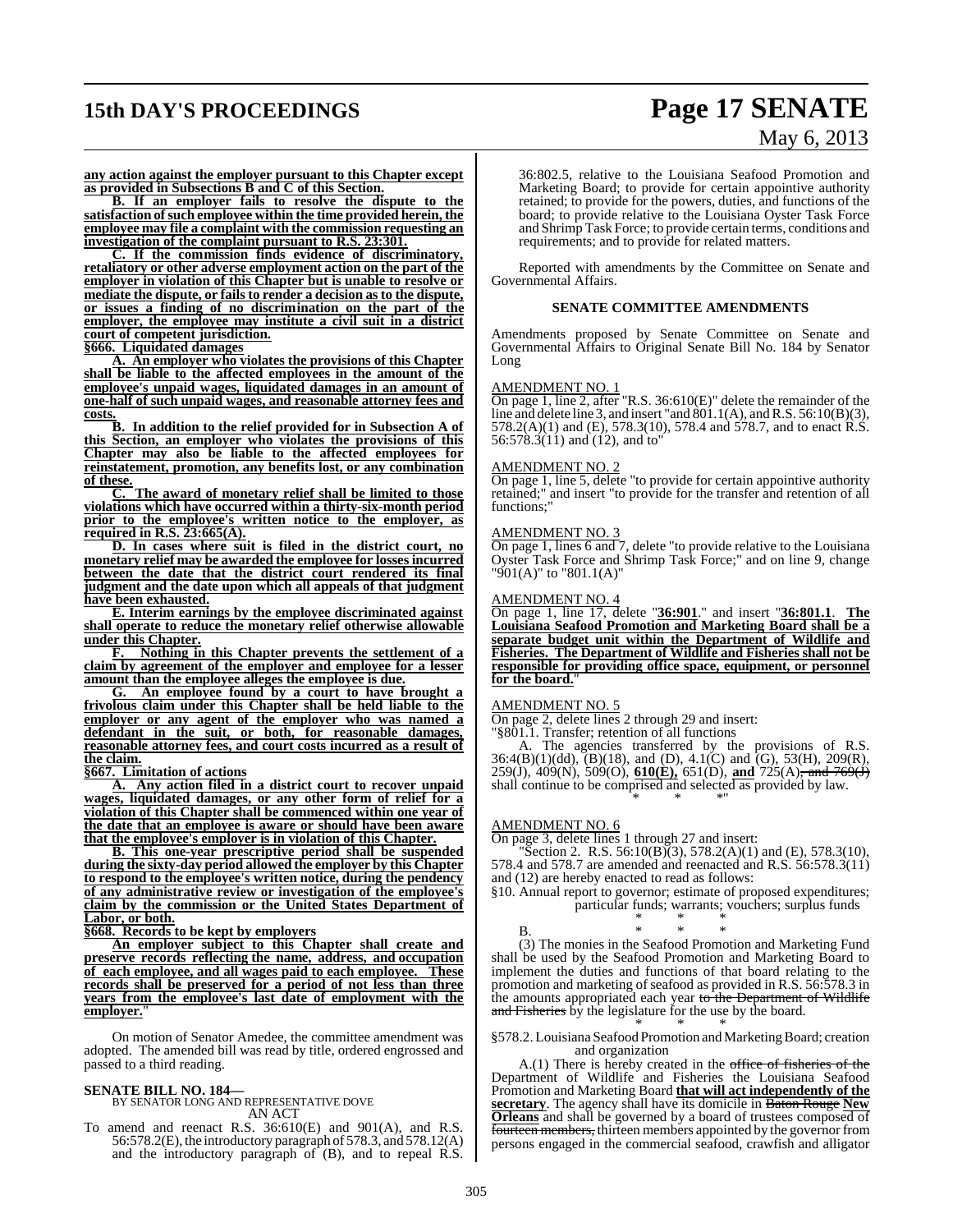**any action against the employer pursuant to this Chapter except as provided in Subsections B and C of this Section.**

**B. If an employer fails to resolve the dispute to the satisfaction of such employee within the time provided herein, the employee may file a complaint with the commission requesting an investigation of the complaint pursuant to R.S. 23:301.**

**C. If the commission finds evidence of discriminatory, retaliatory or other adverse employment action on the part of the employer in violation of this Chapter but is unable to resolve or mediate the dispute, or fails to render a decision as to the dispute, or issues a finding of no discrimination on the part of the employer, the employee may institute a civil suit in a district court of competent jurisdiction.**

**§666. Liquidated damages**

**A. An employer who violates the provisions of this Chapter shall be liable to the affected employees in the amount of the employee's unpaid wages, liquidated damages in an amount of one-half of such unpaid wages, and reasonable attorney fees and costs.**

**B. In addition to the relief provided for in Subsection A of this Section, an employer who violates the provisions of this Chapter may also be liable to the affected employees for reinstatement, promotion, any benefits lost, or any combination of these.**

**C. The award of monetary relief shall be limited to those violations which have occurred within a thirty-six-month period prior to the employee's written notice to the employer, as required in R.S. 23:665(A).**

**D. In cases where suit is filed in the district court, no monetary relief may be awarded the employee for losses incurred between the date that the district court rendered its final judgment and the date upon which all appeals of that judgment have been exhausted.**

**E. Interim earnings by the employee discriminated against shall operate to reduce the monetary relief otherwise allowable under this Chapter.**

**F. Nothing in this Chapter prevents the settlement of a claim by agreement of the employer and employee for a lesser amount than the employee alleges the employee is due.**

**G. An employee found by a court to have brought a frivolous claim under this Chapter shall be held liable to the employer or any agent of the employer who was named a defendant in the suit, or both, for reasonable damages, reasonable attorney fees, and court costs incurred as a result of the claim.**

**§667. Limitation of actions**

**A. Any action filed in a district court to recover unpaid wages, liquidated damages, or any other form of relief for a violation of this Chapter shall be commenced within one year of the date that an employee is aware or should have been aware that the employee's employer is in violation of this Chapter.**

**B. This one-year prescriptive period shall be suspended during the sixty-day period allowed the employer by this Chapter to respond to the employee's written notice, during the pendency of any administrative review or investigation of the employee's claim by the commission or the United States Department of Labor, or both.**

**§668. Records to be kept by employers**

**An employer subject to this Chapter shall create and preserve records reflecting the name, address, and occupation of each employee, and all wages paid to each employee. These records shall be preserved for a period of not less than three years from the employee's last date of employment with the employer.**"

On motion of Senator Amedee, the committee amendment was adopted. The amended bill was read by title, ordered engrossed and passed to a third reading.

**SENATE BILL NO. 184—**
BY SENATOR LONG AND REPRESENTATIVE DOVE
AN ACT

To amend and reenact R.S. 36:610(E) and 901(A), and R.S. 56:578.2(E), the introductory paragraph of 578.3, and 578.12(A) and the introductory paragraph of (B), and to repeal R.S. 36:802.5, relative to the Louisiana Seafood Promotion and Marketing Board; to provide for certain appointive authority retained; to provide for the powers, duties, and functions of the board; to provide relative to the Louisiana Oyster Task Force and Shrimp Task Force; to provide certain terms, conditions and requirements; and to provide for related matters.

Reported with amendments by the Committee on Senate and Governmental Affairs.

## SENATE COMMITTEE AMENDMENTS

Amendments proposed by Senate Committee on Senate and Governmental Affairs to Original Senate Bill No. 184 by Senator Long

AMENDMENT NO. 1

On page 1, line 2, after "R.S. 36:610(E)" delete the remainder of the line and delete line 3, and insert "and 801.1(A), and R.S. 56:10(B)(3), 578.2(A)(1) and (E), 578.3(10), 578.4 and 578.7, and to enact R.S. 56:578.3(11) and (12), and to"

AMENDMENT NO. 2

On page 1, line 5, delete "to provide for certain appointive authority retained;" and insert "to provide for the transfer and retention of all functions;"

AMENDMENT NO. 3

On page 1, lines 6 and 7, delete "to provide relative to the Louisiana Oyster Task Force and Shrimp Task Force;" and on line 9, change "901(A)" to "801.1(A)"

AMENDMENT NO. 4

On page 1, line 17, delete "**36:901**." and insert "**36:801.1**. **The Louisiana Seafood Promotion and Marketing Board shall be a separate budget unit within the Department of Wildlife and Fisheries. The Department of Wildlife and Fisheries shall not be responsible for providing office space, equipment, or personnel for the board.**"

AMENDMENT NO. 5

On page 2, delete lines 2 through 29 and insert:

"§801.1. Transfer; retention of all functions

A. The agencies transferred by the provisions of R.S. 36:4(B)(1)(dd), (B)(18), and (D), 4.1(C) and (G), 53(H), 209(R), 259(J), 409(N), 509(O), **610(E),** 651(D), **and** 725(A)~~, and 769(J)~~ shall continue to be comprised and selected as provided by law.

\* \* \*"

AMENDMENT NO. 6

On page 3, delete lines 1 through 27 and insert:

"Section 2. R.S. 56:10(B)(3), 578.2(A)(1) and (E), 578.3(10), 578.4 and 578.7 are amended and reenacted and R.S. 56:578.3(11) and (12) are hereby enacted to read as follows:

§10. Annual report to governor; estimate of proposed expenditures; particular funds; warrants; vouchers; surplus funds

\* \* \*

B. \* \* \*

(3) The monies in the Seafood Promotion and Marketing Fund shall be used by the Seafood Promotion and Marketing Board to implement the duties and functions of that board relating to the promotion and marketing of seafood as provided in R.S. 56:578.3 in the amounts appropriated each year ~~to the Department of Wildlife and Fisheries~~ by the legislature for the use by the board.

\* \* \*

§578.2. Louisiana Seafood Promotion and Marketing Board; creation and organization

A.(1) There is hereby created in the ~~office of fisheries of the Department of Wildlife and Fisheries~~ the Louisiana Seafood Promotion and Marketing Board **that will act independently of the secretary**. The agency shall have its domicile in ~~Baton Rouge~~ **New Orleans** and shall be governed by a board of trustees composed of ~~fourteen members,~~ thirteen members appointed by the governor from persons engaged in the commercial seafood, crawfish and alligator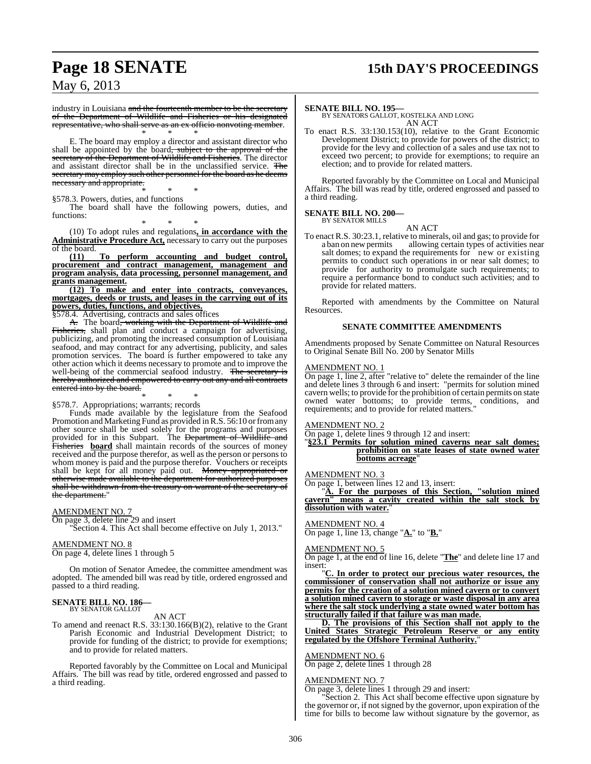industry in Louisiana ~~and the fourteenth member to be the secretary of the Department of Wildlife and Fisheries or his designated representative, who shall serve as an ex officio nonvoting member~~.

\* \* \*

E. The board may employ a director and assistant director who shall be appointed by the board~~, subject to the approval of the secretary of the Department of Wildlife and Fisheries~~. The director and assistant director shall be in the unclassified service. ~~The secretary may employ such other personnel for the board as he deems necessary and appropriate.~~

\* \* \*

§578.3. Powers, duties, and functions

The board shall have the following powers, duties, and functions:

\* \* \*

(10) To adopt rules and regulations**, in accordance with the Administrative Procedure Act,** necessary to carry out the purposes of the board.

**(11) To perform accounting and budget control, procurement and contract management, management and program analysis, data processing, personnel management, and grants management.**

**(12) To make and enter into contracts, conveyances, mortgages, deeds or trusts, and leases in the carrying out of its powers, duties, functions, and objectives.**

§578.4. Advertising, contracts and sales offices

~~A.~~ The board~~, working with the Department of Wildlife and Fisheries,~~ shall plan and conduct a campaign for advertising, publicizing, and promoting the increased consumption of Louisiana seafood, and may contract for any advertising, publicity, and sales promotion services. The board is further empowered to take any other action which it deems necessary to promote and to improve the well-being of the commercial seafood industry. ~~The secretary is hereby authorized and empowered to carry out any and all contracts entered into by the board.~~

\* \* \*

§578.7. Appropriations; warrants; records

Funds made available by the legislature from the Seafood Promotion and Marketing Fund as provided in R.S. 56:10 or from any other source shall be used solely for the programs and purposes provided for in this Subpart. The ~~Department of Wildlife and Fisheries~~ **board** shall maintain records of the sources of money received and the purpose therefor, as well as the person or persons to whom money is paid and the purpose therefor. Vouchers or receipts shall be kept for all money paid out. ~~Money appropriated or otherwise made available to the department for authorized purposes shall be withdrawn from the treasury on warrant of the secretary of the department.~~"

AMENDMENT NO. 7

On page 3, delete line 29 and insert

"Section 4. This Act shall become effective on July 1, 2013."

AMENDMENT NO. 8

On page 4, delete lines 1 through 5

On motion of Senator Amedee, the committee amendment was adopted. The amended bill was read by title, ordered engrossed and passed to a third reading.

**SENATE BILL NO. 186—**
BY SENATOR GALLOT

AN ACT

To amend and reenact R.S. 33:130.166(B)(2), relative to the Grant Parish Economic and Industrial Development District; to provide for funding of the district; to provide for exemptions; and to provide for related matters.

Reported favorably by the Committee on Local and Municipal Affairs. The bill was read by title, ordered engrossed and passed to a third reading.

**SENATE BILL NO. 195—**
BY SENATORS GALLOT, KOSTELKA AND LONG

AN ACT

To enact R.S. 33:130.153(10), relative to the Grant Economic Development District; to provide for powers of the district; to provide for the levy and collection of a sales and use tax not to exceed two percent; to provide for exemptions; to require an election; and to provide for related matters.

Reported favorably by the Committee on Local and Municipal Affairs. The bill was read by title, ordered engrossed and passed to a third reading.

**SENATE BILL NO. 200—**
BY SENATOR MILLS

AN ACT

To enact R.S. 30:23.1, relative to minerals, oil and gas; to provide for a ban on new permits allowing certain types of activities near salt domes; to expand the requirements for new or existing permits to conduct such operations in or near salt domes; to provide for authority to promulgate such requirements; to require a performance bond to conduct such activities; and to provide for related matters.

Reported with amendments by the Committee on Natural Resources.

### SENATE COMMITTEE AMENDMENTS

Amendments proposed by Senate Committee on Natural Resources to Original Senate Bill No. 200 by Senator Mills

AMENDMENT NO. 1

On page 1, line 2, after "relative to" delete the remainder of the line and delete lines 3 through 6 and insert: "permits for solution mined cavern wells; to provide for the prohibition of certain permits on state owned water bottoms; to provide terms, conditions, and requirements; and to provide for related matters."

AMENDMENT NO. 2

On page 1, delete lines 9 through 12 and insert:

"**§23.1 Permits for solution mined caverns near salt domes; prohibition on state leases of state owned water bottoms acreage**"

AMENDMENT NO. 3

On page 1, between lines 12 and 13, insert:

"**A. For the purposes of this Section, "solution mined cavern" means a cavity created within the salt stock by dissolution with water.**"

AMENDMENT NO. 4

On page 1, line 13, change "**A.**" to "**B.**"

AMENDMENT NO. 5

On page 1, at the end of line 16, delete "**The**" and delete line 17 and insert:

"**C. In order to protect our precious water resources, the commissioner of conservation shall not authorize or issue any permits for the creation of a solution mined cavern or to convert a solution mined cavern to storage or waste disposal in any area where the salt stock underlying a state owned water bottom has structurally failed if that failure was man made.**

**D. The provisions of this Section shall not apply to the United States Strategic Petroleum Reserve or any entity regulated by the Offshore Terminal Authority.**"

AMENDMENT NO. 6

On page 2, delete lines 1 through 28

AMENDMENT NO. 7

On page 3, delete lines 1 through 29 and insert:

"Section 2. This Act shall become effective upon signature by the governor or, if not signed by the governor, upon expiration of the time for bills to become law without signature by the governor, as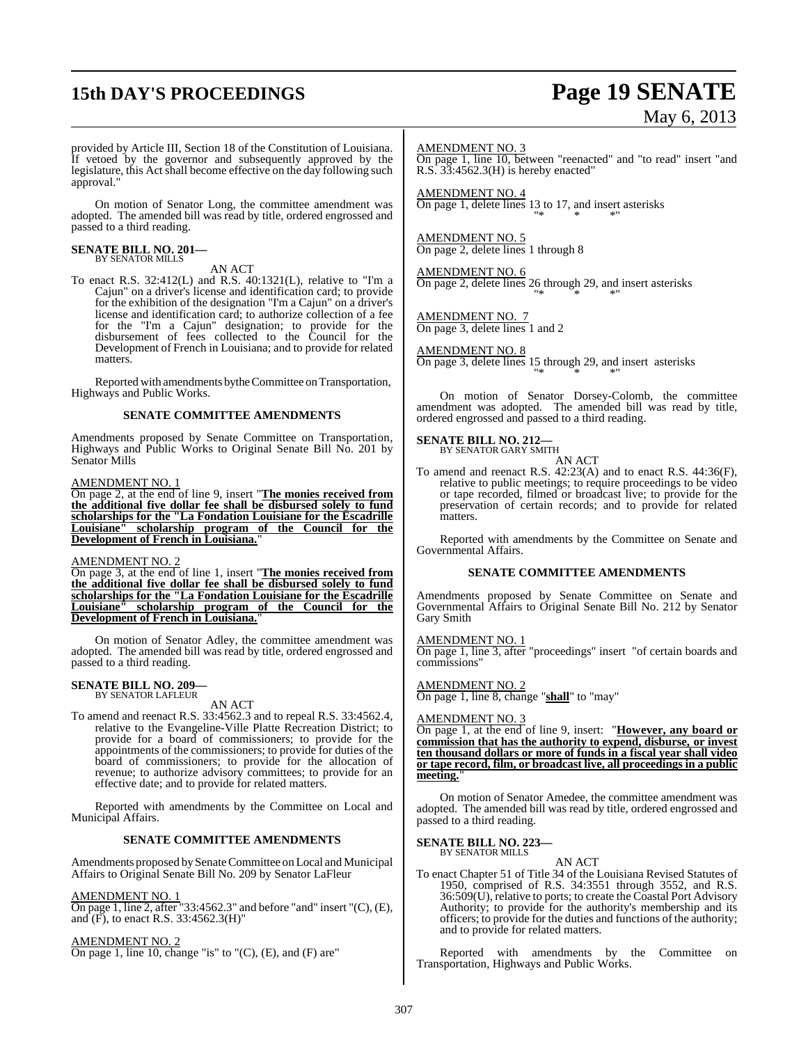provided by Article III, Section 18 of the Constitution of Louisiana. If vetoed by the governor and subsequently approved by the legislature, this Act shall become effective on the day following such approval."

On motion of Senator Long, the committee amendment was adopted. The amended bill was read by title, ordered engrossed and passed to a third reading.

**SENATE BILL NO. 201—**
BY SENATOR MILLS

AN ACT

To enact R.S. 32:412(L) and R.S. 40:1321(L), relative to "I'm a Cajun" on a driver's license and identification card; to provide for the exhibition of the designation "I'm a Cajun" on a driver's license and identification card; to authorize collection of a fee for the "I'm a Cajun" designation; to provide for the disbursement of fees collected to the Council for the Development of French in Louisiana; and to provide for related matters.

Reported with amendments by the Committee on Transportation, Highways and Public Works.

**SENATE COMMITTEE AMENDMENTS**

Amendments proposed by Senate Committee on Transportation, Highways and Public Works to Original Senate Bill No. 201 by Senator Mills

AMENDMENT NO. 1
On page 2, at the end of line 9, insert "**The monies received from the additional five dollar fee shall be disbursed solely to fund scholarships for the "La Fondation Louisiane for the Escadrille Louisiane" scholarship program of the Council for the Development of French in Louisiana.**"

AMENDMENT NO. 2
On page 3, at the end of line 1, insert "**The monies received from the additional five dollar fee shall be disbursed solely to fund scholarships for the "La Fondation Louisiane for the Escadrille Louisiane" scholarship program of the Council for the Development of French in Louisiana.**"

On motion of Senator Adley, the committee amendment was adopted. The amended bill was read by title, ordered engrossed and passed to a third reading.

**SENATE BILL NO. 209—**
BY SENATOR LAFLEUR

AN ACT

To amend and reenact R.S. 33:4562.3 and to repeal R.S. 33:4562.4, relative to the Evangeline-Ville Platte Recreation District; to provide for a board of commissioners; to provide for the appointments of the commissioners; to provide for duties of the board of commissioners; to provide for the allocation of revenue; to authorize advisory committees; to provide for an effective date; and to provide for related matters.

Reported with amendments by the Committee on Local and Municipal Affairs.

**SENATE COMMITTEE AMENDMENTS**

Amendments proposed by Senate Committee on Local and Municipal Affairs to Original Senate Bill No. 209 by Senator LaFleur

AMENDMENT NO. 1
On page 1, line 2, after "33:4562.3" and before "and" insert "(C), (E), and (F), to enact R.S. 33:4562.3(H)"

AMENDMENT NO. 2
On page 1, line 10, change "is" to "(C), (E), and (F) are"

AMENDMENT NO. 3
On page 1, line 10, between "reenacted" and "to read" insert "and R.S. 33:4562.3(H) is hereby enacted"

AMENDMENT NO. 4
On page 1, delete lines 13 to 17, and insert asterisks
"* * *"

AMENDMENT NO. 5
On page 2, delete lines 1 through 8

AMENDMENT NO. 6
On page 2, delete lines 26 through 29, and insert asterisks
"* * *"

AMENDMENT NO. 7
On page 3, delete lines 1 and 2

AMENDMENT NO. 8
On page 3, delete lines 15 through 29, and insert asterisks
"* * *"

On motion of Senator Dorsey-Colomb, the committee amendment was adopted. The amended bill was read by title, ordered engrossed and passed to a third reading.

**SENATE BILL NO. 212—**
BY SENATOR GARY SMITH

AN ACT

To amend and reenact R.S. 42:23(A) and to enact R.S. 44:36(F), relative to public meetings; to require proceedings to be video or tape recorded, filmed or broadcast live; to provide for the preservation of certain records; and to provide for related matters.

Reported with amendments by the Committee on Senate and Governmental Affairs.

**SENATE COMMITTEE AMENDMENTS**

Amendments proposed by Senate Committee on Senate and Governmental Affairs to Original Senate Bill No. 212 by Senator Gary Smith

AMENDMENT NO. 1
On page 1, line 3, after "proceedings" insert "of certain boards and commissions"

AMENDMENT NO. 2
On page 1, line 8, change "**shall**" to "may"

AMENDMENT NO. 3
On page 1, at the end of line 9, insert: "**However, any board or commission that has the authority to expend, disburse, or invest ten thousand dollars or more of funds in a fiscal year shall video or tape record, film, or broadcast live, all proceedings in a public meeting.**"

On motion of Senator Amedee, the committee amendment was adopted. The amended bill was read by title, ordered engrossed and passed to a third reading.

**SENATE BILL NO. 223—**
BY SENATOR MILLS

AN ACT

To enact Chapter 51 of Title 34 of the Louisiana Revised Statutes of 1950, comprised of R.S. 34:3551 through 3552, and R.S. 36:509(U), relative to ports; to create the Coastal Port Advisory Authority; to provide for the authority's membership and its officers; to provide for the duties and functions of the authority; and to provide for related matters.

Reported with amendments by the Committee on Transportation, Highways and Public Works.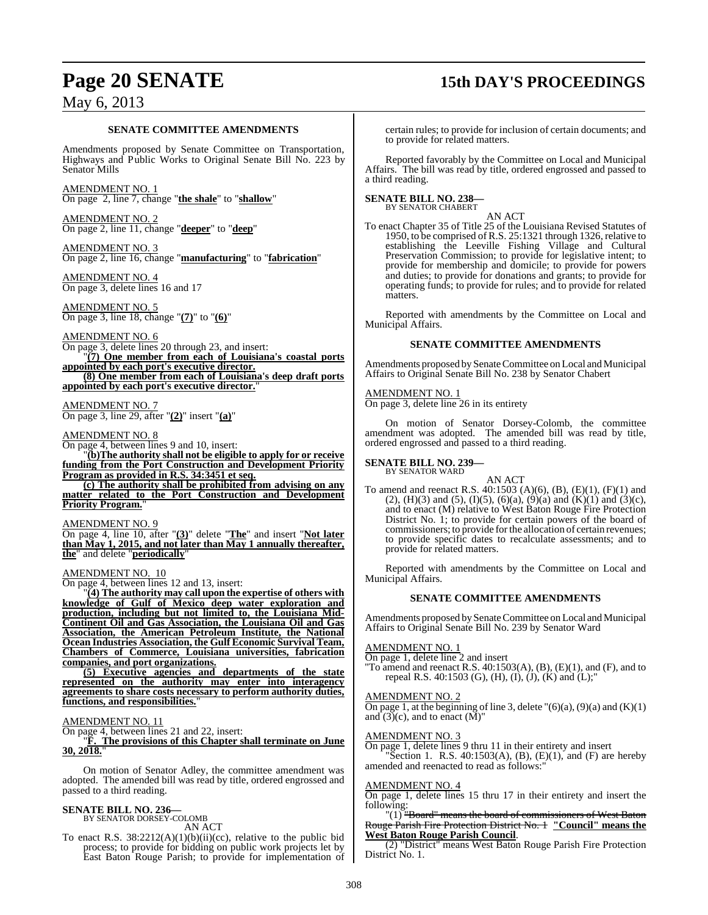### SENATE COMMITTEE AMENDMENTS

Amendments proposed by Senate Committee on Transportation, Highways and Public Works to Original Senate Bill No. 223 by Senator Mills

AMENDMENT NO. 1
On page 2, line 7, change "**the shale**" to "**shallow**"

AMENDMENT NO. 2
On page 2, line 11, change "**deeper**" to "**deep**"

AMENDMENT NO. 3
On page 2, line 16, change "**manufacturing**" to "**fabrication**"

AMENDMENT NO. 4
On page 3, delete lines 16 and 17

AMENDMENT NO. 5
On page 3, line 18, change "**(7)**" to "**(6)**"

AMENDMENT NO. 6
On page 3, delete lines 20 through 23, and insert:

"**(7) One member from each of Louisiana's coastal ports appointed by each port's executive director.**

**(8) One member from each of Louisiana's deep draft ports appointed by each port's executive director.**"

AMENDMENT NO. 7
On page 3, line 29, after "**(2)**" insert "**(a)**"

AMENDMENT NO. 8
On page 4, between lines 9 and 10, insert:

"**(b)The authority shall not be eligible to apply for or receive funding from the Port Construction and Development Priority Program as provided in R.S. 34:3451 et seq.**

**(c) The authority shall be prohibited from advising on any matter related to the Port Construction and Development Priority Program.**"

AMENDMENT NO. 9
On page 4, line 10, after "**(3)**" delete "**The**" and insert "**Not later than May 1, 2015, and not later than May 1 annually thereafter, the**" and delete "**periodically**"

AMENDMENT NO. 10
On page 4, between lines 12 and 13, insert:

"**(4) The authority may call upon the expertise of others with knowledge of Gulf of Mexico deep water exploration and production, including but not limited to, the Louisiana Mid-Continent Oil and Gas Association, the Louisiana Oil and Gas Association, the American Petroleum Institute, the National Ocean Industries Association, the Gulf Economic Survival Team, Chambers of Commerce, Louisiana universities, fabrication companies, and port organizations.**

**(5) Executive agencies and departments of the state represented on the authority may enter into interagency agreements to share costs necessary to perform authority duties, functions, and responsibilities.**"

AMENDMENT NO. 11
On page 4, between lines 21 and 22, insert:

"**F. The provisions of this Chapter shall terminate on June 30, 2018.**"

On motion of Senator Adley, the committee amendment was adopted. The amended bill was read by title, ordered engrossed and passed to a third reading.

**SENATE BILL NO. 236—**
BY SENATOR DORSEY-COLOMB

AN ACT

To enact R.S. 38:2212(A)(1)(b)(ii)(cc), relative to the public bid process; to provide for bidding on public work projects let by East Baton Rouge Parish; to provide for implementation of certain rules; to provide for inclusion of certain documents; and to provide for related matters.

Reported favorably by the Committee on Local and Municipal Affairs. The bill was read by title, ordered engrossed and passed to a third reading.

**SENATE BILL NO. 238—**
BY SENATOR CHABERT

AN ACT

To enact Chapter 35 of Title 25 of the Louisiana Revised Statutes of 1950, to be comprised of R.S. 25:1321 through 1326, relative to establishing the Leeville Fishing Village and Cultural Preservation Commission; to provide for legislative intent; to provide for membership and domicile; to provide for powers and duties; to provide for donations and grants; to provide for operating funds; to provide for rules; and to provide for related matters.

Reported with amendments by the Committee on Local and Municipal Affairs.

### SENATE COMMITTEE AMENDMENTS

Amendments proposed by Senate Committee on Local and Municipal Affairs to Original Senate Bill No. 238 by Senator Chabert

AMENDMENT NO. 1
On page 3, delete line 26 in its entirety

On motion of Senator Dorsey-Colomb, the committee amendment was adopted. The amended bill was read by title, ordered engrossed and passed to a third reading.

**SENATE BILL NO. 239—**
BY SENATOR WARD

AN ACT

To amend and reenact R.S. 40:1503 (A)(6), (B), (E)(1), (F)(1) and (2), (H)(3) and (5), (I)(5), (6)(a), (9)(a) and (K)(1) and (3)(c), and to enact (M) relative to West Baton Rouge Fire Protection District No. 1; to provide for certain powers of the board of commissioners; to provide for the allocation of certain revenues; to provide specific dates to recalculate assessments; and to provide for related matters.

Reported with amendments by the Committee on Local and Municipal Affairs.

### SENATE COMMITTEE AMENDMENTS

Amendments proposed by Senate Committee on Local and Municipal Affairs to Original Senate Bill No. 239 by Senator Ward

AMENDMENT NO. 1
On page 1, delete line 2 and insert
"To amend and reenact R.S. 40:1503(A), (B), (E)(1), and (F), and to repeal R.S. 40:1503 (G), (H), (I), (J), (K) and (L);"

AMENDMENT NO. 2
On page 1, at the beginning of line 3, delete "(6)(a), (9)(a) and (K)(1) and (3)(c), and to enact (M)"

AMENDMENT NO. 3
On page 1, delete lines 9 thru 11 in their entirety and insert

"Section 1. R.S. 40:1503(A), (B), (E)(1), and (F) are hereby amended and reenacted to read as follows:"

AMENDMENT NO. 4
On page 1, delete lines 15 thru 17 in their entirety and insert the following:

"(1) ~~"Board" means the board of commissioners of West Baton Rouge Parish Fire Protection District No. 1~~ **"Council" means the West Baton Rouge Parish Council**.

(2) "District" means West Baton Rouge Parish Fire Protection District No. 1.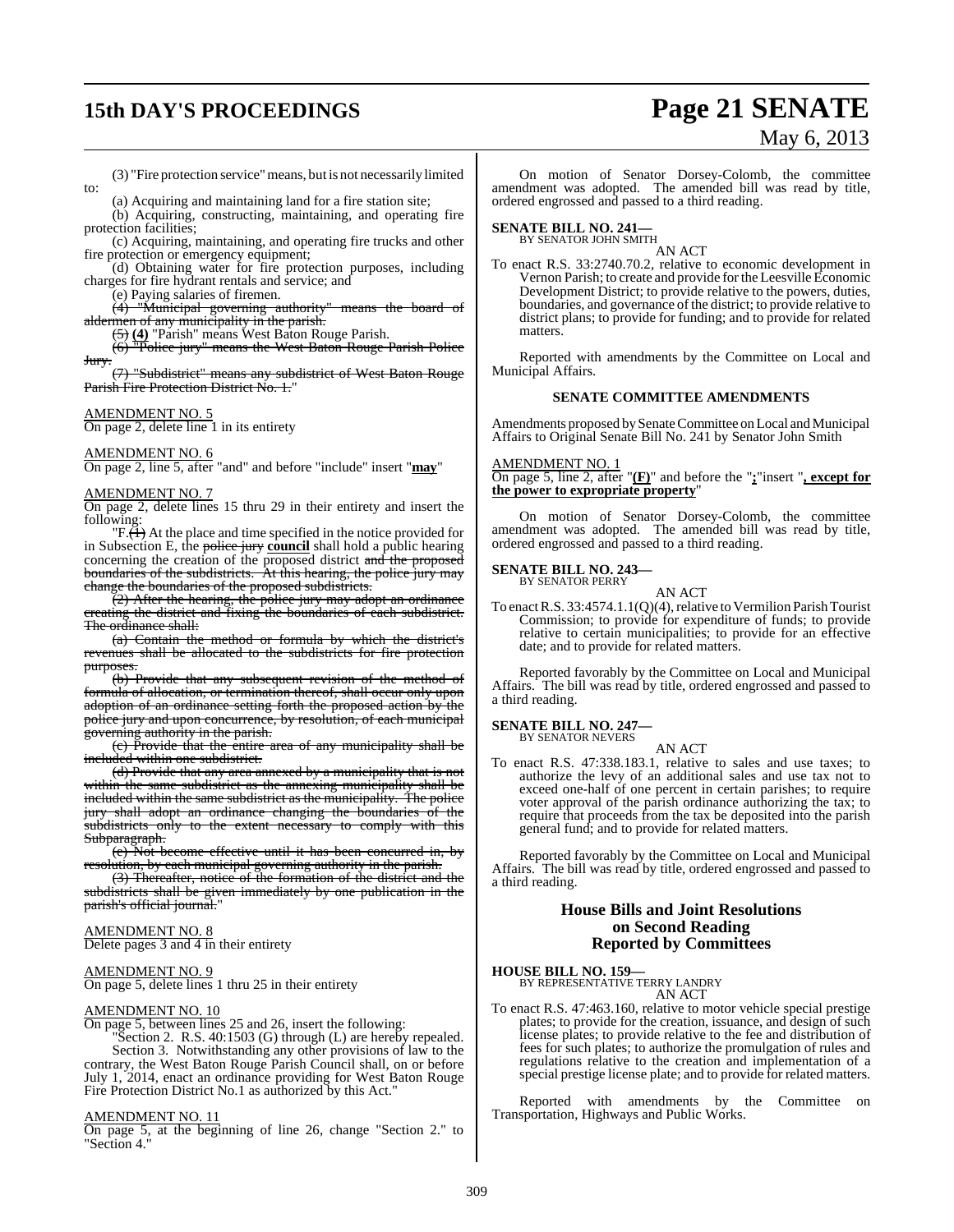(3) "Fire protection service" means, but is not necessarily limited to:

(a) Acquiring and maintaining land for a fire station site;

(b) Acquiring, constructing, maintaining, and operating fire protection facilities;

(c) Acquiring, maintaining, and operating fire trucks and other fire protection or emergency equipment;

(d) Obtaining water for fire protection purposes, including charges for fire hydrant rentals and service; and

(e) Paying salaries of firemen.

~~(4) "Municipal governing authority" means the board of aldermen of any municipality in the parish.~~

~~(5)~~ **(4)** "Parish" means West Baton Rouge Parish.

~~(6) "Police jury" means the West Baton Rouge Parish Police Jury.~~

~~(7) "Subdistrict" means any subdistrict of West Baton Rouge Parish Fire Protection District No. 1.~~"

AMENDMENT NO. 5

On page 2, delete line 1 in its entirety

AMENDMENT NO. 6

On page 2, line 5, after "and" and before "include" insert "**may**"

AMENDMENT NO. 7

On page 2, delete lines 15 thru 29 in their entirety and insert the following:

"F.~~(1)~~ At the place and time specified in the notice provided for in Subsection E, the ~~police jury~~ **council** shall hold a public hearing concerning the creation of the proposed district ~~and the proposed boundaries of the subdistricts. At this hearing, the police jury may change the boundaries of the proposed subdistricts.~~

~~(2) After the hearing, the police jury may adopt an ordinance creating the district and fixing the boundaries of each subdistrict. The ordinance shall:~~

~~(a) Contain the method or formula by which the district's revenues shall be allocated to the subdistricts for fire protection purposes.~~

~~(b) Provide that any subsequent revision of the method of formula of allocation, or termination thereof, shall occur only upon adoption of an ordinance setting forth the proposed action by the police jury and upon concurrence, by resolution, of each municipal governing authority in the parish.~~

~~(c) Provide that the entire area of any municipality shall be included within one subdistrict.~~

~~(d) Provide that any area annexed by a municipality that is not within the same subdistrict as the annexing municipality shall be included within the same subdistrict as the municipality. The police jury shall adopt an ordinance changing the boundaries of the subdistricts only to the extent necessary to comply with this Subparagraph.~~

~~(e) Not become effective until it has been concurred in, by resolution, by each municipal governing authority in the parish.~~

~~(3) Thereafter, notice of the formation of the district and the subdistricts shall be given immediately by one publication in the parish's official journal.~~"

AMENDMENT NO. 8

Delete pages 3 and 4 in their entirety

AMENDMENT NO. 9

On page 5, delete lines 1 thru 25 in their entirety

AMENDMENT NO. 10

On page 5, between lines 25 and 26, insert the following:

"Section 2. R.S. 40:1503 (G) through (L) are hereby repealed.

Section 3. Notwithstanding any other provisions of law to the contrary, the West Baton Rouge Parish Council shall, on or before July 1, 2014, enact an ordinance providing for West Baton Rouge Fire Protection District No.1 as authorized by this Act."

AMENDMENT NO. 11

On page 5, at the beginning of line 26, change "Section 2." to "Section 4."

On motion of Senator Dorsey-Colomb, the committee amendment was adopted. The amended bill was read by title, ordered engrossed and passed to a third reading.

**SENATE BILL NO. 241—**
BY SENATOR JOHN SMITH

AN ACT

To enact R.S. 33:2740.70.2, relative to economic development in Vernon Parish; to create and provide for the Leesville Economic Development District; to provide relative to the powers, duties, boundaries, and governance of the district; to provide relative to district plans; to provide for funding; and to provide for related matters.

Reported with amendments by the Committee on Local and Municipal Affairs.

### SENATE COMMITTEE AMENDMENTS

Amendments proposed by Senate Committee on Local and Municipal Affairs to Original Senate Bill No. 241 by Senator John Smith

AMENDMENT NO. 1

On page 5, line 2, after "**(F)**" and before the "**;**"insert "**, except for the power to expropriate property**"

On motion of Senator Dorsey-Colomb, the committee amendment was adopted. The amended bill was read by title, ordered engrossed and passed to a third reading.

**SENATE BILL NO. 243—**
BY SENATOR PERRY

AN ACT

To enact R.S. 33:4574.1.1(Q)(4), relative to Vermilion Parish Tourist Commission; to provide for expenditure of funds; to provide relative to certain municipalities; to provide for an effective date; and to provide for related matters.

Reported favorably by the Committee on Local and Municipal Affairs. The bill was read by title, ordered engrossed and passed to a third reading.

**SENATE BILL NO. 247—**
BY SENATOR NEVERS

AN ACT

To enact R.S. 47:338.183.1, relative to sales and use taxes; to authorize the levy of an additional sales and use tax not to exceed one-half of one percent in certain parishes; to require voter approval of the parish ordinance authorizing the tax; to require that proceeds from the tax be deposited into the parish general fund; and to provide for related matters.

Reported favorably by the Committee on Local and Municipal Affairs. The bill was read by title, ordered engrossed and passed to a third reading.

## House Bills and Joint Resolutions on Second Reading Reported by Committees

**HOUSE BILL NO. 159—**
BY REPRESENTATIVE TERRY LANDRY

AN ACT

To enact R.S. 47:463.160, relative to motor vehicle special prestige plates; to provide for the creation, issuance, and design of such license plates; to provide relative to the fee and distribution of fees for such plates; to authorize the promulgation of rules and regulations relative to the creation and implementation of a special prestige license plate; and to provide for related matters.

Reported with amendments by the Committee on Transportation, Highways and Public Works.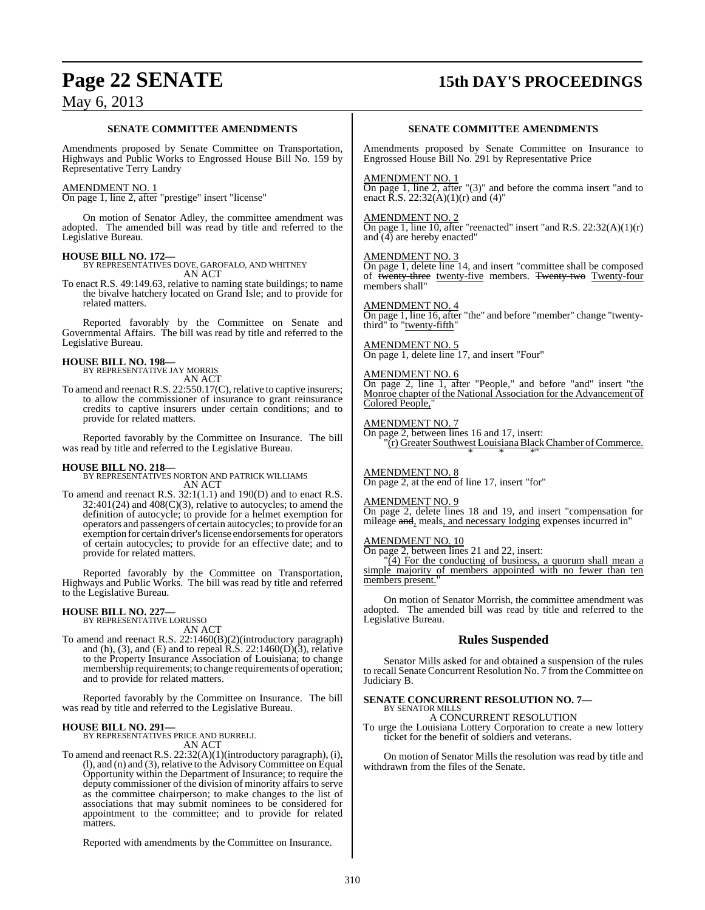### SENATE COMMITTEE AMENDMENTS

Amendments proposed by Senate Committee on Transportation, Highways and Public Works to Engrossed House Bill No. 159 by Representative Terry Landry

AMENDMENT NO. 1
On page 1, line 2, after "prestige" insert "license"

On motion of Senator Adley, the committee amendment was adopted. The amended bill was read by title and referred to the Legislative Bureau.

**HOUSE BILL NO. 172—**
BY REPRESENTATIVES DOVE, GAROFALO, AND WHITNEY
AN ACT

To enact R.S. 49:149.63, relative to naming state buildings; to name the bivalve hatchery located on Grand Isle; and to provide for related matters.

Reported favorably by the Committee on Senate and Governmental Affairs. The bill was read by title and referred to the Legislative Bureau.

**HOUSE BILL NO. 198—**
BY REPRESENTATIVE JAY MORRIS
AN ACT

To amend and reenact R.S. 22:550.17(C), relative to captive insurers; to allow the commissioner of insurance to grant reinsurance credits to captive insurers under certain conditions; and to provide for related matters.

Reported favorably by the Committee on Insurance. The bill was read by title and referred to the Legislative Bureau.

**HOUSE BILL NO. 218—**
BY REPRESENTATIVES NORTON AND PATRICK WILLIAMS
AN ACT

To amend and reenact R.S. 32:1(1.1) and 190(D) and to enact R.S. 32:401(24) and 408(C)(3), relative to autocycles; to amend the definition of autocycle; to provide for a helmet exemption for operators and passengers of certain autocycles; to provide for an exemption for certain driver's license endorsements for operators of certain autocycles; to provide for an effective date; and to provide for related matters.

Reported favorably by the Committee on Transportation, Highways and Public Works. The bill was read by title and referred to the Legislative Bureau.

**HOUSE BILL NO. 227—**
BY REPRESENTATIVE LORUSSO
AN ACT

To amend and reenact R.S. 22:1460(B)(2)(introductory paragraph) and (h), (3), and (E) and to repeal R.S. 22:1460(D)(3), relative to the Property Insurance Association of Louisiana; to change membership requirements; to change requirements of operation; and to provide for related matters.

Reported favorably by the Committee on Insurance. The bill was read by title and referred to the Legislative Bureau.

**HOUSE BILL NO. 291—**
BY REPRESENTATIVES PRICE AND BURRELL
AN ACT

To amend and reenact R.S. 22:32(A)(1)(introductory paragraph), (i), (l), and (n) and (3), relative to the Advisory Committee on Equal Opportunity within the Department of Insurance; to require the deputy commissioner of the division of minority affairs to serve as the committee chairperson; to make changes to the list of associations that may submit nominees to be considered for appointment to the committee; and to provide for related matters.

Reported with amendments by the Committee on Insurance.

### SENATE COMMITTEE AMENDMENTS

Amendments proposed by Senate Committee on Insurance to Engrossed House Bill No. 291 by Representative Price

AMENDMENT NO. 1
On page 1, line 2, after "(3)" and before the comma insert "and to enact R.S. 22:32(A)(1)(r) and (4)"

AMENDMENT NO. 2
On page 1, line 10, after "reenacted" insert "and R.S. 22:32(A)(1)(r) and (4) are hereby enacted"

AMENDMENT NO. 3
On page 1, delete line 14, and insert "committee shall be composed of ~~twenty-three~~ twenty-five members. ~~Twenty-two~~ Twenty-four members shall"

AMENDMENT NO. 4
On page 1, line 16, after "the" and before "member" change "twenty-third" to "twenty-fifth"

AMENDMENT NO. 5
On page 1, delete line 17, and insert "Four"

AMENDMENT NO. 6
On page 2, line 1, after "People," and before "and" insert "the Monroe chapter of the National Association for the Advancement of Colored People,"

AMENDMENT NO. 7
On page 2, between lines 16 and 17, insert:
"(r) Greater Southwest Louisiana Black Chamber of Commerce.
\* \* \*"

AMENDMENT NO. 8
On page 2, at the end of line 17, insert "for"

AMENDMENT NO. 9
On page 2, delete lines 18 and 19, and insert "compensation for mileage ~~and~~, meals, and necessary lodging expenses incurred in"

AMENDMENT NO. 10
On page 2, between lines 21 and 22, insert:
"(4) For the conducting of business, a quorum shall mean a simple majority of members appointed with no fewer than ten members present."

On motion of Senator Morrish, the committee amendment was adopted. The amended bill was read by title and referred to the Legislative Bureau.

## Rules Suspended

Senator Mills asked for and obtained a suspension of the rules to recall Senate Concurrent Resolution No. 7 from the Committee on Judiciary B.

**SENATE CONCURRENT RESOLUTION NO. 7—**
BY SENATOR MILLS
A CONCURRENT RESOLUTION

To urge the Louisiana Lottery Corporation to create a new lottery ticket for the benefit of soldiers and veterans.

On motion of Senator Mills the resolution was read by title and withdrawn from the files of the Senate.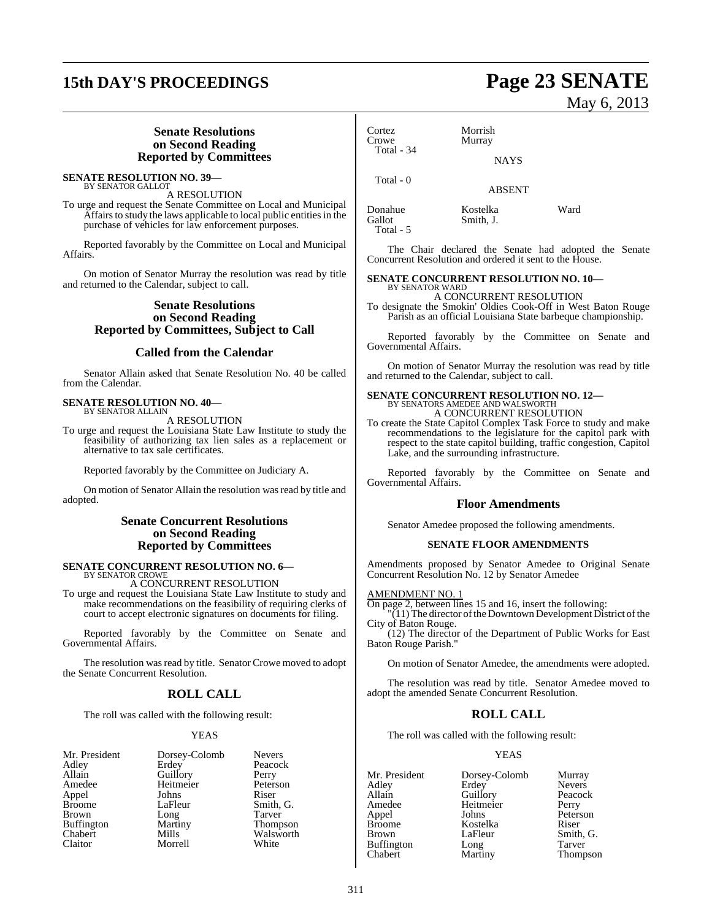### Senate Resolutions on Second Reading Reported by Committees

**SENATE RESOLUTION NO. 39—**
BY SENATOR GALLOT

A RESOLUTION

To urge and request the Senate Committee on Local and Municipal Affairs to study the laws applicable to local public entities in the purchase of vehicles for law enforcement purposes.

Reported favorably by the Committee on Local and Municipal Affairs.

On motion of Senator Murray the resolution was read by title and returned to the Calendar, subject to call.

### Senate Resolutions on Second Reading Reported by Committees, Subject to Call

### Called from the Calendar

Senator Allain asked that Senate Resolution No. 40 be called from the Calendar.

**SENATE RESOLUTION NO. 40—**
BY SENATOR ALLAIN

A RESOLUTION

To urge and request the Louisiana State Law Institute to study the feasibility of authorizing tax lien sales as a replacement or alternative to tax sale certificates.

Reported favorably by the Committee on Judiciary A.

On motion of Senator Allain the resolution was read by title and adopted.

### Senate Concurrent Resolutions on Second Reading Reported by Committees

**SENATE CONCURRENT RESOLUTION NO. 6—**
BY SENATOR CROWE

A CONCURRENT RESOLUTION

To urge and request the Louisiana State Law Institute to study and make recommendations on the feasibility of requiring clerks of court to accept electronic signatures on documents for filing.

Reported favorably by the Committee on Senate and Governmental Affairs.

The resolution was read by title. Senator Crowe moved to adopt the Senate Concurrent Resolution.

## ROLL CALL

The roll was called with the following result:

YEAS

| | | |
|---|---|---|
| Mr. President | Dorsey-Colomb | Nevers |
| Adley | Erdey | Peacock |
| Allain | Guillory | Perry |
| Amedee | Heitmeier | Peterson |
| Appel | Johns | Riser |
| Broome | LaFleur | Smith, G. |
| Brown | Long | Tarver |
| Buffington | Martiny | Thompson |
| Chabert | Mills | Walsworth |
| Claitor | Morrell | White |
| Cortez | Morrish | |
| Crowe | Murray | |

Total - 34

NAYS

Total - 0

ABSENT

| | | |
|---|---|---|
| Donahue | Kostelka | Ward |
| Gallot | Smith, J. | |

Total - 5

The Chair declared the Senate had adopted the Senate Concurrent Resolution and ordered it sent to the House.

**SENATE CONCURRENT RESOLUTION NO. 10—**
BY SENATOR WARD

A CONCURRENT RESOLUTION

To designate the Smokin' Oldies Cook-Off in West Baton Rouge Parish as an official Louisiana State barbeque championship.

Reported favorably by the Committee on Senate and Governmental Affairs.

On motion of Senator Murray the resolution was read by title and returned to the Calendar, subject to call.

**SENATE CONCURRENT RESOLUTION NO. 12—**
BY SENATORS AMEDEE AND WALSWORTH

A CONCURRENT RESOLUTION

To create the State Capitol Complex Task Force to study and make recommendations to the legislature for the capitol park with respect to the state capitol building, traffic congestion, Capitol Lake, and the surrounding infrastructure.

Reported favorably by the Committee on Senate and Governmental Affairs.

### Floor Amendments

Senator Amedee proposed the following amendments.

**SENATE FLOOR AMENDMENTS**

Amendments proposed by Senator Amedee to Original Senate Concurrent Resolution No. 12 by Senator Amedee

AMENDMENT NO. 1

On page 2, between lines 15 and 16, insert the following:

"(11) The director of the Downtown Development District of the City of Baton Rouge.

(12) The director of the Department of Public Works for East Baton Rouge Parish."

On motion of Senator Amedee, the amendments were adopted.

The resolution was read by title. Senator Amedee moved to adopt the amended Senate Concurrent Resolution.

## ROLL CALL

The roll was called with the following result:

YEAS

| | | |
|---|---|---|
| Mr. President | Dorsey-Colomb | Murray |
| Adley | Erdey | Nevers |
| Allain | Guillory | Peacock |
| Amedee | Heitmeier | Perry |
| Appel | Johns | Peterson |
| Broome | Kostelka | Riser |
| Brown | LaFleur | Smith, G. |
| Buffington | Long | Tarver |
| Chabert | Martiny | Thompson |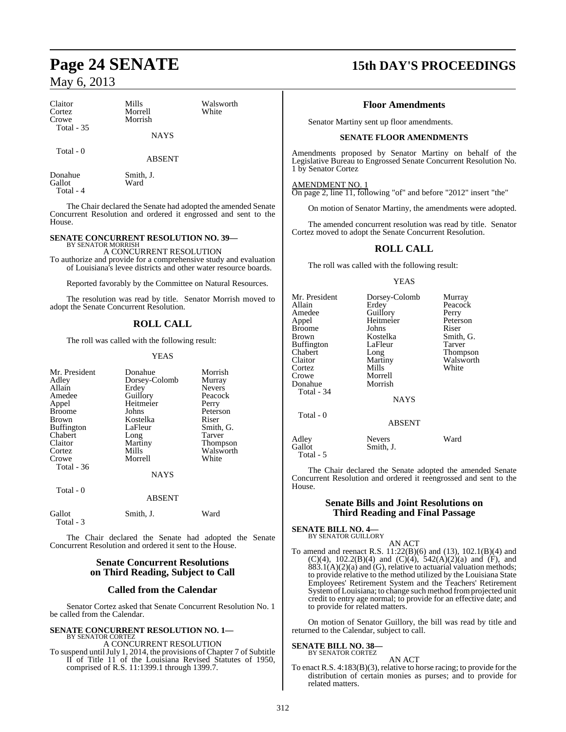| | | |
|---|---|---|
| Claitor | Mills | Walsworth |
| Cortez | Morrell | White |
| Crowe | Morrish | |
| Total - 35 | | |

NAYS

Total - 0

ABSENT

| | |
|---|---|
| Donahue | Smith, J. |
| Gallot | Ward |
| Total - 4 | |

The Chair declared the Senate had adopted the amended Senate Concurrent Resolution and ordered it engrossed and sent to the House.

**SENATE CONCURRENT RESOLUTION NO. 39—**
BY SENATOR MORRISH

A CONCURRENT RESOLUTION

To authorize and provide for a comprehensive study and evaluation of Louisiana's levee districts and other water resource boards.

Reported favorably by the Committee on Natural Resources.

The resolution was read by title. Senator Morrish moved to adopt the Senate Concurrent Resolution.

## ROLL CALL

The roll was called with the following result:

YEAS

| | | |
|---|---|---|
| Mr. President | Donahue | Morrish |
| Adley | Dorsey-Colomb | Murray |
| Allain | Erdey | Nevers |
| Amedee | Guillory | Peacock |
| Appel | Heitmeier | Perry |
| Broome | Johns | Peterson |
| Brown | Kostelka | Riser |
| Buffington | LaFleur | Smith, G. |
| Chabert | Long | Tarver |
| Claitor | Martiny | Thompson |
| Cortez | Mills | Walsworth |
| Crowe | Morrell | White |
| Total - 36 | | |

NAYS

Total - 0

ABSENT

| | | |
|---|---|---|
| Gallot | Smith, J. | Ward |
| Total - 3 | | |

The Chair declared the Senate had adopted the Senate Concurrent Resolution and ordered it sent to the House.

## Senate Concurrent Resolutions on Third Reading, Subject to Call

## Called from the Calendar

Senator Cortez asked that Senate Concurrent Resolution No. 1 be called from the Calendar.

**SENATE CONCURRENT RESOLUTION NO. 1—**
BY SENATOR CORTEZ

A CONCURRENT RESOLUTION

To suspend until July 1, 2014, the provisions of Chapter 7 of Subtitle II of Title 11 of the Louisiana Revised Statutes of 1950, comprised of R.S. 11:1399.1 through 1399.7.

## Floor Amendments

Senator Martiny sent up floor amendments.

**SENATE FLOOR AMENDMENTS**

Amendments proposed by Senator Martiny on behalf of the Legislative Bureau to Engrossed Senate Concurrent Resolution No. 1 by Senator Cortez

AMENDMENT NO. 1
On page 2, line 11, following "of" and before "2012" insert "the"

On motion of Senator Martiny, the amendments were adopted.

The amended concurrent resolution was read by title. Senator Cortez moved to adopt the Senate Concurrent Resolution.

## ROLL CALL

The roll was called with the following result:

YEAS

| | | |
|---|---|---|
| Mr. President | Dorsey-Colomb | Murray |
| Allain | Erdey | Peacock |
| Amedee | Guillory | Perry |
| Appel | Heitmeier | Peterson |
| Broome | Johns | Riser |
| Brown | Kostelka | Smith, G. |
| Buffington | LaFleur | Tarver |
| Chabert | Long | Thompson |
| Claitor | Martiny | Walsworth |
| Cortez | Mills | White |
| Crowe | Morrell | |
| Donahue | Morrish | |
| Total - 34 | | |

NAYS

Total - 0

ABSENT

| | | |
|---|---|---|
| Adley | Nevers | Ward |
| Gallot | Smith, J. | |
| Total - 5 | | |

The Chair declared the Senate adopted the amended Senate Concurrent Resolution and ordered it reengrossed and sent to the House.

## Senate Bills and Joint Resolutions on Third Reading and Final Passage

**SENATE BILL NO. 4—**
BY SENATOR GUILLORY

AN ACT

To amend and reenact R.S. 11:22(B)(6) and (13), 102.1(B)(4) and (C)(4), 102.2(B)(4) and (C)(4), 542(A)(2)(a) and (F), and 883.1(A)(2)(a) and (G), relative to actuarial valuation methods; to provide relative to the method utilized by the Louisiana State Employees' Retirement System and the Teachers' Retirement System of Louisiana; to change such method from projected unit credit to entry age normal; to provide for an effective date; and to provide for related matters.

On motion of Senator Guillory, the bill was read by title and returned to the Calendar, subject to call.

**SENATE BILL NO. 38—**
BY SENATOR CORTEZ

AN ACT

To enact R.S. 4:183(B)(3), relative to horse racing; to provide for the distribution of certain monies as purses; and to provide for related matters.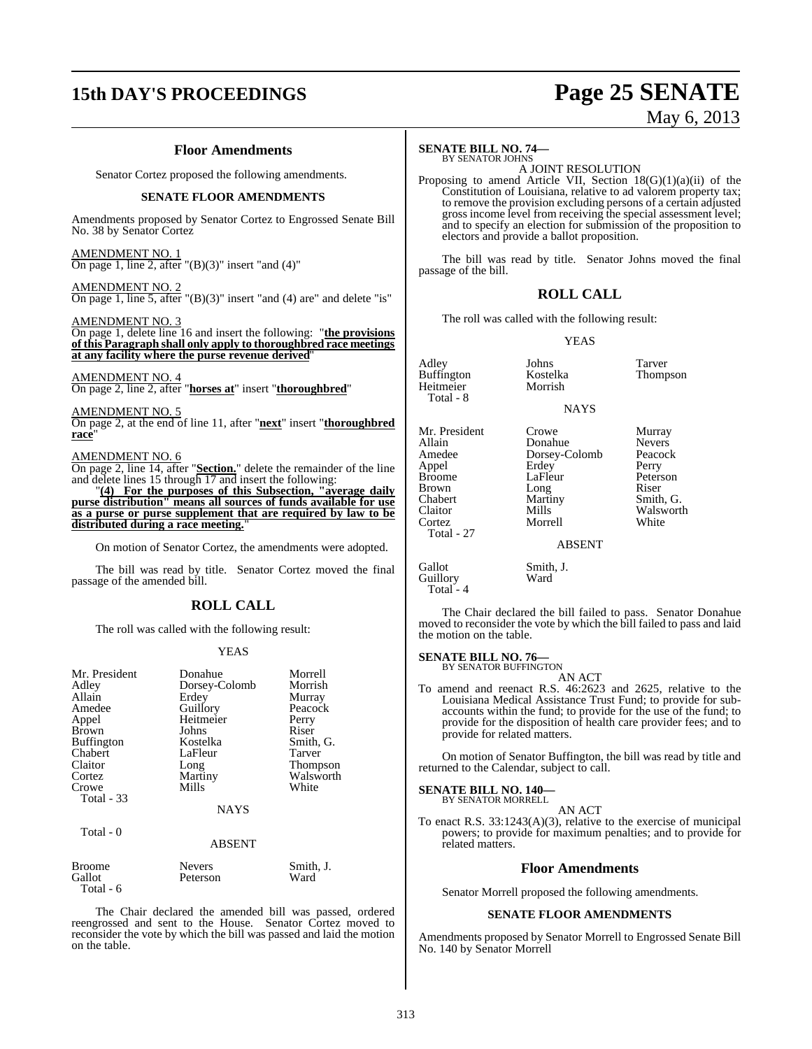## Floor Amendments

Senator Cortez proposed the following amendments.

### SENATE FLOOR AMENDMENTS

Amendments proposed by Senator Cortez to Engrossed Senate Bill No. 38 by Senator Cortez

AMENDMENT NO. 1
On page 1, line 2, after "(B)(3)" insert "and (4)"

AMENDMENT NO. 2
On page 1, line 5, after "(B)(3)" insert "and (4) are" and delete "is"

AMENDMENT NO. 3
On page 1, delete line 16 and insert the following: "**the provisions of this Paragraph shall only apply to thoroughbred race meetings at any facility where the purse revenue derived**"

AMENDMENT NO. 4
On page 2, line 2, after "**horses at**" insert "**thoroughbred**"

AMENDMENT NO. 5
On page 2, at the end of line 11, after "**next**" insert "**thoroughbred race**"

AMENDMENT NO. 6
On page 2, line 14, after "**Section.**" delete the remainder of the line and delete lines 15 through 17 and insert the following:

"**(4) For the purposes of this Subsection, "average daily purse distribution" means all sources of funds available for use as a purse or purse supplement that are required by law to be distributed during a race meeting.**"

On motion of Senator Cortez, the amendments were adopted.

The bill was read by title. Senator Cortez moved the final passage of the amended bill.

## ROLL CALL

The roll was called with the following result:

YEAS

| | | |
|---|---|---|
| Mr. President | Donahue | Morrell |
| Adley | Dorsey-Colomb | Morrish |
| Allain | Erdey | Murray |
| Amedee | Guillory | Peacock |
| Appel | Heitmeier | Perry |
| Brown | Johns | Riser |
| Buffington | Kostelka | Smith, G. |
| Chabert | LaFleur | Tarver |
| Claitor | Long | Thompson |
| Cortez | Martiny | Walsworth |
| Crowe | Mills | White |
| Total - 33 | | |

NAYS

Total - 0

ABSENT

| | | |
|---|---|---|
| Broome | Nevers | Smith, J. |
| Gallot | Peterson | Ward |
| Total - 6 | | |

The Chair declared the amended bill was passed, ordered reengrossed and sent to the House. Senator Cortez moved to reconsider the vote by which the bill was passed and laid the motion on the table.

**SENATE BILL NO. 74—**
BY SENATOR JOHNS

A JOINT RESOLUTION

Proposing to amend Article VII, Section 18(G)(1)(a)(ii) of the Constitution of Louisiana, relative to ad valorem property tax; to remove the provision excluding persons of a certain adjusted gross income level from receiving the special assessment level; and to specify an election for submission of the proposition to electors and provide a ballot proposition.

The bill was read by title. Senator Johns moved the final passage of the bill.

## ROLL CALL

The roll was called with the following result:

YEAS

| | | |
|---|---|---|
| Adley | Johns | Tarver |
| Buffington | Kostelka | Thompson |
| Heitmeier | Morrish | |
| Total - 8 | | |

NAYS

| | | |
|---|---|---|
| Mr. President | Crowe | Murray |
| Allain | Donahue | Nevers |
| Amedee | Dorsey-Colomb | Peacock |
| Appel | Erdey | Perry |
| Broome | LaFleur | Peterson |
| Brown | Long | Riser |
| Chabert | Martiny | Smith, G. |
| Claitor | Mills | Walsworth |
| Cortez | Morrell | White |
| Total - 27 | | |

ABSENT

| | |
|---|---|
| Gallot | Smith, J. |
| Guillory | Ward |
| Total - 4 | |

The Chair declared the bill failed to pass. Senator Donahue moved to reconsider the vote by which the bill failed to pass and laid the motion on the table.

**SENATE BILL NO. 76—**
BY SENATOR BUFFINGTON

AN ACT

To amend and reenact R.S. 46:2623 and 2625, relative to the Louisiana Medical Assistance Trust Fund; to provide for sub-accounts within the fund; to provide for the use of the fund; to provide for the disposition of health care provider fees; and to provide for related matters.

On motion of Senator Buffington, the bill was read by title and returned to the Calendar, subject to call.

**SENATE BILL NO. 140—**
BY SENATOR MORRELL

AN ACT

To enact R.S. 33:1243(A)(3), relative to the exercise of municipal powers; to provide for maximum penalties; and to provide for related matters.

## Floor Amendments

Senator Morrell proposed the following amendments.

### SENATE FLOOR AMENDMENTS

Amendments proposed by Senator Morrell to Engrossed Senate Bill No. 140 by Senator Morrell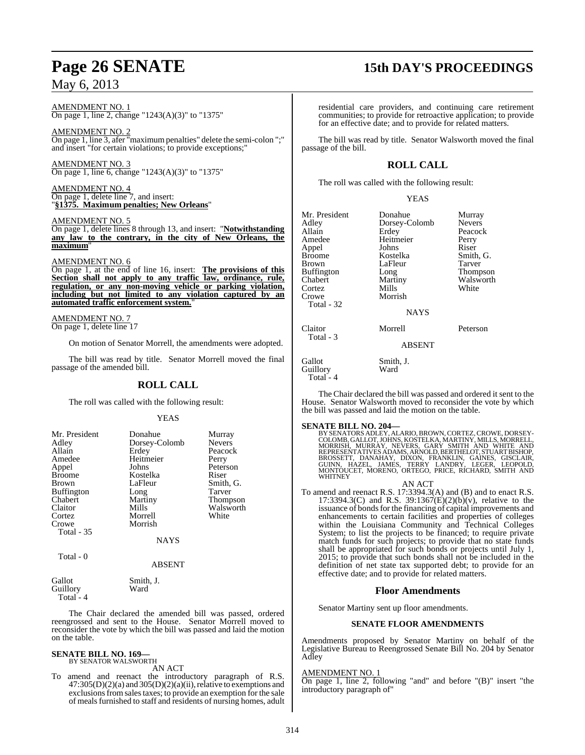AMENDMENT NO. 1
On page 1, line 2, change "1243(A)(3)" to "1375"

AMENDMENT NO. 2
On page 1, line 3, afer "maximum penalties" delete the semi-colon ";" and insert "for certain violations; to provide exceptions;"

AMENDMENT NO. 3
On page 1, line 6, change "1243(A)(3)" to "1375"

AMENDMENT NO. 4
On page 1, delete line 7, and insert:
"**§1375. Maximum penalties; New Orleans**"

AMENDMENT NO. 5
On page 1, delete lines 8 through 13, and insert: "**Notwithstanding any law to the contrary, in the city of New Orleans, the maximum**"

AMENDMENT NO. 6
On page 1, at the end of line 16, insert: **The provisions of this Section shall not apply to any traffic law, ordinance, rule, regulation, or any non-moving vehicle or parking violation, including but not limited to any violation captured by an automated traffic enforcement system.**"

AMENDMENT NO. 7
On page 1, delete line 17

On motion of Senator Morrell, the amendments were adopted.

The bill was read by title. Senator Morrell moved the final passage of the amended bill.

## ROLL CALL

The roll was called with the following result:

YEAS

| | | |
|---|---|---|
| Mr. President | Donahue | Murray |
| Adley | Dorsey-Colomb | Nevers |
| Allain | Erdey | Peacock |
| Amedee | Heitmeier | Perry |
| Appel | Johns | Peterson |
| Broome | Kostelka | Riser |
| Brown | LaFleur | Smith, G. |
| Buffington | Long | Tarver |
| Chabert | Martiny | Thompson |
| Claitor | Mills | Walsworth |
| Cortez | Morrell | White |
| Crowe | Morrish | |
| Total - 35 | | |

NAYS

Total - 0

ABSENT

| | |
|---|---|
| Gallot | Smith, J. |
| Guillory | Ward |
| Total - 4 | |

The Chair declared the amended bill was passed, ordered reengrossed and sent to the House. Senator Morrell moved to reconsider the vote by which the bill was passed and laid the motion on the table.

**SENATE BILL NO. 169—**
BY SENATOR WALSWORTH
AN ACT
To amend and reenact the introductory paragraph of R.S. 47:305(D)(2)(a) and 305(D)(2)(a)(ii), relative to exemptions and exclusions from sales taxes; to provide an exemption for the sale of meals furnished to staff and residents of nursing homes, adult residential care providers, and continuing care retirement communities; to provide for retroactive application; to provide for an effective date; and to provide for related matters.

The bill was read by title. Senator Walsworth moved the final passage of the bill.

## ROLL CALL

The roll was called with the following result:

YEAS

| | | |
|---|---|---|
| Mr. President | Donahue | Murray |
| Adley | Dorsey-Colomb | Nevers |
| Allain | Erdey | Peacock |
| Amedee | Heitmeier | Perry |
| Appel | Johns | Riser |
| Broome | Kostelka | Smith, G. |
| Brown | LaFleur | Tarver |
| Buffington | Long | Thompson |
| Chabert | Martiny | Walsworth |
| Cortez | Mills | White |
| Crowe | Morrish | |
| Total - 32 | | |

NAYS

| | | |
|---|---|---|
| Claitor | Morrell | Peterson |
| Total - 3 | | |

ABSENT

| | |
|---|---|
| Gallot | Smith, J. |
| Guillory | Ward |
| Total - 4 | |

The Chair declared the bill was passed and ordered it sent to the House. Senator Walsworth moved to reconsider the vote by which the bill was passed and laid the motion on the table.

**SENATE BILL NO. 204—**
BY SENATORS ADLEY, ALARIO, BROWN, CORTEZ, CROWE, DORSEY-COLOMB, GALLOT, JOHNS, KOSTELKA, MARTINY, MILLS, MORRELL, MORRISH, MURRAY, NEVERS, GARY SMITH AND WHITE AND REPRESENTATIVES ADAMS, ARNOLD, BERTHELOT, STUART BISHOP, BROSSETT, DANAHAY, DIXON, FRANKLIN, GAINES, GISCLAIR, GUINN, HAZEL, JAMES, TERRY LANDRY, LEGER, LEOPOLD, MONTOUCET, MORENO, ORTEGO, PRICE, RICHARD, SMITH AND WHITNEY
AN ACT
To amend and reenact R.S. 17:3394.3(A) and (B) and to enact R.S. 17:3394.3(C) and R.S. 39:1367(E)(2)(b)(v), relative to the issuance of bonds for the financing of capital improvements and enhancements to certain facilities and properties of colleges within the Louisiana Community and Technical Colleges System; to list the projects to be financed; to require private match funds for such projects; to provide that no state funds shall be appropriated for such bonds or projects until July 1, 2015; to provide that such bonds shall not be included in the definition of net state tax supported debt; to provide for an effective date; and to provide for related matters.

## Floor Amendments

Senator Martiny sent up floor amendments.

### SENATE FLOOR AMENDMENTS

Amendments proposed by Senator Martiny on behalf of the Legislative Bureau to Reengrossed Senate Bill No. 204 by Senator Adley

AMENDMENT NO. 1
On page 1, line 2, following "and" and before "(B)" insert "the introductory paragraph of"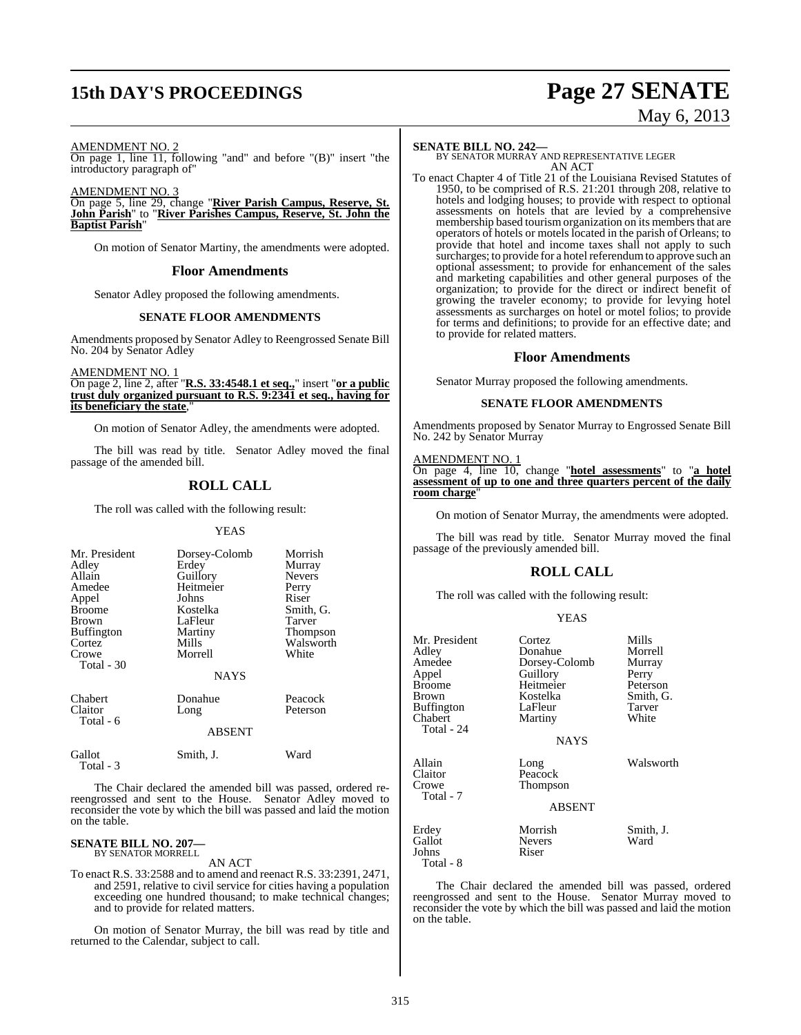AMENDMENT NO. 2

On page 1, line 11, following "and" and before "(B)" insert "the introductory paragraph of"

AMENDMENT NO. 3

On page 5, line 29, change "**River Parish Campus, Reserve, St. John Parish**" to "**River Parishes Campus, Reserve, St. John the Baptist Parish**"

On motion of Senator Martiny, the amendments were adopted.

## Floor Amendments

Senator Adley proposed the following amendments.

### SENATE FLOOR AMENDMENTS

Amendments proposed by Senator Adley to Reengrossed Senate Bill No. 204 by Senator Adley

AMENDMENT NO. 1

On page 2, line 2, after "**R.S. 33:4548.1 et seq.,**" insert "**or a public trust duly organized pursuant to R.S. 9:2341 et seq., having for its beneficiary the state**,"

On motion of Senator Adley, the amendments were adopted.

The bill was read by title. Senator Adley moved the final passage of the amended bill.

## ROLL CALL

The roll was called with the following result:

YEAS

| | | |
|---|---|---|
| Mr. President | Dorsey-Colomb | Morrish |
| Adley | Erdey | Murray |
| Allain | Guillory | Nevers |
| Amedee | Heitmeier | Perry |
| Appel | Johns | Riser |
| Broome | Kostelka | Smith, G. |
| Brown | LaFleur | Tarver |
| Buffington | Martiny | Thompson |
| Cortez | Mills | Walsworth |
| Crowe | Morrell | White |
| Total - 30 | | |

NAYS

| | | |
|---|---|---|
| Chabert | Donahue | Peacock |
| Claitor | Long | Peterson |
| Total - 6 | | |

ABSENT

| | | |
|---|---|---|
| Gallot | Smith, J. | Ward |
| Total - 3 | | |

The Chair declared the amended bill was passed, ordered re-reengrossed and sent to the House. Senator Adley moved to reconsider the vote by which the bill was passed and laid the motion on the table.

**SENATE BILL NO. 207—**
BY SENATOR MORRELL

AN ACT

To enact R.S. 33:2588 and to amend and reenact R.S. 33:2391, 2471, and 2591, relative to civil service for cities having a population exceeding one hundred thousand; to make technical changes; and to provide for related matters.

On motion of Senator Murray, the bill was read by title and returned to the Calendar, subject to call.

**SENATE BILL NO. 242—**
BY SENATOR MURRAY AND REPRESENTATIVE LEGER

AN ACT

To enact Chapter 4 of Title 21 of the Louisiana Revised Statutes of 1950, to be comprised of R.S. 21:201 through 208, relative to hotels and lodging houses; to provide with respect to optional assessments on hotels that are levied by a comprehensive membership based tourism organization on its members that are operators of hotels or motels located in the parish of Orleans; to provide that hotel and income taxes shall not apply to such surcharges; to provide for a hotel referendum to approve such an optional assessment; to provide for enhancement of the sales and marketing capabilities and other general purposes of the organization; to provide for the direct or indirect benefit of growing the traveler economy; to provide for levying hotel assessments as surcharges on hotel or motel folios; to provide for terms and definitions; to provide for an effective date; and to provide for related matters.

## Floor Amendments

Senator Murray proposed the following amendments.

### SENATE FLOOR AMENDMENTS

Amendments proposed by Senator Murray to Engrossed Senate Bill No. 242 by Senator Murray

AMENDMENT NO. 1

On page 4, line 10, change "**hotel assessments**" to "**a hotel assessment of up to one and three quarters percent of the daily room charge**"

On motion of Senator Murray, the amendments were adopted.

The bill was read by title. Senator Murray moved the final passage of the previously amended bill.

## ROLL CALL

The roll was called with the following result:

YEAS

| | | |
|---|---|---|
| Mr. President | Cortez | Mills |
| Adley | Donahue | Morrell |
| Amedee | Dorsey-Colomb | Murray |
| Appel | Guillory | Perry |
| Broome | Heitmeier | Peterson |
| Brown | Kostelka | Smith, G. |
| Buffington | LaFleur | Tarver |
| Chabert | Martiny | White |
| Total - 24 | | |

NAYS

| | | |
|---|---|---|
| Allain | Long | Walsworth |
| Claitor | Peacock | |
| Crowe | Thompson | |
| Total - 7 | | |

ABSENT

| | | |
|---|---|---|
| Erdey | Morrish | Smith, J. |
| Gallot | Nevers | Ward |
| Johns | Riser | |
| Total - 8 | | |

The Chair declared the amended bill was passed, ordered reengrossed and sent to the House. Senator Murray moved to reconsider the vote by which the bill was passed and laid the motion on the table.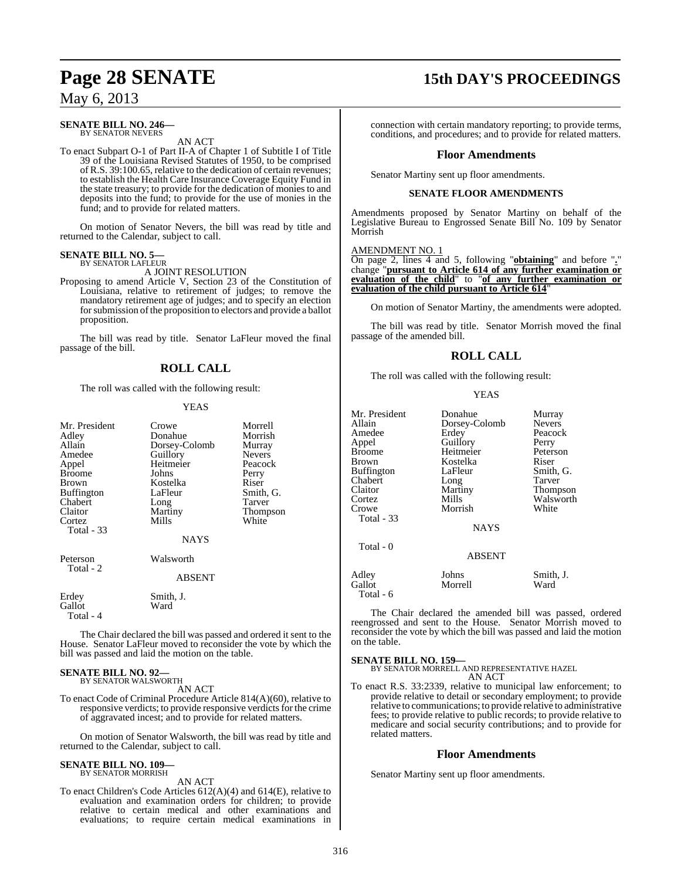**SENATE BILL NO. 246—**
BY SENATOR NEVERS

AN ACT

To enact Subpart O-1 of Part II-A of Chapter 1 of Subtitle I of Title 39 of the Louisiana Revised Statutes of 1950, to be comprised of R.S. 39:100.65, relative to the dedication of certain revenues; to establish the Health Care Insurance Coverage Equity Fund in the state treasury; to provide for the dedication of monies to and deposits into the fund; to provide for the use of monies in the fund; and to provide for related matters.

On motion of Senator Nevers, the bill was read by title and returned to the Calendar, subject to call.

**SENATE BILL NO. 5—**
BY SENATOR LAFLEUR

A JOINT RESOLUTION

Proposing to amend Article V, Section 23 of the Constitution of Louisiana, relative to retirement of judges; to remove the mandatory retirement age of judges; and to specify an election for submission of the proposition to electors and provide a ballot proposition.

The bill was read by title. Senator LaFleur moved the final passage of the bill.

## ROLL CALL

The roll was called with the following result:

YEAS

| | | |
|---|---|---|
| Mr. President | Crowe | Morrell |
| Adley | Donahue | Morrish |
| Allain | Dorsey-Colomb | Murray |
| Amedee | Guillory | Nevers |
| Appel | Heitmeier | Peacock |
| Broome | Johns | Perry |
| Brown | Kostelka | Riser |
| Buffington | LaFleur | Smith, G. |
| Chabert | Long | Tarver |
| Claitor | Martiny | Thompson |
| Cortez | Mills | White |
| Total - 33 | | |

NAYS

| | |
|---|---|
| Peterson | Walsworth |
| Total - 2 | |

ABSENT

| | |
|---|---|
| Erdey | Smith, J. |
| Gallot | Ward |
| Total - 4 | |

The Chair declared the bill was passed and ordered it sent to the House. Senator LaFleur moved to reconsider the vote by which the bill was passed and laid the motion on the table.

**SENATE BILL NO. 92—**
BY SENATOR WALSWORTH

AN ACT

To enact Code of Criminal Procedure Article 814(A)(60), relative to responsive verdicts; to provide responsive verdicts for the crime of aggravated incest; and to provide for related matters.

On motion of Senator Walsworth, the bill was read by title and returned to the Calendar, subject to call.

**SENATE BILL NO. 109—**
BY SENATOR MORRISH

AN ACT

To enact Children's Code Articles 612(A)(4) and 614(E), relative to evaluation and examination orders for children; to provide relative to certain medical and other examinations and evaluations; to require certain medical examinations in connection with certain mandatory reporting; to provide terms, conditions, and procedures; and to provide for related matters.

### Floor Amendments

Senator Martiny sent up floor amendments.

#### SENATE FLOOR AMENDMENTS

Amendments proposed by Senator Martiny on behalf of the Legislative Bureau to Engrossed Senate Bill No. 109 by Senator Morrish

AMENDMENT NO. 1

On page 2, lines 4 and 5, following "**obtaining**" and before "**.**" change "**pursuant to Article 614 of any further examination or evaluation of the child**" to "**of any further examination or evaluation of the child pursuant to Article 614**"

On motion of Senator Martiny, the amendments were adopted.

The bill was read by title. Senator Morrish moved the final passage of the amended bill.

## ROLL CALL

The roll was called with the following result:

YEAS

| | | |
|---|---|---|
| Mr. President | Donahue | Murray |
| Allain | Dorsey-Colomb | Nevers |
| Amedee | Erdey | Peacock |
| Appel | Guillory | Perry |
| Broome | Heitmeier | Peterson |
| Brown | Kostelka | Riser |
| Buffington | LaFleur | Smith, G. |
| Chabert | Long | Tarver |
| Claitor | Martiny | Thompson |
| Cortez | Mills | Walsworth |
| Crowe | Morrish | White |
| Total - 33 | | |

NAYS

Total - 0

ABSENT

| | | |
|---|---|---|
| Adley | Johns | Smith, J. |
| Gallot | Morrell | Ward |
| Total - 6 | | |

The Chair declared the amended bill was passed, ordered reengrossed and sent to the House. Senator Morrish moved to reconsider the vote by which the bill was passed and laid the motion on the table.

**SENATE BILL NO. 159—**
BY SENATOR MORRELL AND REPRESENTATIVE HAZEL

AN ACT

To enact R.S. 33:2339, relative to municipal law enforcement; to provide relative to detail or secondary employment; to provide relative to communications; to provide relative to administrative fees; to provide relative to public records; to provide relative to medicare and social security contributions; and to provide for related matters.

### Floor Amendments

Senator Martiny sent up floor amendments.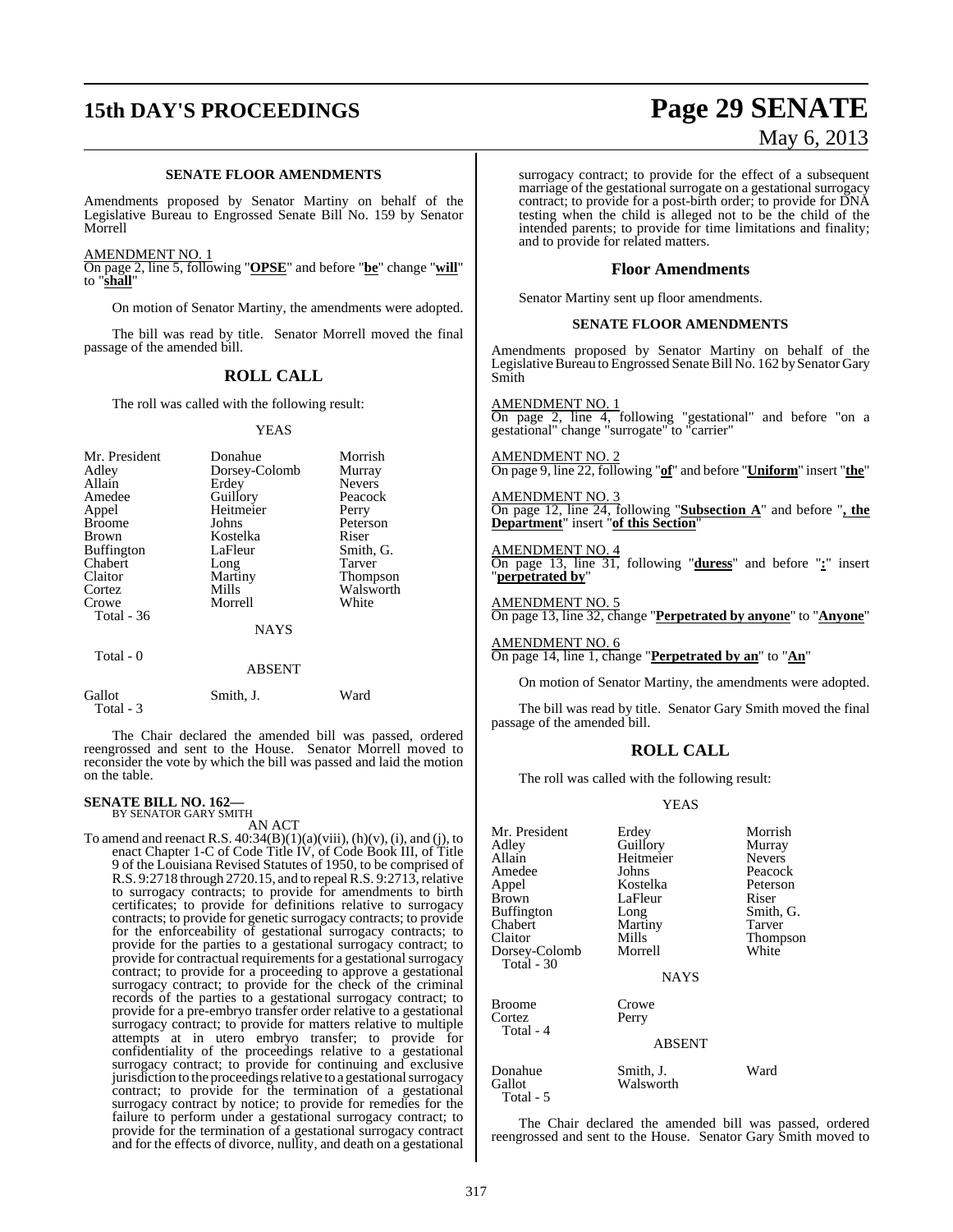### SENATE FLOOR AMENDMENTS

Amendments proposed by Senator Martiny on behalf of the Legislative Bureau to Engrossed Senate Bill No. 159 by Senator Morrell

AMENDMENT NO. 1
On page 2, line 5, following "**OPSE**" and before "**be**" change "**will**" to "**shall**"

On motion of Senator Martiny, the amendments were adopted.

The bill was read by title. Senator Morrell moved the final passage of the amended bill.

## ROLL CALL

The roll was called with the following result:

YEAS

| | | |
|---|---|---|
| Mr. President | Donahue | Morrish |
| Adley | Dorsey-Colomb | Murray |
| Allain | Erdey | Nevers |
| Amedee | Guillory | Peacock |
| Appel | Heitmeier | Perry |
| Broome | Johns | Peterson |
| Brown | Kostelka | Riser |
| Buffington | LaFleur | Smith, G. |
| Chabert | Long | Tarver |
| Claitor | Martiny | Thompson |
| Cortez | Mills | Walsworth |
| Crowe | Morrell | White |
| Total - 36 | | |

NAYS

Total - 0

ABSENT

| | | |
|---|---|---|
| Gallot | Smith, J. | Ward |
| Total - 3 | | |

The Chair declared the amended bill was passed, ordered reengrossed and sent to the House. Senator Morrell moved to reconsider the vote by which the bill was passed and laid the motion on the table.

**SENATE BILL NO. 162—**
BY SENATOR GARY SMITH

AN ACT

To amend and reenact R.S. 40:34(B)(1)(a)(viii), (h)(v), (i), and (j), to enact Chapter 1-C of Code Title IV, of Code Book III, of Title 9 of the Louisiana Revised Statutes of 1950, to be comprised of R.S. 9:2718 through 2720.15, and to repeal R.S. 9:2713, relative to surrogacy contracts; to provide for amendments to birth certificates; to provide for definitions relative to surrogacy contracts; to provide for genetic surrogacy contracts; to provide for the enforceability of gestational surrogacy contracts; to provide for the parties to a gestational surrogacy contract; to provide for contractual requirements for a gestational surrogacy contract; to provide for a proceeding to approve a gestational surrogacy contract; to provide for the check of the criminal records of the parties to a gestational surrogacy contract; to provide for a pre-embryo transfer order relative to a gestational surrogacy contract; to provide for matters relative to multiple attempts at in utero embryo transfer; to provide for confidentiality of the proceedings relative to a gestational surrogacy contract; to provide for continuing and exclusive jurisdiction to the proceedings relative to a gestational surrogacy contract; to provide for the termination of a gestational surrogacy contract by notice; to provide for remedies for the failure to perform under a gestational surrogacy contract; to provide for the termination of a gestational surrogacy contract and for the effects of divorce, nullity, and death on a gestational surrogacy contract; to provide for the effect of a subsequent marriage of the gestational surrogate on a gestational surrogacy contract; to provide for a post-birth order; to provide for DNA testing when the child is alleged not to be the child of the intended parents; to provide for time limitations and finality; and to provide for related matters.

## Floor Amendments

Senator Martiny sent up floor amendments.

### SENATE FLOOR AMENDMENTS

Amendments proposed by Senator Martiny on behalf of the Legislative Bureau to Engrossed Senate Bill No. 162 by Senator Gary Smith

AMENDMENT NO. 1
On page 2, line 4, following "gestational" and before "on a gestational" change "surrogate" to "carrier"

AMENDMENT NO. 2
On page 9, line 22, following "**of**" and before "**Uniform**" insert "**the**"

AMENDMENT NO. 3
On page 12, line 24, following "**Subsection A**" and before "**, the Department**" insert "**of this Section**"

AMENDMENT NO. 4
On page 13, line 31, following "**duress**" and before "**:**" insert "**perpetrated by**"

AMENDMENT NO. 5
On page 13, line 32, change "**Perpetrated by anyone**" to "**Anyone**"

AMENDMENT NO. 6
On page 14, line 1, change "**Perpetrated by an**" to "**An**"

On motion of Senator Martiny, the amendments were adopted.

The bill was read by title. Senator Gary Smith moved the final passage of the amended bill.

## ROLL CALL

The roll was called with the following result:

YEAS

| | | |
|---|---|---|
| Mr. President | Erdey | Morrish |
| Adley | Guillory | Murray |
| Allain | Heitmeier | Nevers |
| Amedee | Johns | Peacock |
| Appel | Kostelka | Peterson |
| Brown | LaFleur | Riser |
| Buffington | Long | Smith, G. |
| Chabert | Martiny | Tarver |
| Claitor | Mills | Thompson |
| Dorsey-Colomb | Morrell | White |
| Total - 30 | | |

NAYS

| | |
|---|---|
| Broome | Crowe |
| Cortez | Perry |
| Total - 4 | |

ABSENT

| | | |
|---|---|---|
| Donahue | Smith, J. | Ward |
| Gallot | Walsworth | |
| Total - 5 | | |

The Chair declared the amended bill was passed, ordered reengrossed and sent to the House. Senator Gary Smith moved to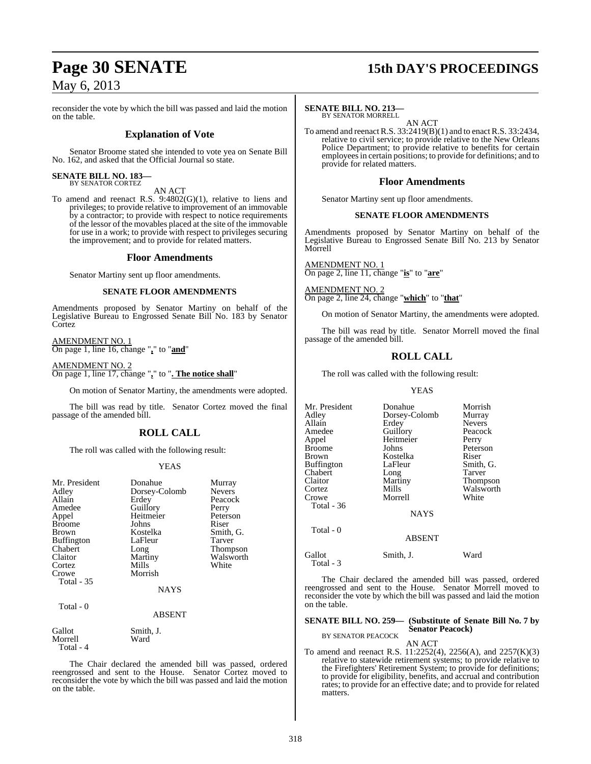reconsider the vote by which the bill was passed and laid the motion on the table.

## Explanation of Vote

Senator Broome stated she intended to vote yea on Senate Bill No. 162, and asked that the Official Journal so state.

**SENATE BILL NO. 183—**
BY SENATOR CORTEZ

AN ACT

To amend and reenact R.S. 9:4802(G)(1), relative to liens and privileges; to provide relative to improvement of an immovable by a contractor; to provide with respect to notice requirements of the lessor of the movables placed at the site of the immovable for use in a work; to provide with respect to privileges securing the improvement; and to provide for related matters.

## Floor Amendments

Senator Martiny sent up floor amendments.

### SENATE FLOOR AMENDMENTS

Amendments proposed by Senator Martiny on behalf of the Legislative Bureau to Engrossed Senate Bill No. 183 by Senator Cortez

AMENDMENT NO. 1
On page 1, line 16, change "**,**" to "**and**"

AMENDMENT NO. 2
On page 1, line 17, change "**,**" to "**. The notice shall**"

On motion of Senator Martiny, the amendments were adopted.

The bill was read by title. Senator Cortez moved the final passage of the amended bill.

## ROLL CALL

The roll was called with the following result:

YEAS

| | | |
|---|---|---|
| Mr. President | Donahue | Murray |
| Adley | Dorsey-Colomb | Nevers |
| Allain | Erdey | Peacock |
| Amedee | Guillory | Perry |
| Appel | Heitmeier | Peterson |
| Broome | Johns | Riser |
| Brown | Kostelka | Smith, G. |
| Buffington | LaFleur | Tarver |
| Chabert | Long | Thompson |
| Claitor | Martiny | Walsworth |
| Cortez | Mills | White |
| Crowe | Morrish | |

Total - 35

NAYS

Total - 0

ABSENT

| | |
|---|---|
| Gallot | Smith, J. |
| Morrell | Ward |

Total - 4

The Chair declared the amended bill was passed, ordered reengrossed and sent to the House. Senator Cortez moved to reconsider the vote by which the bill was passed and laid the motion on the table.

**SENATE BILL NO. 213—**
BY SENATOR MORRELL

AN ACT

To amend and reenact R.S. 33:2419(B)(1) and to enact R.S. 33:2434, relative to civil service; to provide relative to the New Orleans Police Department; to provide relative to benefits for certain employees in certain positions; to provide for definitions; and to provide for related matters.

## Floor Amendments

Senator Martiny sent up floor amendments.

### SENATE FLOOR AMENDMENTS

Amendments proposed by Senator Martiny on behalf of the Legislative Bureau to Engrossed Senate Bill No. 213 by Senator Morrell

AMENDMENT NO. 1
On page 2, line 11, change "**is**" to "**are**"

AMENDMENT NO. 2
On page 2, line 24, change "**which**" to "**that**"

On motion of Senator Martiny, the amendments were adopted.

The bill was read by title. Senator Morrell moved the final passage of the amended bill.

## ROLL CALL

The roll was called with the following result:

YEAS

| | | |
|---|---|---|
| Mr. President | Donahue | Morrish |
| Adley | Dorsey-Colomb | Murray |
| Allain | Erdey | Nevers |
| Amedee | Guillory | Peacock |
| Appel | Heitmeier | Perry |
| Broome | Johns | Peterson |
| Brown | Kostelka | Riser |
| Buffington | LaFleur | Smith, G. |
| Chabert | Long | Tarver |
| Claitor | Martiny | Thompson |
| Cortez | Mills | Walsworth |
| Crowe | Morrell | White |

Total - 36

NAYS

Total - 0

ABSENT

| | | |
|---|---|---|
| Gallot | Smith, J. | Ward |

Total - 3

The Chair declared the amended bill was passed, ordered reengrossed and sent to the House. Senator Morrell moved to reconsider the vote by which the bill was passed and laid the motion on the table.

**SENATE BILL NO. 259— (Substitute of Senate Bill No. 7 by Senator Peacock)**
BY SENATOR PEACOCK

AN ACT

To amend and reenact R.S. 11:2252(4), 2256(A), and 2257(K)(3) relative to statewide retirement systems; to provide relative to the Firefighters' Retirement System; to provide for definitions; to provide for eligibility, benefits, and accrual and contribution rates; to provide for an effective date; and to provide for related matters.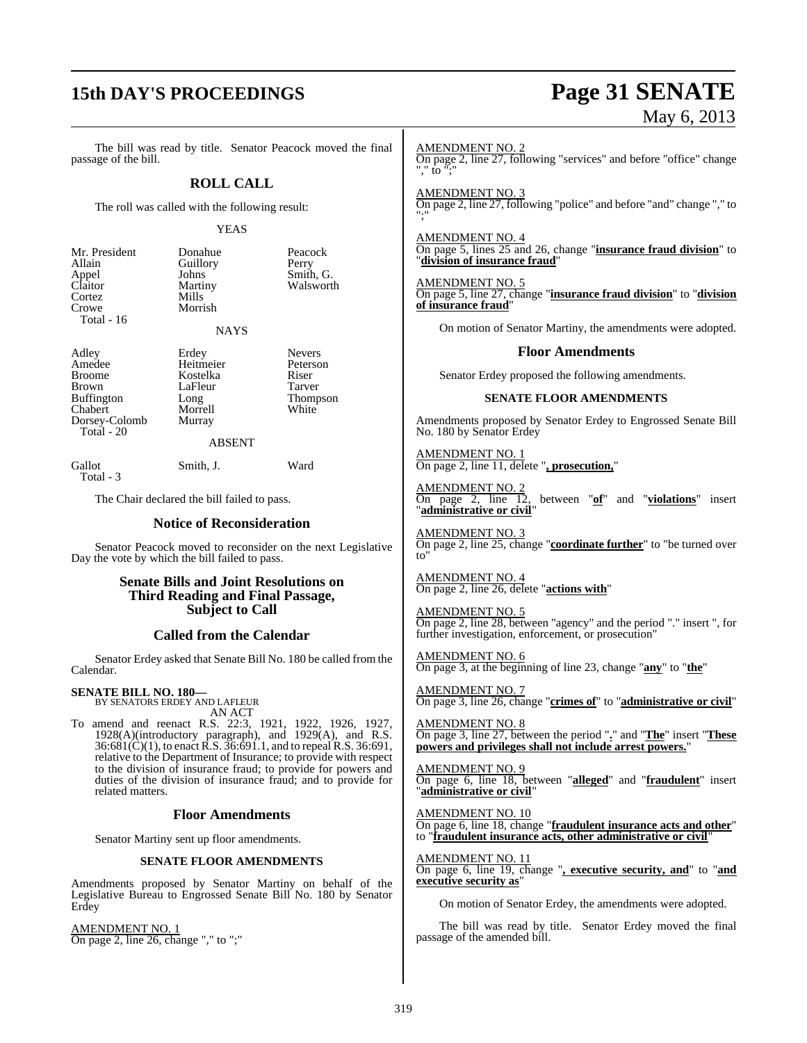The bill was read by title. Senator Peacock moved the final passage of the bill.

## ROLL CALL

The roll was called with the following result:

YEAS

| | | |
|---|---|---|
| Mr. President | Donahue | Peacock |
| Allain | Guillory | Perry |
| Appel | Johns | Smith, G. |
| Claitor | Martiny | Walsworth |
| Cortez | Mills | |
| Crowe | Morrish | |
| Total - 16 | | |

NAYS

| | | |
|---|---|---|
| Adley | Erdey | Nevers |
| Amedee | Heitmeier | Peterson |
| Broome | Kostelka | Riser |
| Brown | LaFleur | Tarver |
| Buffington | Long | Thompson |
| Chabert | Morrell | White |
| Dorsey-Colomb | Murray | |
| Total - 20 | | |

ABSENT

| | | |
|---|---|---|
| Gallot | Smith, J. | Ward |
| Total - 3 | | |

The Chair declared the bill failed to pass.

## Notice of Reconsideration

Senator Peacock moved to reconsider on the next Legislative Day the vote by which the bill failed to pass.

## Senate Bills and Joint Resolutions on Third Reading and Final Passage, Subject to Call

## Called from the Calendar

Senator Erdey asked that Senate Bill No. 180 be called from the Calendar.

**SENATE BILL NO. 180—**
BY SENATORS ERDEY AND LAFLEUR
AN ACT

To amend and reenact R.S. 22:3, 1921, 1922, 1926, 1927, 1928(A)(introductory paragraph), and 1929(A), and R.S. 36:681(C)(1), to enact R.S. 36:691.1, and to repeal R.S. 36:691, relative to the Department of Insurance; to provide with respect to the division of insurance fraud; to provide for powers and duties of the division of insurance fraud; and to provide for related matters.

## Floor Amendments

Senator Martiny sent up floor amendments.

### SENATE FLOOR AMENDMENTS

Amendments proposed by Senator Martiny on behalf of the Legislative Bureau to Engrossed Senate Bill No. 180 by Senator Erdey

AMENDMENT NO. 1
On page 2, line 26, change "," to ";"

AMENDMENT NO. 2
On page 2, line 27, following "services" and before "office" change "," to ";"

AMENDMENT NO. 3
On page 2, line 27, following "police" and before "and" change "," to ";"

AMENDMENT NO. 4
On page 5, lines 25 and 26, change "**insurance fraud division**" to "**division of insurance fraud**"

AMENDMENT NO. 5
On page 5, line 27, change "**insurance fraud division**" to "**division of insurance fraud**"

On motion of Senator Martiny, the amendments were adopted.

## Floor Amendments

Senator Erdey proposed the following amendments.

### SENATE FLOOR AMENDMENTS

Amendments proposed by Senator Erdey to Engrossed Senate Bill No. 180 by Senator Erdey

AMENDMENT NO. 1
On page 2, line 11, delete "**, prosecution,**"

AMENDMENT NO. 2
On page 2, line 12, between "**of**" and "**violations**" insert "**administrative or civil**"

AMENDMENT NO. 3
On page 2, line 25, change "**coordinate further**" to "be turned over to"

AMENDMENT NO. 4
On page 2, line 26, delete "**actions with**"

AMENDMENT NO. 5
On page 2, line 28, between "agency" and the period "." insert ", for further investigation, enforcement, or prosecution"

AMENDMENT NO. 6
On page 3, at the beginning of line 23, change "**any**" to "**the**"

AMENDMENT NO. 7
On page 3, line 26, change "**crimes of**" to "**administrative or civil**"

AMENDMENT NO. 8
On page 3, line 27, between the period "**.**" and "**The**" insert "**These powers and privileges shall not include arrest powers.**"

AMENDMENT NO. 9
On page 6, line 18, between "**alleged**" and "**fraudulent**" insert "**administrative or civil**"

AMENDMENT NO. 10
On page 6, line 18, change "**fraudulent insurance acts and other**" to "**fraudulent insurance acts, other administrative or civil**"

AMENDMENT NO. 11
On page 6, line 19, change "**, executive security, and**" to "**and executive security as**"

On motion of Senator Erdey, the amendments were adopted.

The bill was read by title. Senator Erdey moved the final passage of the amended bill.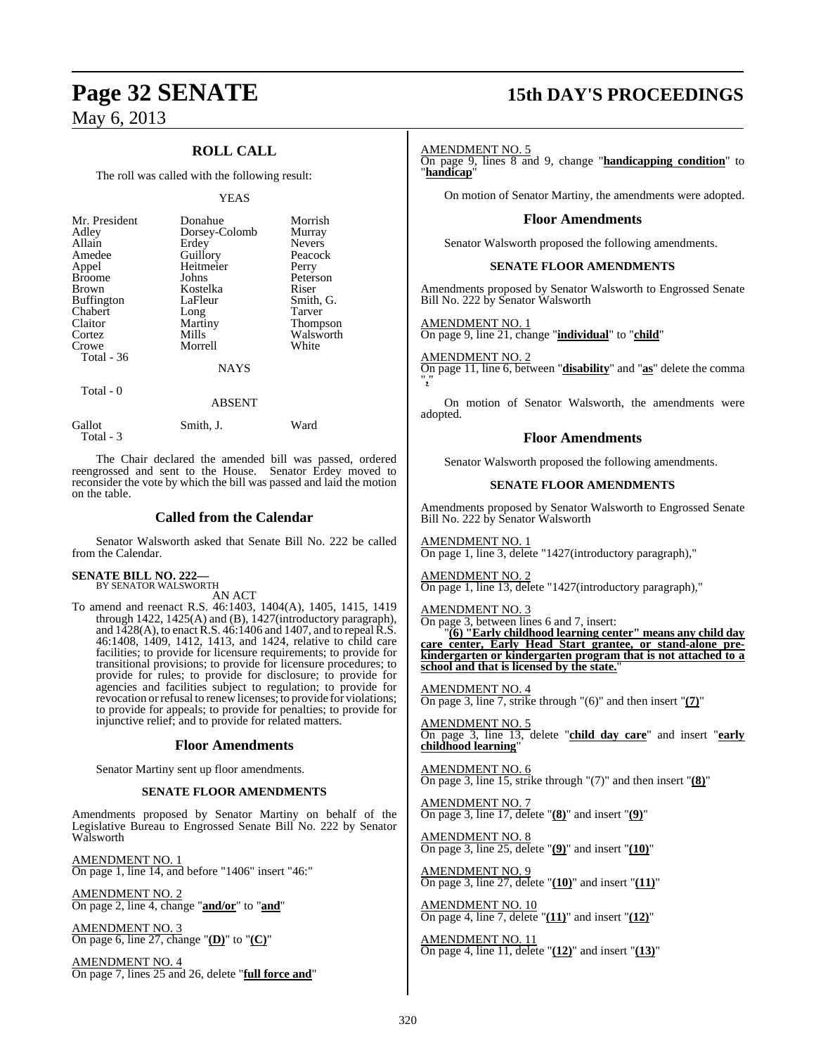## ROLL CALL

The roll was called with the following result:

YEAS

| | | |
|---|---|---|
| Mr. President | Donahue | Morrish |
| Adley | Dorsey-Colomb | Murray |
| Allain | Erdey | Nevers |
| Amedee | Guillory | Peacock |
| Appel | Heitmeier | Perry |
| Broome | Johns | Peterson |
| Brown | Kostelka | Riser |
| Buffington | LaFleur | Smith, G. |
| Chabert | Long | Tarver |
| Claitor | Martiny | Thompson |
| Cortez | Mills | Walsworth |
| Crowe | Morrell | White |

Total - 36

NAYS

Total - 0

ABSENT

| | | |
|---|---|---|
| Gallot | Smith, J. | Ward |

Total - 3

The Chair declared the amended bill was passed, ordered reengrossed and sent to the House. Senator Erdey moved to reconsider the vote by which the bill was passed and laid the motion on the table.

## Called from the Calendar

Senator Walsworth asked that Senate Bill No. 222 be called from the Calendar.

**SENATE BILL NO. 222—**
BY SENATOR WALSWORTH

AN ACT

To amend and reenact R.S. 46:1403, 1404(A), 1405, 1415, 1419 through 1422, 1425(A) and (B), 1427(introductory paragraph), and 1428(A), to enact R.S. 46:1406 and 1407, and to repeal R.S. 46:1408, 1409, 1412, 1413, and 1424, relative to child care facilities; to provide for licensure requirements; to provide for transitional provisions; to provide for licensure procedures; to provide for rules; to provide for disclosure; to provide for agencies and facilities subject to regulation; to provide for revocation or refusal to renew licenses; to provide for violations; to provide for appeals; to provide for penalties; to provide for injunctive relief; and to provide for related matters.

## Floor Amendments

Senator Martiny sent up floor amendments.

### SENATE FLOOR AMENDMENTS

Amendments proposed by Senator Martiny on behalf of the Legislative Bureau to Engrossed Senate Bill No. 222 by Senator Walsworth

AMENDMENT NO. 1
On page 1, line 14, and before "1406" insert "46:"

AMENDMENT NO. 2
On page 2, line 4, change "**and/or**" to "**and**"

AMENDMENT NO. 3
On page 6, line 27, change "**(D)**" to "**(C)**"

AMENDMENT NO. 4
On page 7, lines 25 and 26, delete "**full force and**"

AMENDMENT NO. 5
On page 9, lines 8 and 9, change "**handicapping condition**" to "**handicap**"

On motion of Senator Martiny, the amendments were adopted.

## Floor Amendments

Senator Walsworth proposed the following amendments.

### SENATE FLOOR AMENDMENTS

Amendments proposed by Senator Walsworth to Engrossed Senate Bill No. 222 by Senator Walsworth

AMENDMENT NO. 1
On page 9, line 21, change "**individual**" to "**child**"

AMENDMENT NO. 2
On page 11, line 6, between "**disability**" and "**as**" delete the comma "**,**"

On motion of Senator Walsworth, the amendments were adopted.

## Floor Amendments

Senator Walsworth proposed the following amendments.

### SENATE FLOOR AMENDMENTS

Amendments proposed by Senator Walsworth to Engrossed Senate Bill No. 222 by Senator Walsworth

AMENDMENT NO. 1
On page 1, line 3, delete "1427(introductory paragraph),"

AMENDMENT NO. 2
On page 1, line 13, delete "1427(introductory paragraph),"

AMENDMENT NO. 3
On page 3, between lines 6 and 7, insert:
"**(6) "Early childhood learning center" means any child day care center, Early Head Start grantee, or stand-alone pre-kindergarten or kindergarten program that is not attached to a school and that is licensed by the state.**"

AMENDMENT NO. 4
On page 3, line 7, strike through "(6)" and then insert "**(7)**"

AMENDMENT NO. 5
On page 3, line 13, delete "**child day care**" and insert "**early childhood learning**"

AMENDMENT NO. 6
On page 3, line 15, strike through "(7)" and then insert "**(8)**"

AMENDMENT NO. 7
On page 3, line 17, delete "**(8)**" and insert "**(9)**"

AMENDMENT NO. 8
On page 3, line 25, delete "**(9)**" and insert "**(10)**"

AMENDMENT NO. 9
On page 3, line 27, delete "**(10)**" and insert "**(11)**"

AMENDMENT NO. 10
On page 4, line 7, delete "**(11)**" and insert "**(12)**"

AMENDMENT NO. 11
On page 4, line 11, delete "**(12)**" and insert "**(13)**"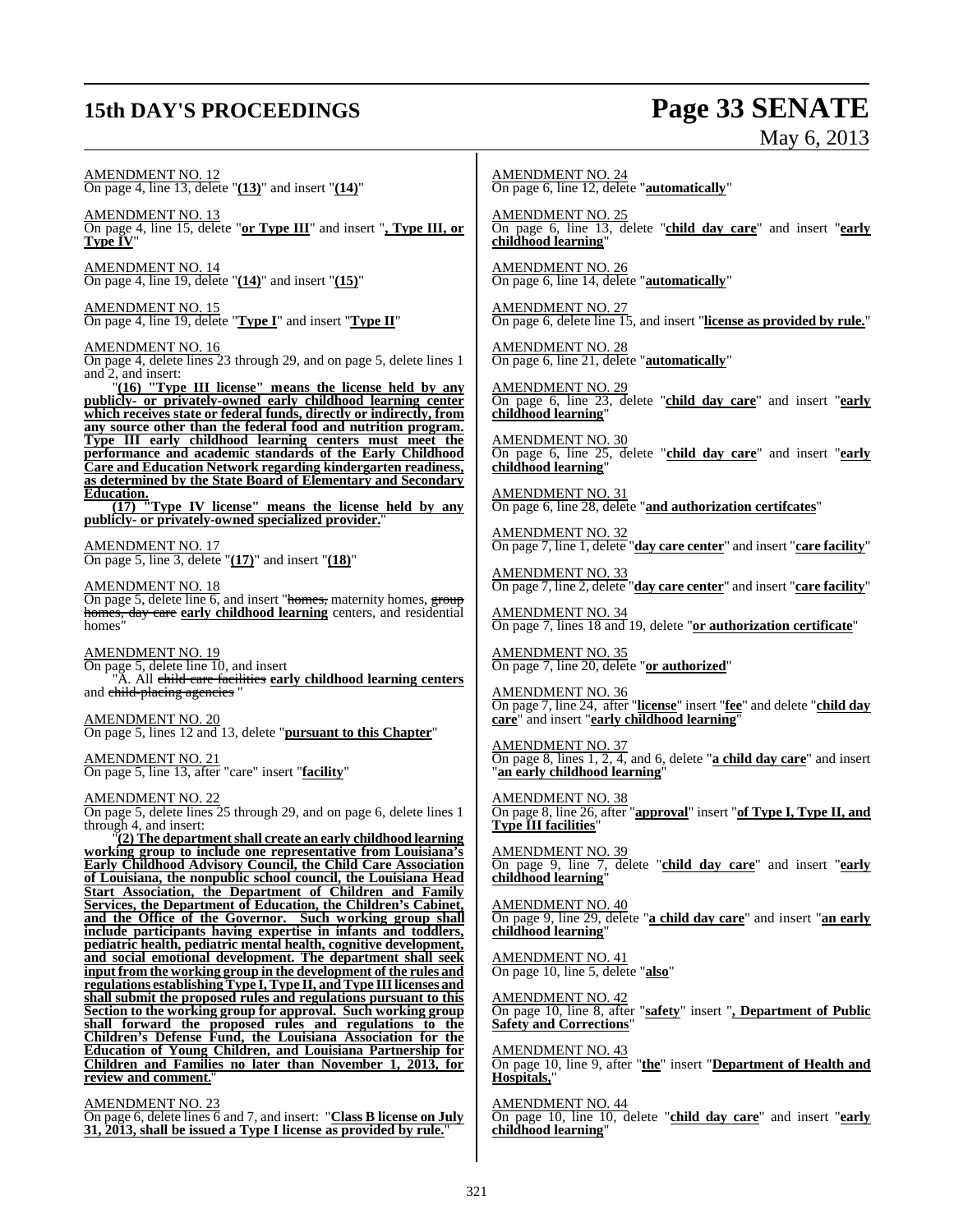AMENDMENT NO. 12
On page 4, line 13, delete "**(13)**" and insert "**(14)**"

AMENDMENT NO. 13
On page 4, line 15, delete "**or Type III**" and insert "**, Type III, or Type IV**"

AMENDMENT NO. 14
On page 4, line 19, delete "**(14)**" and insert "**(15)**"

AMENDMENT NO. 15
On page 4, line 19, delete "**Type I**" and insert "**Type II**"

AMENDMENT NO. 16
On page 4, delete lines 23 through 29, and on page 5, delete lines 1 and 2, and insert:

"**(16) "Type III license" means the license held by any publicly- or privately-owned early childhood learning center which receives state or federal funds, directly or indirectly, from any source other than the federal food and nutrition program. Type III early childhood learning centers must meet the performance and academic standards of the Early Childhood Care and Education Network regarding kindergarten readiness, as determined by the State Board of Elementary and Secondary Education.**

**(17) "Type IV license" means the license held by any publicly- or privately-owned specialized provider.**"

AMENDMENT NO. 17
On page 5, line 3, delete "**(17)**" and insert "**(18)**"

AMENDMENT NO. 18
On page 5, delete line 6, and insert "~~homes,~~ maternity homes, ~~group homes, day care~~ **early childhood learning** centers, and residential homes"

AMENDMENT NO. 19
On page 5, delete line 10, and insert

"A. All ~~child care facilities~~ **early childhood learning centers** and ~~child-placing agencies~~ "

AMENDMENT NO. 20
On page 5, lines 12 and 13, delete "**pursuant to this Chapter**"

AMENDMENT NO. 21
On page 5, line 13, after "care" insert "**facility**"

AMENDMENT NO. 22
On page 5, delete lines 25 through 29, and on page 6, delete lines 1 through 4, and insert:

"**(2) The department shall create an early childhood learning working group to include one representative from Louisiana's Early Childhood Advisory Council, the Child Care Association of Louisiana, the nonpublic school council, the Louisiana Head Start Association, the Department of Children and Family Services, the Department of Education, the Children's Cabinet, and the Office of the Governor. Such working group shall include participants having expertise in infants and toddlers, pediatric health, pediatric mental health, cognitive development, and social emotional development. The department shall seek input from the working group in the development of the rules and regulations establishing Type I, Type II, and Type III licenses and shall submit the proposed rules and regulations pursuant to this Section to the working group for approval. Such working group shall forward the proposed rules and regulations to the Children's Defense Fund, the Louisiana Association for the Education of Young Children, and Louisiana Partnership for Children and Families no later than November 1, 2013, for review and comment.**"

AMENDMENT NO. 23
On page 6, delete lines 6 and 7, and insert: "**Class B license on July 31, 2013, shall be issued a Type I license as provided by rule.**"

AMENDMENT NO. 24
On page 6, line 12, delete "**automatically**"

AMENDMENT NO. 25
On page 6, line 13, delete "**child day care**" and insert "**early childhood learning**"

AMENDMENT NO. 26
On page 6, line 14, delete "**automatically**"

AMENDMENT NO. 27
On page 6, delete line 15, and insert "**license as provided by rule.**"

AMENDMENT NO. 28
On page 6, line 21, delete "**automatically**"

AMENDMENT NO. 29
On page 6, line 23, delete "**child day care**" and insert "**early childhood learning**"

AMENDMENT NO. 30
On page 6, line 25, delete "**child day care**" and insert "**early childhood learning**"

AMENDMENT NO. 31
On page 6, line 28, delete "**and authorization certifcates**"

AMENDMENT NO. 32
On page 7, line 1, delete "**day care center**" and insert "**care facility**"

AMENDMENT NO. 33
On page 7, line 2, delete "**day care center**" and insert "**care facility**"

AMENDMENT NO. 34
On page 7, lines 18 and 19, delete "**or authorization certificate**"

AMENDMENT NO. 35
On page 7, line 20, delete "**or authorized**"

AMENDMENT NO. 36
On page 7, line 24, after "**license**" insert "**fee**" and delete "**child day care**" and insert "**early childhood learning**"

AMENDMENT NO. 37
On page 8, lines 1, 2, 4, and 6, delete "**a child day care**" and insert "**an early childhood learning**"

AMENDMENT NO. 38
On page 8, line 26, after "**approval**" insert "**of Type I, Type II, and Type III facilities**"

AMENDMENT NO. 39
On page 9, line 7, delete "**child day care**" and insert "**early childhood learning**"

AMENDMENT NO. 40
On page 9, line 29, delete "**a child day care**" and insert "**an early childhood learning**"

AMENDMENT NO. 41
On page 10, line 5, delete "**also**"

AMENDMENT NO. 42
On page 10, line 8, after "**safety**" insert "**, Department of Public Safety and Corrections**"

AMENDMENT NO. 43
On page 10, line 9, after "**the**" insert "**Department of Health and Hospitals,**"

AMENDMENT NO. 44
On page 10, line 10, delete "**child day care**" and insert "**early childhood learning**"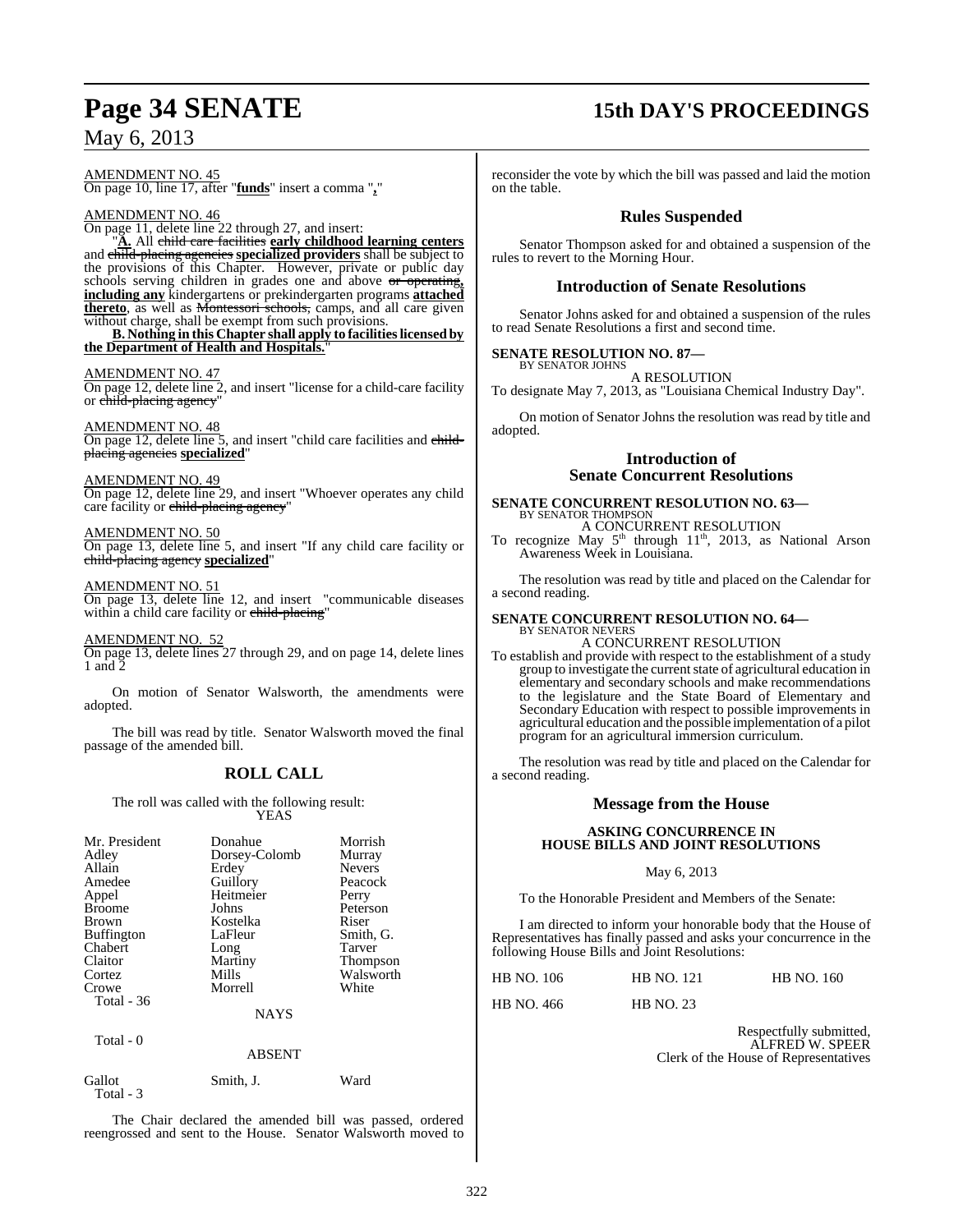AMENDMENT NO. 45

On page 10, line 17, after "**funds**" insert a comma "**,**"

AMENDMENT NO. 46

On page 11, delete line 22 through 27, and insert:

"**A.** All ~~child care facilities~~ **early childhood learning centers** and ~~child-placing agencies~~ **specialized providers** shall be subject to the provisions of this Chapter. However, private or public day schools serving children in grades one and above ~~or operating~~**, including any** kindergartens or prekindergarten programs **attached thereto**, as well as ~~Montessori schools,~~ camps, and all care given without charge, shall be exempt from such provisions.

**B. Nothing in this Chapter shall apply to facilities licensed by the Department of Health and Hospitals.**"

AMENDMENT NO. 47

On page 12, delete line 2, and insert "license for a child-care facility or ~~child-placing agency~~"

AMENDMENT NO. 48

On page 12, delete line 5, and insert "child care facilities and ~~child-placing agencies~~ **specialized**"

AMENDMENT NO. 49

On page 12, delete line 29, and insert "Whoever operates any child care facility or ~~child-placing agency~~"

AMENDMENT NO. 50

On page 13, delete line 5, and insert "If any child care facility or ~~child-placing agency~~ **specialized**"

AMENDMENT NO. 51

On page 13, delete line 12, and insert "communicable diseases within a child care facility or ~~child-placing~~"

AMENDMENT NO. 52

On page 13, delete lines 27 through 29, and on page 14, delete lines 1 and 2

On motion of Senator Walsworth, the amendments were adopted.

The bill was read by title. Senator Walsworth moved the final passage of the amended bill.

## ROLL CALL

The roll was called with the following result:

YEAS

| | | |
|---|---|---|
| Mr. President | Donahue | Morrish |
| Adley | Dorsey-Colomb | Murray |
| Allain | Erdey | Nevers |
| Amedee | Guillory | Peacock |
| Appel | Heitmeier | Perry |
| Broome | Johns | Peterson |
| Brown | Kostelka | Riser |
| Buffington | LaFleur | Smith, G. |
| Chabert | Long | Tarver |
| Claitor | Martiny | Thompson |
| Cortez | Mills | Walsworth |
| Crowe | Morrell | White |

Total - 36

NAYS

Total - 0

ABSENT

| | | |
|---|---|---|
| Gallot | Smith, J. | Ward |

Total - 3

The Chair declared the amended bill was passed, ordered reengrossed and sent to the House. Senator Walsworth moved to reconsider the vote by which the bill was passed and laid the motion on the table.

## Rules Suspended

Senator Thompson asked for and obtained a suspension of the rules to revert to the Morning Hour.

## Introduction of Senate Resolutions

Senator Johns asked for and obtained a suspension of the rules to read Senate Resolutions a first and second time.

**SENATE RESOLUTION NO. 87—**
BY SENATOR JOHNS

A RESOLUTION

To designate May 7, 2013, as "Louisiana Chemical Industry Day".

On motion of Senator Johns the resolution was read by title and adopted.

## Introduction of Senate Concurrent Resolutions

**SENATE CONCURRENT RESOLUTION NO. 63—**
BY SENATOR THOMPSON

A CONCURRENT RESOLUTION

To recognize May 5th through 11th, 2013, as National Arson Awareness Week in Louisiana.

The resolution was read by title and placed on the Calendar for a second reading.

**SENATE CONCURRENT RESOLUTION NO. 64—**
BY SENATOR NEVERS

A CONCURRENT RESOLUTION

To establish and provide with respect to the establishment of a study group to investigate the current state of agricultural education in elementary and secondary schools and make recommendations to the legislature and the State Board of Elementary and Secondary Education with respect to possible improvements in agricultural education and the possible implementation of a pilot program for an agricultural immersion curriculum.

The resolution was read by title and placed on the Calendar for a second reading.

## Message from the House

**ASKING CONCURRENCE IN HOUSE BILLS AND JOINT RESOLUTIONS**

May 6, 2013

To the Honorable President and Members of the Senate:

I am directed to inform your honorable body that the House of Representatives has finally passed and asks your concurrence in the following House Bills and Joint Resolutions:

| | | |
|---|---|---|
| HB NO. 106 | HB NO. 121 | HB NO. 160 |
| HB NO. 466 | HB NO. 23 | |

Respectfully submitted,
ALFRED W. SPEER
Clerk of the House of Representatives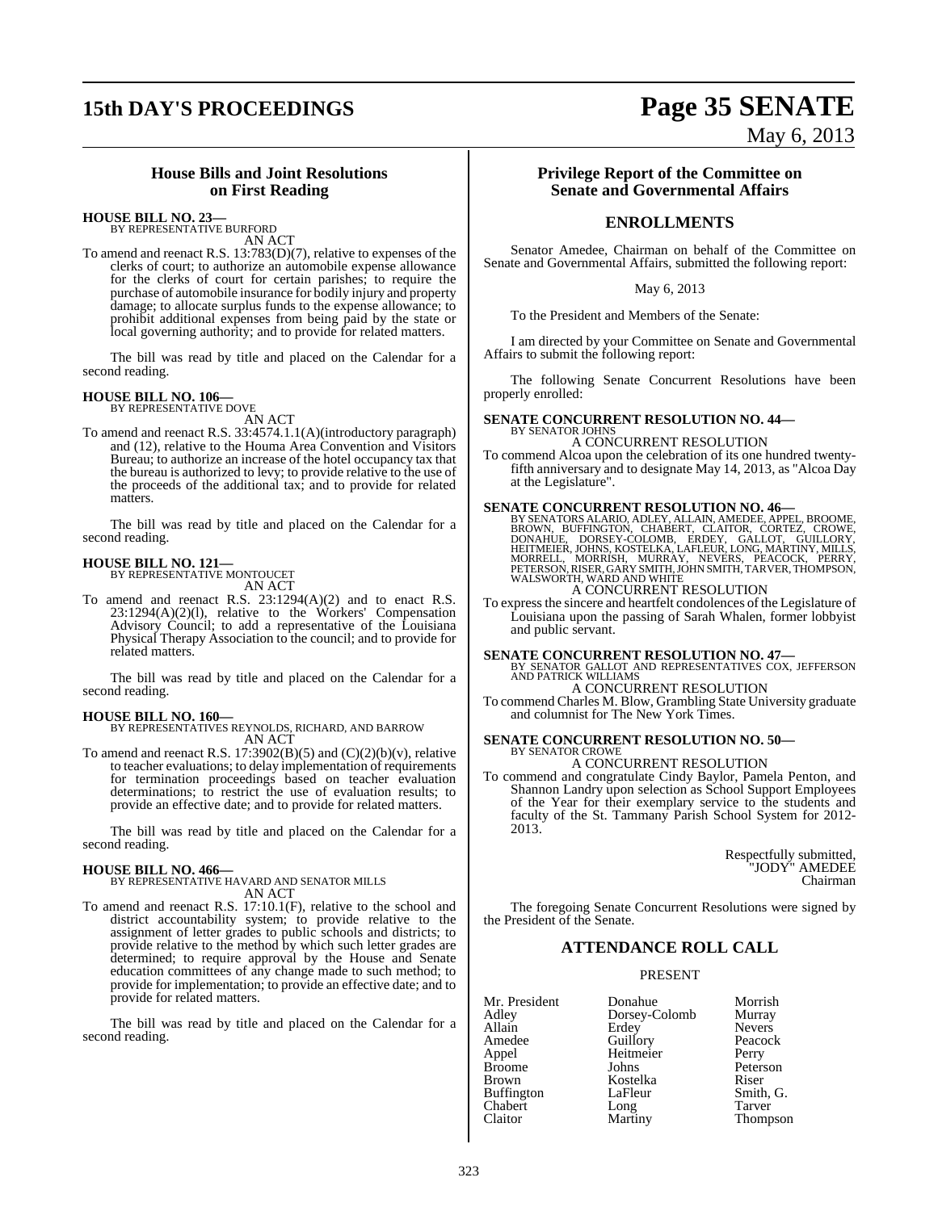## House Bills and Joint Resolutions on First Reading

**HOUSE BILL NO. 23—**
BY REPRESENTATIVE BURFORD
AN ACT

To amend and reenact R.S. 13:783(D)(7), relative to expenses of the clerks of court; to authorize an automobile expense allowance for the clerks of court for certain parishes; to require the purchase of automobile insurance for bodily injury and property damage; to allocate surplus funds to the expense allowance; to prohibit additional expenses from being paid by the state or local governing authority; and to provide for related matters.

The bill was read by title and placed on the Calendar for a second reading.

**HOUSE BILL NO. 106—**
BY REPRESENTATIVE DOVE
AN ACT

To amend and reenact R.S. 33:4574.1.1(A)(introductory paragraph) and (12), relative to the Houma Area Convention and Visitors Bureau; to authorize an increase of the hotel occupancy tax that the bureau is authorized to levy; to provide relative to the use of the proceeds of the additional tax; and to provide for related matters.

The bill was read by title and placed on the Calendar for a second reading.

**HOUSE BILL NO. 121—**
BY REPRESENTATIVE MONTOUCET
AN ACT

To amend and reenact R.S. 23:1294(A)(2) and to enact R.S. 23:1294(A)(2)(l), relative to the Workers' Compensation Advisory Council; to add a representative of the Louisiana Physical Therapy Association to the council; and to provide for related matters.

The bill was read by title and placed on the Calendar for a second reading.

**HOUSE BILL NO. 160—**
BY REPRESENTATIVES REYNOLDS, RICHARD, AND BARROW
AN ACT

To amend and reenact R.S. 17:3902(B)(5) and (C)(2)(b)(v), relative to teacher evaluations; to delay implementation of requirements for termination proceedings based on teacher evaluation determinations; to restrict the use of evaluation results; to provide an effective date; and to provide for related matters.

The bill was read by title and placed on the Calendar for a second reading.

**HOUSE BILL NO. 466—**
BY REPRESENTATIVE HAVARD AND SENATOR MILLS
AN ACT

To amend and reenact R.S. 17:10.1(F), relative to the school and district accountability system; to provide relative to the assignment of letter grades to public schools and districts; to provide relative to the method by which such letter grades are determined; to require approval by the House and Senate education committees of any change made to such method; to provide for implementation; to provide an effective date; and to provide for related matters.

The bill was read by title and placed on the Calendar for a second reading.

## Privilege Report of the Committee on Senate and Governmental Affairs

## ENROLLMENTS

Senator Amedee, Chairman on behalf of the Committee on Senate and Governmental Affairs, submitted the following report:

May 6, 2013

To the President and Members of the Senate:

I am directed by your Committee on Senate and Governmental Affairs to submit the following report:

The following Senate Concurrent Resolutions have been properly enrolled:

**SENATE CONCURRENT RESOLUTION NO. 44—**
BY SENATOR JOHNS
A CONCURRENT RESOLUTION

To commend Alcoa upon the celebration of its one hundred twenty-fifth anniversary and to designate May 14, 2013, as "Alcoa Day at the Legislature".

**SENATE CONCURRENT RESOLUTION NO. 46—**
BY SENATORS ALARIO, ADLEY, ALLAIN, AMEDEE, APPEL, BROOME, BROWN, BUFFINGTON, CHABERT, CLAITOR, CORTEZ, CROWE, DONAHUE, DORSEY-COLOMB, ERDEY, GALLOT, GUILLORY, HEITMEIER, JOHNS, KOSTELKA, LAFLEUR, LONG, MARTINY, MILLS, MORRELL, MORRISH, MURRAY, NEVERS, PEACOCK, PERRY, PETERSON, RISER, GARY SMITH, JOHN SMITH, TARVER, THOMPSON, WALSWORTH, WARD AND WHITE
A CONCURRENT RESOLUTION

To express the sincere and heartfelt condolences of the Legislature of Louisiana upon the passing of Sarah Whalen, former lobbyist and public servant.

**SENATE CONCURRENT RESOLUTION NO. 47—**
BY SENATOR GALLOT AND REPRESENTATIVES COX, JEFFERSON AND PATRICK WILLIAMS
A CONCURRENT RESOLUTION

To commend Charles M. Blow, Grambling State University graduate and columnist for The New York Times.

**SENATE CONCURRENT RESOLUTION NO. 50—**
BY SENATOR CROWE
A CONCURRENT RESOLUTION

To commend and congratulate Cindy Baylor, Pamela Penton, and Shannon Landry upon selection as School Support Employees of the Year for their exemplary service to the students and faculty of the St. Tammany Parish School System for 2012-2013.

Respectfully submitted,
"JODY" AMEDEE
Chairman

The foregoing Senate Concurrent Resolutions were signed by the President of the Senate.

## ATTENDANCE ROLL CALL

PRESENT

| | | |
|---|---|---|
| Mr. President | Donahue | Morrish |
| Adley | Dorsey-Colomb | Murray |
| Allain | Erdey | Nevers |
| Amedee | Guillory | Peacock |
| Appel | Heitmeier | Perry |
| Broome | Johns | Peterson |
| Brown | Kostelka | Riser |
| Buffington | LaFleur | Smith, G. |
| Chabert | Long | Tarver |
| Claitor | Martiny | Thompson |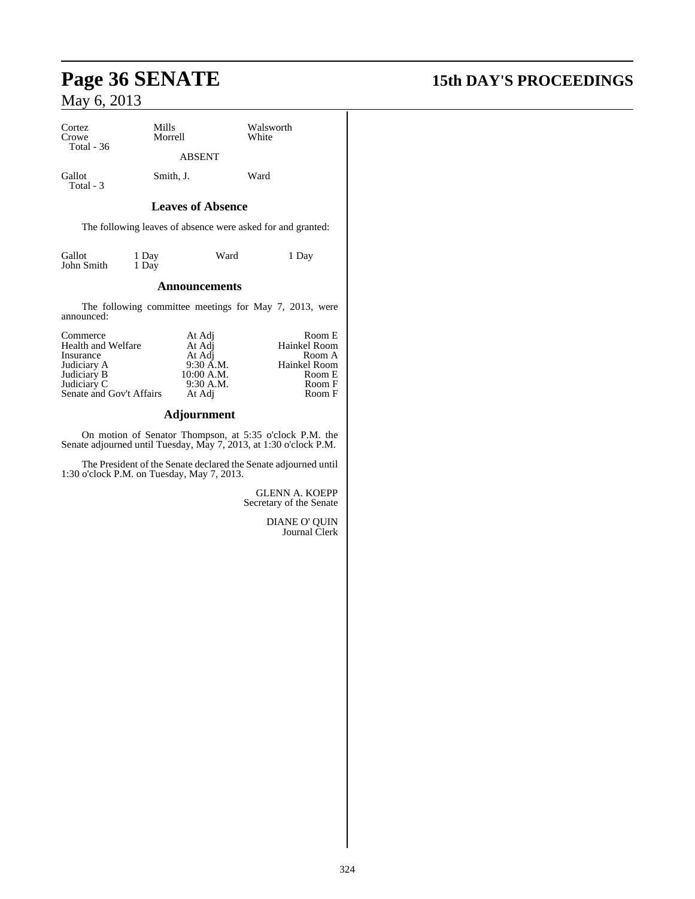| | | |
|---|---|---|
| Cortez | Mills | Walsworth |
| Crowe | Morrell | White |

Total - 36

ABSENT

| | | |
|---|---|---|
| Gallot | Smith, J. | Ward |

Total - 3

### Leaves of Absence

The following leaves of absence were asked for and granted:

| | | | |
|---|---|---|---|
| Gallot | 1 Day | Ward | 1 Day |
| John Smith | 1 Day | | |

### Announcements

The following committee meetings for May 7, 2013, were announced:

| | | |
|---|---|---|
| Commerce | At Adj | Room E |
| Health and Welfare | At Adj | Hainkel Room |
| Insurance | At Adj | Room A |
| Judiciary A | 9:30 A.M. | Hainkel Room |
| Judiciary B | 10:00 A.M. | Room E |
| Judiciary C | 9:30 A.M. | Room F |
| Senate and Gov't Affairs | At Adj | Room F |

### Adjournment

On motion of Senator Thompson, at 5:35 o'clock P.M. the Senate adjourned until Tuesday, May 7, 2013, at 1:30 o'clock P.M.

The President of the Senate declared the Senate adjourned until 1:30 o'clock P.M. on Tuesday, May 7, 2013.

GLENN A. KOEPP
Secretary of the Senate

DIANE O' QUIN
Journal Clerk